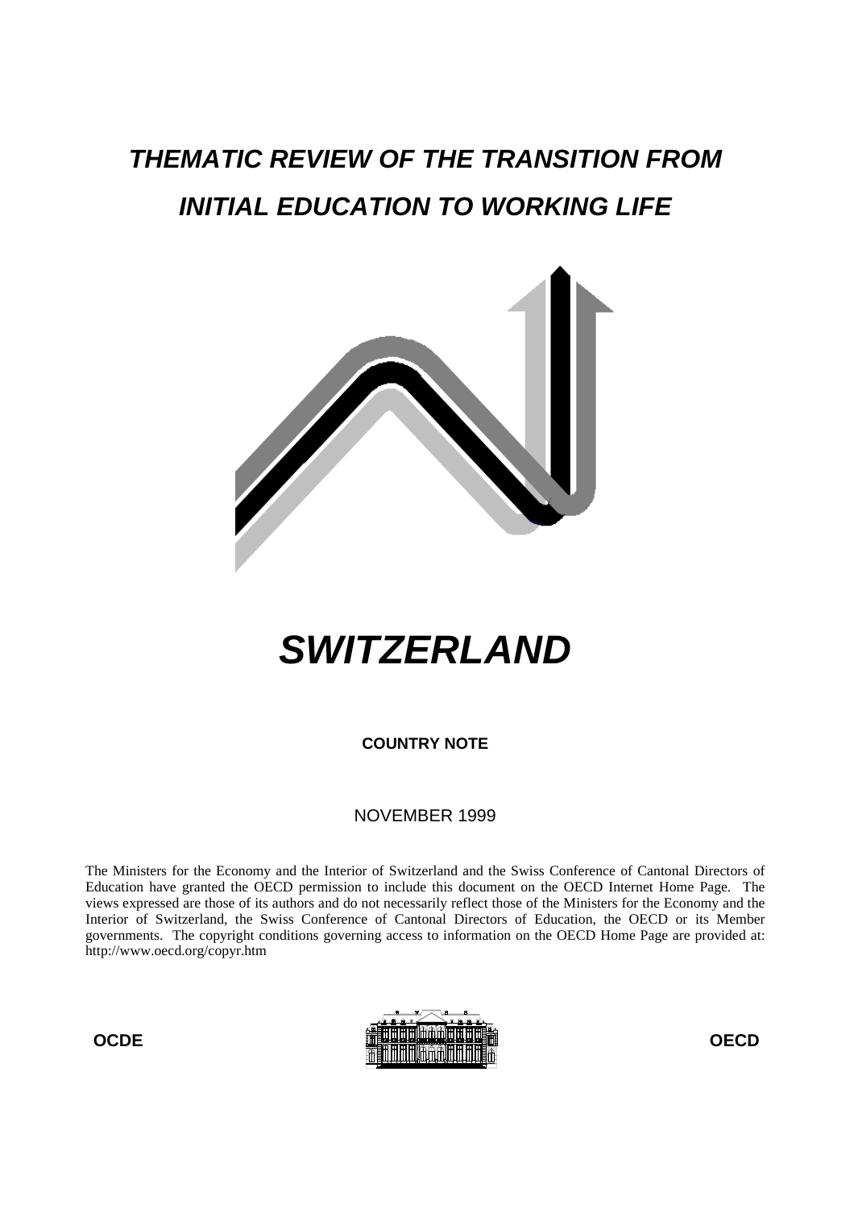# THEMATIC REVIEW OF THE TRANSITION FROM INITIAL EDUCATION TO WORKING LIFE

# SWITZERLAND

**COUNTRY NOTE**

NOVEMBER 1999

The Ministers for the Economy and the Interior of Switzerland and the Swiss Conference of Cantonal Directors of Education have granted the OECD permission to include this document on the OECD Internet Home Page. The views expressed are those of its authors and do not necessarily reflect those of the Ministers for the Economy and the Interior of Switzerland, the Swiss Conference of Cantonal Directors of Education, the OECD or its Member governments. The copyright conditions governing access to information on the OECD Home Page are provided at: http://www.oecd.org/copyr.htm

**OCDE** **OECD**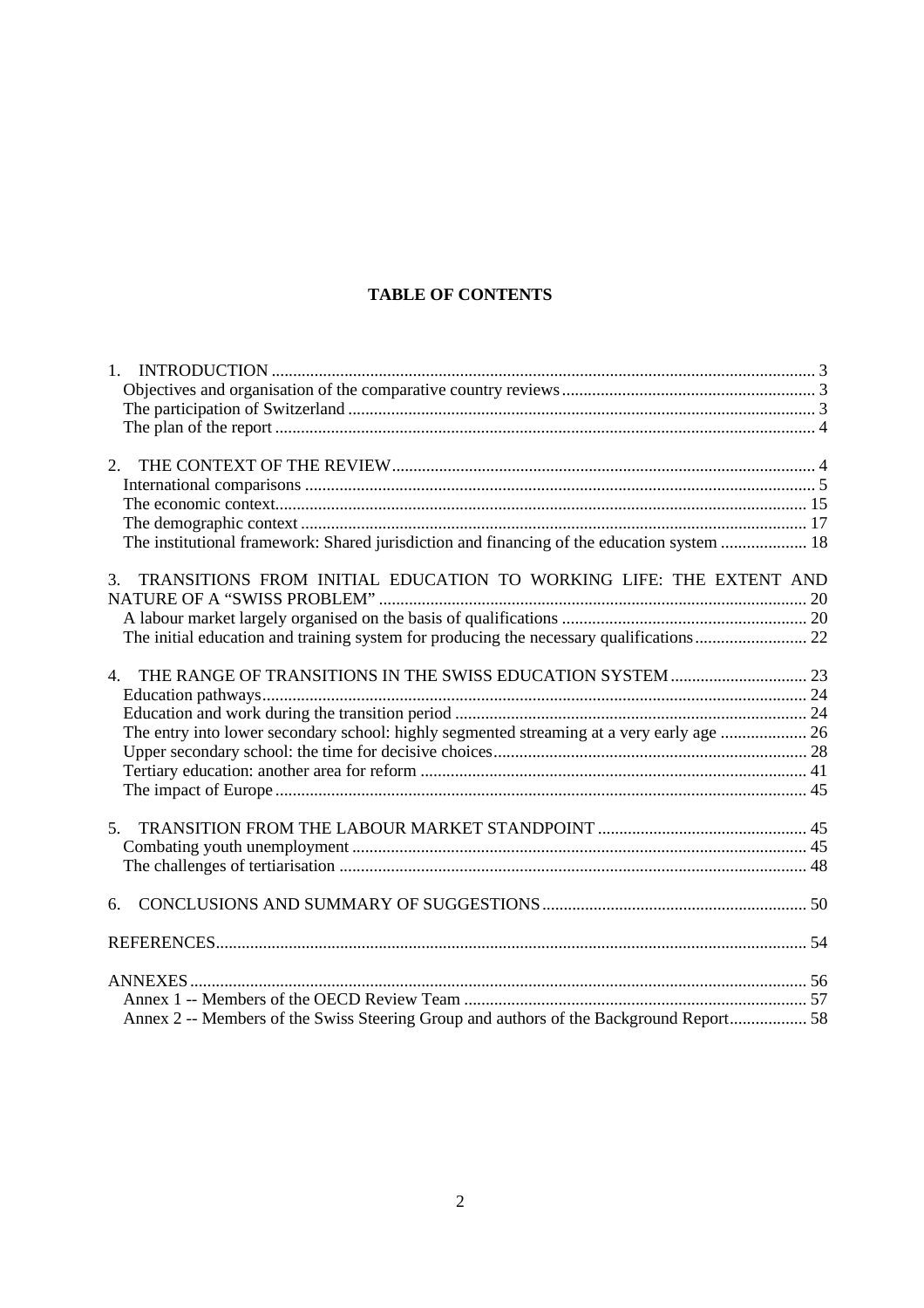# TABLE OF CONTENTS

1. INTRODUCTION ... 3
   - Objectives and organisation of the comparative country reviews ... 3
   - The participation of Switzerland ... 3
   - The plan of the report ... 4

2. THE CONTEXT OF THE REVIEW ... 4
   - International comparisons ... 5
   - The economic context ... 15
   - The demographic context ... 17
   - The institutional framework: Shared jurisdiction and financing of the education system ... 18

3. TRANSITIONS FROM INITIAL EDUCATION TO WORKING LIFE: THE EXTENT AND NATURE OF A "SWISS PROBLEM" ... 20
   - A labour market largely organised on the basis of qualifications ... 20
   - The initial education and training system for producing the necessary qualifications ... 22

4. THE RANGE OF TRANSITIONS IN THE SWISS EDUCATION SYSTEM ... 23
   - Education pathways ... 24
   - Education and work during the transition period ... 24
   - The entry into lower secondary school: highly segmented streaming at a very early age ... 26
   - Upper secondary school: the time for decisive choices ... 28
   - Tertiary education: another area for reform ... 41
   - The impact of Europe ... 45

5. TRANSITION FROM THE LABOUR MARKET STANDPOINT ... 45
   - Combating youth unemployment ... 45
   - The challenges of tertiarisation ... 48

6. CONCLUSIONS AND SUMMARY OF SUGGESTIONS ... 50

REFERENCES ... 54

ANNEXES ... 56
   - Annex 1 -- Members of the OECD Review Team ... 57
   - Annex 2 -- Members of the Swiss Steering Group and authors of the Background Report ... 58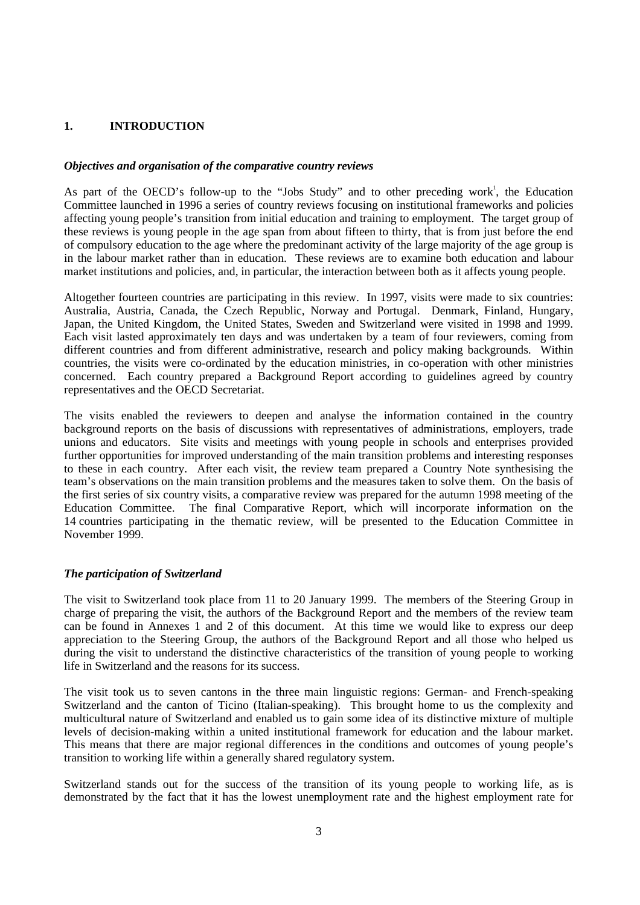# 1. INTRODUCTION

### *Objectives and organisation of the comparative country reviews*

As part of the OECD's follow-up to the "Jobs Study" and to other preceding work[1], the Education Committee launched in 1996 a series of country reviews focusing on institutional frameworks and policies affecting young people's transition from initial education and training to employment. The target group of these reviews is young people in the age span from about fifteen to thirty, that is from just before the end of compulsory education to the age where the predominant activity of the large majority of the age group is in the labour market rather than in education. These reviews are to examine both education and labour market institutions and policies, and, in particular, the interaction between both as it affects young people.

Altogether fourteen countries are participating in this review. In 1997, visits were made to six countries: Australia, Austria, Canada, the Czech Republic, Norway and Portugal. Denmark, Finland, Hungary, Japan, the United Kingdom, the United States, Sweden and Switzerland were visited in 1998 and 1999. Each visit lasted approximately ten days and was undertaken by a team of four reviewers, coming from different countries and from different administrative, research and policy making backgrounds. Within countries, the visits were co-ordinated by the education ministries, in co-operation with other ministries concerned. Each country prepared a Background Report according to guidelines agreed by country representatives and the OECD Secretariat.

The visits enabled the reviewers to deepen and analyse the information contained in the country background reports on the basis of discussions with representatives of administrations, employers, trade unions and educators. Site visits and meetings with young people in schools and enterprises provided further opportunities for improved understanding of the main transition problems and interesting responses to these in each country. After each visit, the review team prepared a Country Note synthesising the team's observations on the main transition problems and the measures taken to solve them. On the basis of the first series of six country visits, a comparative review was prepared for the autumn 1998 meeting of the Education Committee. The final Comparative Report, which will incorporate information on the 14 countries participating in the thematic review, will be presented to the Education Committee in November 1999.

### *The participation of Switzerland*

The visit to Switzerland took place from 11 to 20 January 1999. The members of the Steering Group in charge of preparing the visit, the authors of the Background Report and the members of the review team can be found in Annexes 1 and 2 of this document. At this time we would like to express our deep appreciation to the Steering Group, the authors of the Background Report and all those who helped us during the visit to understand the distinctive characteristics of the transition of young people to working life in Switzerland and the reasons for its success.

The visit took us to seven cantons in the three main linguistic regions: German- and French-speaking Switzerland and the canton of Ticino (Italian-speaking). This brought home to us the complexity and multicultural nature of Switzerland and enabled us to gain some idea of its distinctive mixture of multiple levels of decision-making within a united institutional framework for education and the labour market. This means that there are major regional differences in the conditions and outcomes of young people's transition to working life within a generally shared regulatory system.

Switzerland stands out for the success of the transition of its young people to working life, as is demonstrated by the fact that it has the lowest unemployment rate and the highest employment rate for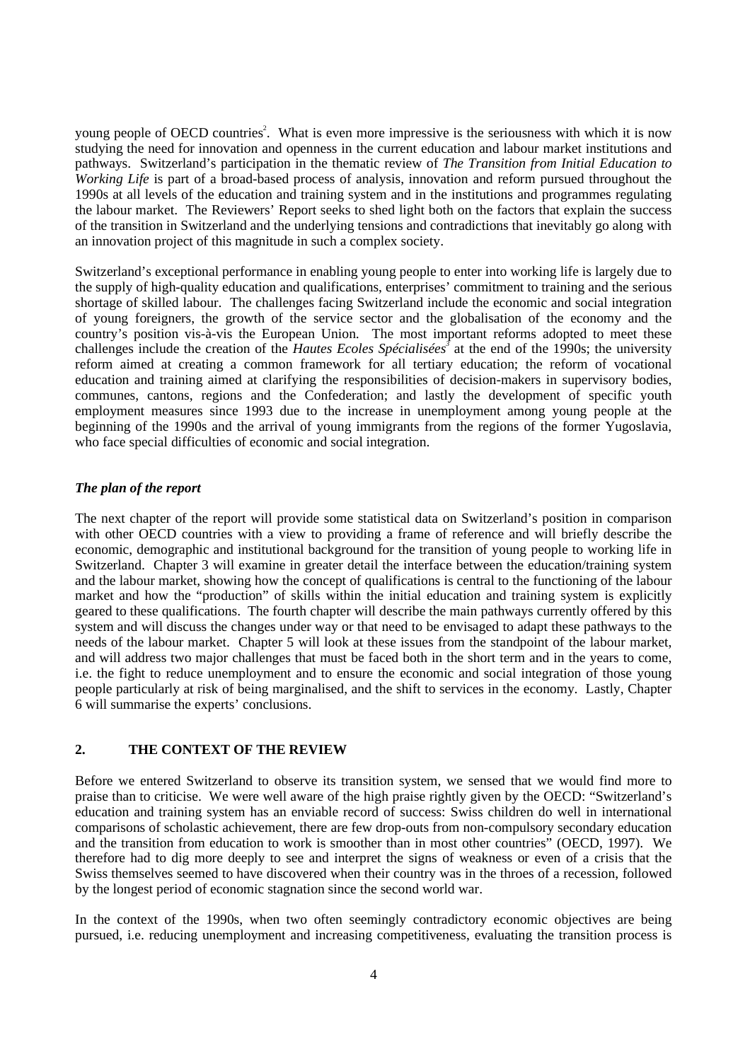young people of OECD countries[2]. What is even more impressive is the seriousness with which it is now studying the need for innovation and openness in the current education and labour market institutions and pathways. Switzerland's participation in the thematic review of *The Transition from Initial Education to Working Life* is part of a broad-based process of analysis, innovation and reform pursued throughout the 1990s at all levels of the education and training system and in the institutions and programmes regulating the labour market. The Reviewers' Report seeks to shed light both on the factors that explain the success of the transition in Switzerland and the underlying tensions and contradictions that inevitably go along with an innovation project of this magnitude in such a complex society.

Switzerland's exceptional performance in enabling young people to enter into working life is largely due to the supply of high-quality education and qualifications, enterprises' commitment to training and the serious shortage of skilled labour. The challenges facing Switzerland include the economic and social integration of young foreigners, the growth of the service sector and the globalisation of the economy and the country's position vis-à-vis the European Union. The most important reforms adopted to meet these challenges include the creation of the *Hautes Ecoles Spécialisées*[3] at the end of the 1990s; the university reform aimed at creating a common framework for all tertiary education; the reform of vocational education and training aimed at clarifying the responsibilities of decision-makers in supervisory bodies, communes, cantons, regions and the Confederation; and lastly the development of specific youth employment measures since 1993 due to the increase in unemployment among young people at the beginning of the 1990s and the arrival of young immigrants from the regions of the former Yugoslavia, who face special difficulties of economic and social integration.

### *The plan of the report*

The next chapter of the report will provide some statistical data on Switzerland's position in comparison with other OECD countries with a view to providing a frame of reference and will briefly describe the economic, demographic and institutional background for the transition of young people to working life in Switzerland. Chapter 3 will examine in greater detail the interface between the education/training system and the labour market, showing how the concept of qualifications is central to the functioning of the labour market and how the "production" of skills within the initial education and training system is explicitly geared to these qualifications. The fourth chapter will describe the main pathways currently offered by this system and will discuss the changes under way or that need to be envisaged to adapt these pathways to the needs of the labour market. Chapter 5 will look at these issues from the standpoint of the labour market, and will address two major challenges that must be faced both in the short term and in the years to come, i.e. the fight to reduce unemployment and to ensure the economic and social integration of those young people particularly at risk of being marginalised, and the shift to services in the economy. Lastly, Chapter 6 will summarise the experts' conclusions.

## 2. THE CONTEXT OF THE REVIEW

Before we entered Switzerland to observe its transition system, we sensed that we would find more to praise than to criticise. We were well aware of the high praise rightly given by the OECD: "Switzerland's education and training system has an enviable record of success: Swiss children do well in international comparisons of scholastic achievement, there are few drop-outs from non-compulsory secondary education and the transition from education to work is smoother than in most other countries" (OECD, 1997). We therefore had to dig more deeply to see and interpret the signs of weakness or even of a crisis that the Swiss themselves seemed to have discovered when their country was in the throes of a recession, followed by the longest period of economic stagnation since the second world war.

In the context of the 1990s, when two often seemingly contradictory economic objectives are being pursued, i.e. reducing unemployment and increasing competitiveness, evaluating the transition process is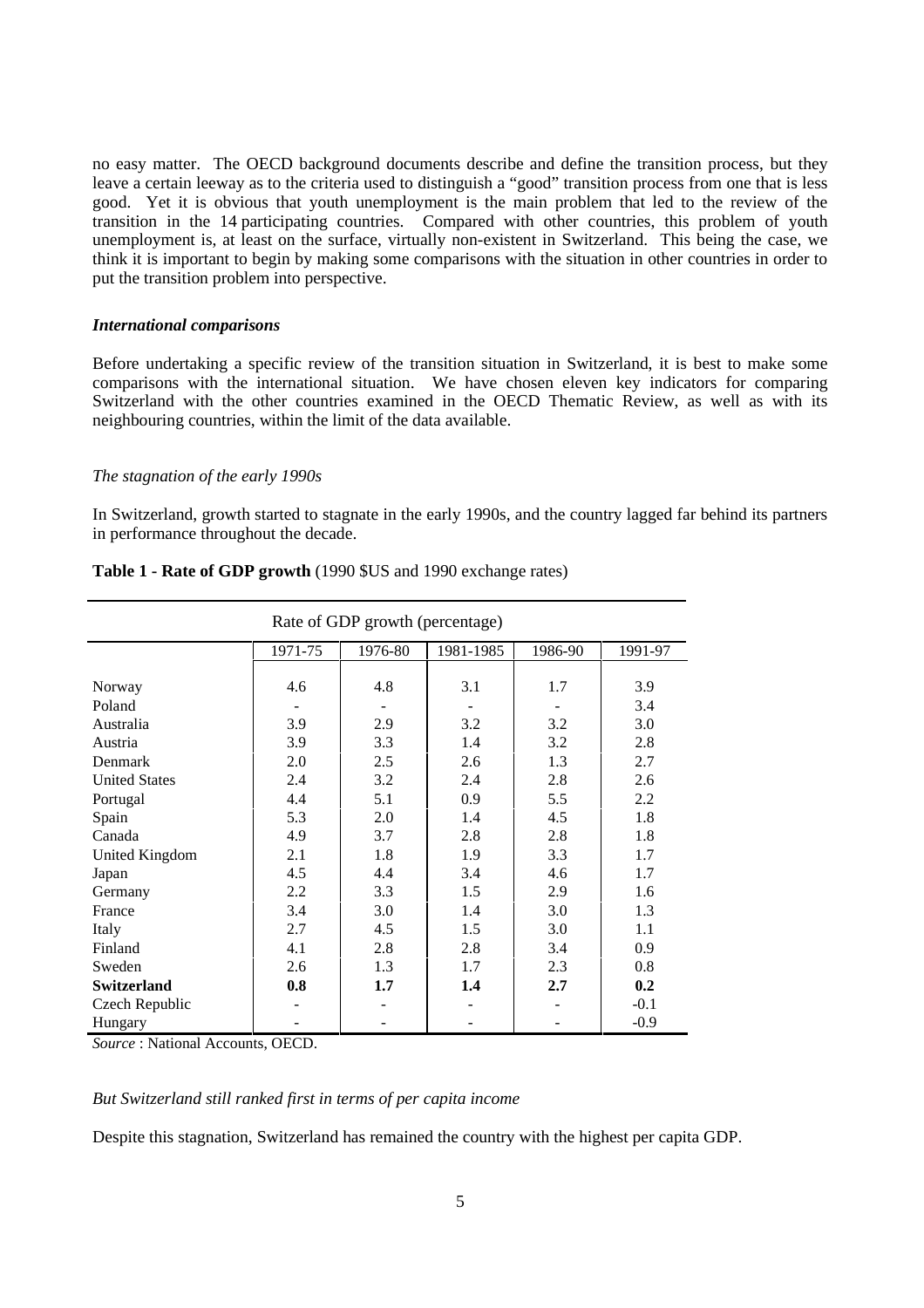no easy matter. The OECD background documents describe and define the transition process, but they leave a certain leeway as to the criteria used to distinguish a "good" transition process from one that is less good. Yet it is obvious that youth unemployment is the main problem that led to the review of the transition in the 14 participating countries. Compared with other countries, this problem of youth unemployment is, at least on the surface, virtually non-existent in Switzerland. This being the case, we think it is important to begin by making some comparisons with the situation in other countries in order to put the transition problem into perspective.

### *International comparisons*

Before undertaking a specific review of the transition situation in Switzerland, it is best to make some comparisons with the international situation. We have chosen eleven key indicators for comparing Switzerland with the other countries examined in the OECD Thematic Review, as well as with its neighbouring countries, within the limit of the data available.

#### *The stagnation of the early 1990s*

In Switzerland, growth started to stagnate in the early 1990s, and the country lagged far behind its partners in performance throughout the decade.

**Table 1 - Rate of GDP growth** (1990 $US and 1990 exchange rates)

| | Rate of GDP growth (percentage) | | | | |
|---|---|---|---|---|---|
| | 1971-75 | 1976-80 | 1981-1985 | 1986-90 | 1991-97 |
| Norway | 4.6 | 4.8 | 3.1 | 1.7 | 3.9 |
| Poland | - | - | - | - | 3.4 |
| Australia | 3.9 | 2.9 | 3.2 | 3.2 | 3.0 |
| Austria | 3.9 | 3.3 | 1.4 | 3.2 | 2.8 |
| Denmark | 2.0 | 2.5 | 2.6 | 1.3 | 2.7 |
| United States | 2.4 | 3.2 | 2.4 | 2.8 | 2.6 |
| Portugal | 4.4 | 5.1 | 0.9 | 5.5 | 2.2 |
| Spain | 5.3 | 2.0 | 1.4 | 4.5 | 1.8 |
| Canada | 4.9 | 3.7 | 2.8 | 2.8 | 1.8 |
| United Kingdom | 2.1 | 1.8 | 1.9 | 3.3 | 1.7 |
| Japan | 4.5 | 4.4 | 3.4 | 4.6 | 1.7 |
| Germany | 2.2 | 3.3 | 1.5 | 2.9 | 1.6 |
| France | 3.4 | 3.0 | 1.4 | 3.0 | 1.3 |
| Italy | 2.7 | 4.5 | 1.5 | 3.0 | 1.1 |
| Finland | 4.1 | 2.8 | 2.8 | 3.4 | 0.9 |
| Sweden | 2.6 | 1.3 | 1.7 | 2.3 | 0.8 |
| **Switzerland** | **0.8** | **1.7** | **1.4** | **2.7** | **0.2** |
| Czech Republic | - | - | - | - | -0.1 |
| Hungary | - | - | - | - | -0.9 |

*Source* : National Accounts, OECD.

#### *But Switzerland still ranked first in terms of per capita income*

Despite this stagnation, Switzerland has remained the country with the highest per capita GDP.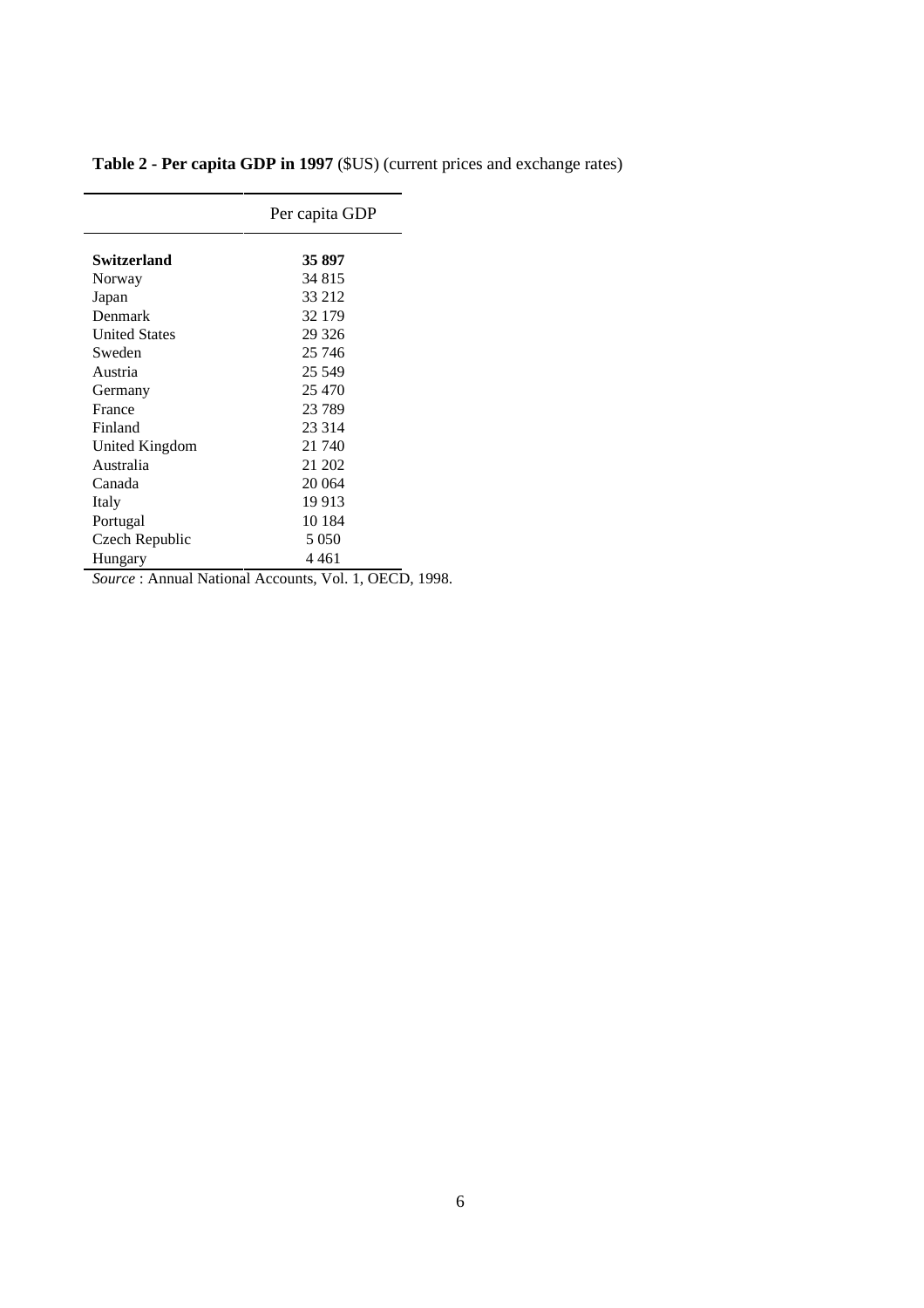**Table 2 - Per capita GDP in 1997** ($US) (current prices and exchange rates)

| | Per capita GDP |
|---|---|
| **Switzerland** | **35 897** |
| Norway | 34 815 |
| Japan | 33 212 |
| Denmark | 32 179 |
| United States | 29 326 |
| Sweden | 25 746 |
| Austria | 25 549 |
| Germany | 25 470 |
| France | 23 789 |
| Finland | 23 314 |
| United Kingdom | 21 740 |
| Australia | 21 202 |
| Canada | 20 064 |
| Italy | 19 913 |
| Portugal | 10 184 |
| Czech Republic | 5 050 |
| Hungary | 4 461 |

*Source* : Annual National Accounts, Vol. 1, OECD, 1998.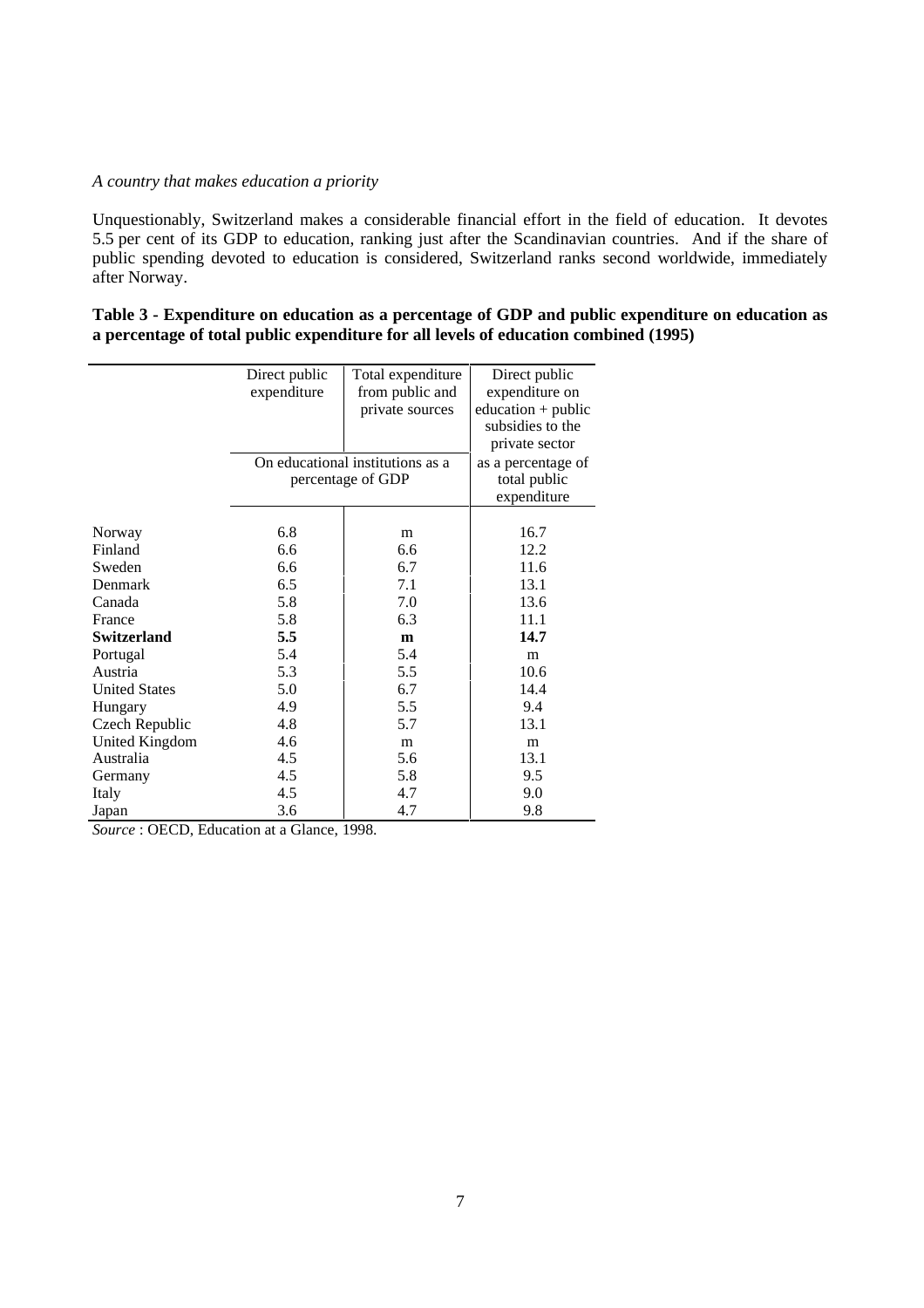*A country that makes education a priority*

Unquestionably, Switzerland makes a considerable financial effort in the field of education. It devotes 5.5 per cent of its GDP to education, ranking just after the Scandinavian countries. And if the share of public spending devoted to education is considered, Switzerland ranks second worldwide, immediately after Norway.

**Table 3 - Expenditure on education as a percentage of GDP and public expenditure on education as a percentage of total public expenditure for all levels of education combined (1995)**

| | Direct public expenditure | Total expenditure from public and private sources | Direct public expenditure on education + public subsidies to the private sector |
|---|---|---|---|
| | On educational institutions as a percentage of GDP | | as a percentage of total public expenditure |
| Norway | 6.8 | m | 16.7 |
| Finland | 6.6 | 6.6 | 12.2 |
| Sweden | 6.6 | 6.7 | 11.6 |
| Denmark | 6.5 | 7.1 | 13.1 |
| Canada | 5.8 | 7.0 | 13.6 |
| France | 5.8 | 6.3 | 11.1 |
| **Switzerland** | **5.5** | **m** | **14.7** |
| Portugal | 5.4 | 5.4 | m |
| Austria | 5.3 | 5.5 | 10.6 |
| United States | 5.0 | 6.7 | 14.4 |
| Hungary | 4.9 | 5.5 | 9.4 |
| Czech Republic | 4.8 | 5.7 | 13.1 |
| United Kingdom | 4.6 | m | m |
| Australia | 4.5 | 5.6 | 13.1 |
| Germany | 4.5 | 5.8 | 9.5 |
| Italy | 4.5 | 4.7 | 9.0 |
| Japan | 3.6 | 4.7 | 9.8 |

*Source* : OECD, Education at a Glance, 1998.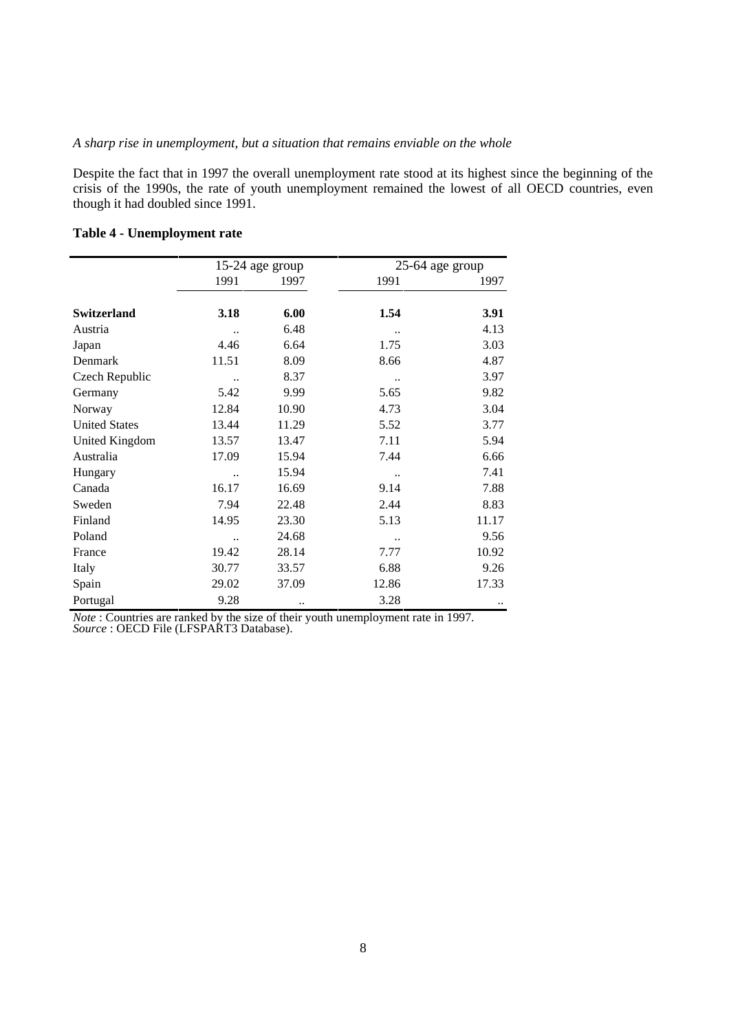*A sharp rise in unemployment, but a situation that remains enviable on the whole*

Despite the fact that in 1997 the overall unemployment rate stood at its highest since the beginning of the crisis of the 1990s, the rate of youth unemployment remained the lowest of all OECD countries, even though it had doubled since 1991.

**Table 4 - Unemployment rate**

| | 15-24 age group | | 25-64 age group | |
|---|---|---|---|---|
| | 1991 | 1997 | 1991 | 1997 |
| **Switzerland** | **3.18** | **6.00** | **1.54** | **3.91** |
| Austria | .. | 6.48 | .. | 4.13 |
| Japan | 4.46 | 6.64 | 1.75 | 3.03 |
| Denmark | 11.51 | 8.09 | 8.66 | 4.87 |
| Czech Republic | .. | 8.37 | .. | 3.97 |
| Germany | 5.42 | 9.99 | 5.65 | 9.82 |
| Norway | 12.84 | 10.90 | 4.73 | 3.04 |
| United States | 13.44 | 11.29 | 5.52 | 3.77 |
| United Kingdom | 13.57 | 13.47 | 7.11 | 5.94 |
| Australia | 17.09 | 15.94 | 7.44 | 6.66 |
| Hungary | .. | 15.94 | .. | 7.41 |
| Canada | 16.17 | 16.69 | 9.14 | 7.88 |
| Sweden | 7.94 | 22.48 | 2.44 | 8.83 |
| Finland | 14.95 | 23.30 | 5.13 | 11.17 |
| Poland | .. | 24.68 | .. | 9.56 |
| France | 19.42 | 28.14 | 7.77 | 10.92 |
| Italy | 30.77 | 33.57 | 6.88 | 9.26 |
| Spain | 29.02 | 37.09 | 12.86 | 17.33 |
| Portugal | 9.28 | .. | 3.28 | .. |

*Note* : Countries are ranked by the size of their youth unemployment rate in 1997.
*Source* : OECD File (LFSPART3 Database).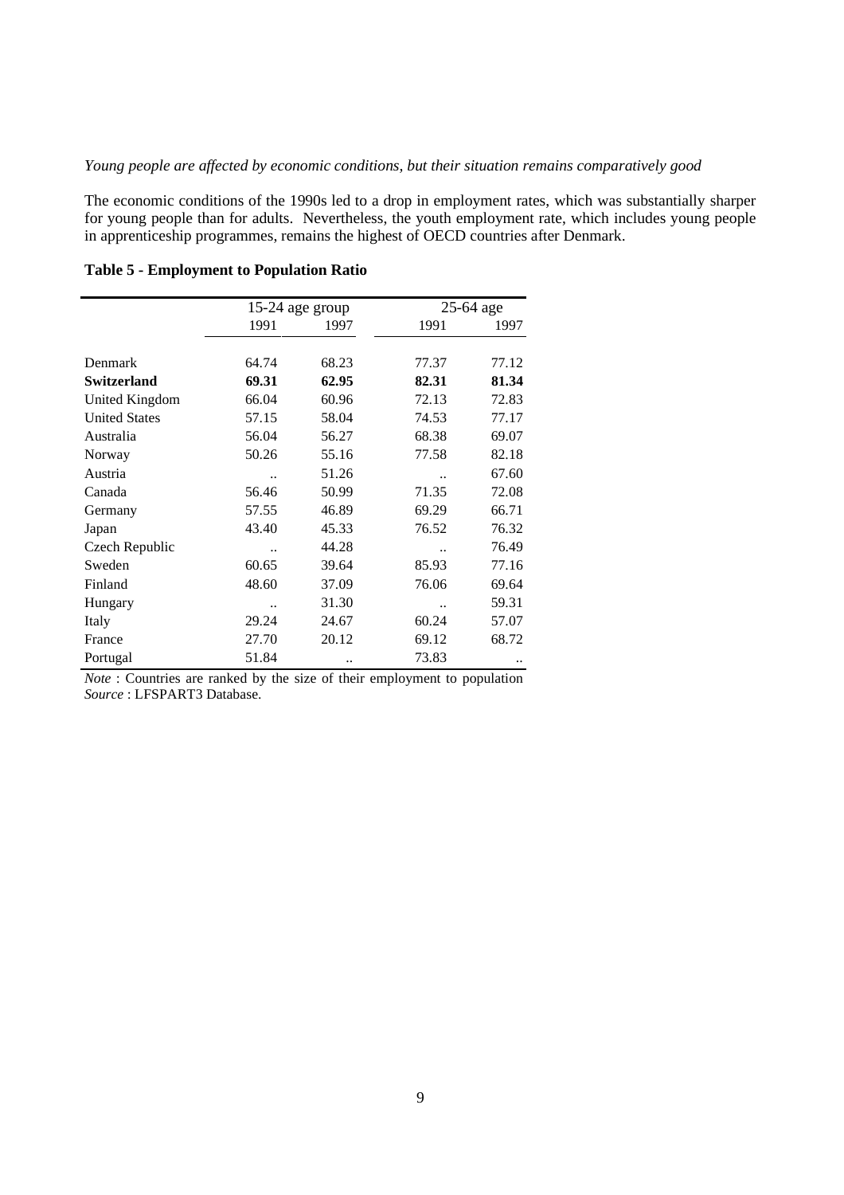*Young people are affected by economic conditions, but their situation remains comparatively good*

The economic conditions of the 1990s led to a drop in employment rates, which was substantially sharper for young people than for adults. Nevertheless, the youth employment rate, which includes young people in apprenticeship programmes, remains the highest of OECD countries after Denmark.

**Table 5 - Employment to Population Ratio**

| | 15-24 age group | | 25-64 age | |
|---|---|---|---|---|
| | 1991 | 1997 | 1991 | 1997 |
| Denmark | 64.74 | 68.23 | 77.37 | 77.12 |
| **Switzerland** | **69.31** | **62.95** | **82.31** | **81.34** |
| United Kingdom | 66.04 | 60.96 | 72.13 | 72.83 |
| United States | 57.15 | 58.04 | 74.53 | 77.17 |
| Australia | 56.04 | 56.27 | 68.38 | 69.07 |
| Norway | 50.26 | 55.16 | 77.58 | 82.18 |
| Austria | .. | 51.26 | .. | 67.60 |
| Canada | 56.46 | 50.99 | 71.35 | 72.08 |
| Germany | 57.55 | 46.89 | 69.29 | 66.71 |
| Japan | 43.40 | 45.33 | 76.52 | 76.32 |
| Czech Republic | .. | 44.28 | .. | 76.49 |
| Sweden | 60.65 | 39.64 | 85.93 | 77.16 |
| Finland | 48.60 | 37.09 | 76.06 | 69.64 |
| Hungary | .. | 31.30 | .. | 59.31 |
| Italy | 29.24 | 24.67 | 60.24 | 57.07 |
| France | 27.70 | 20.12 | 69.12 | 68.72 |
| Portugal | 51.84 | .. | 73.83 | .. |

*Note* : Countries are ranked by the size of their employment to population
*Source* : LFSPART3 Database.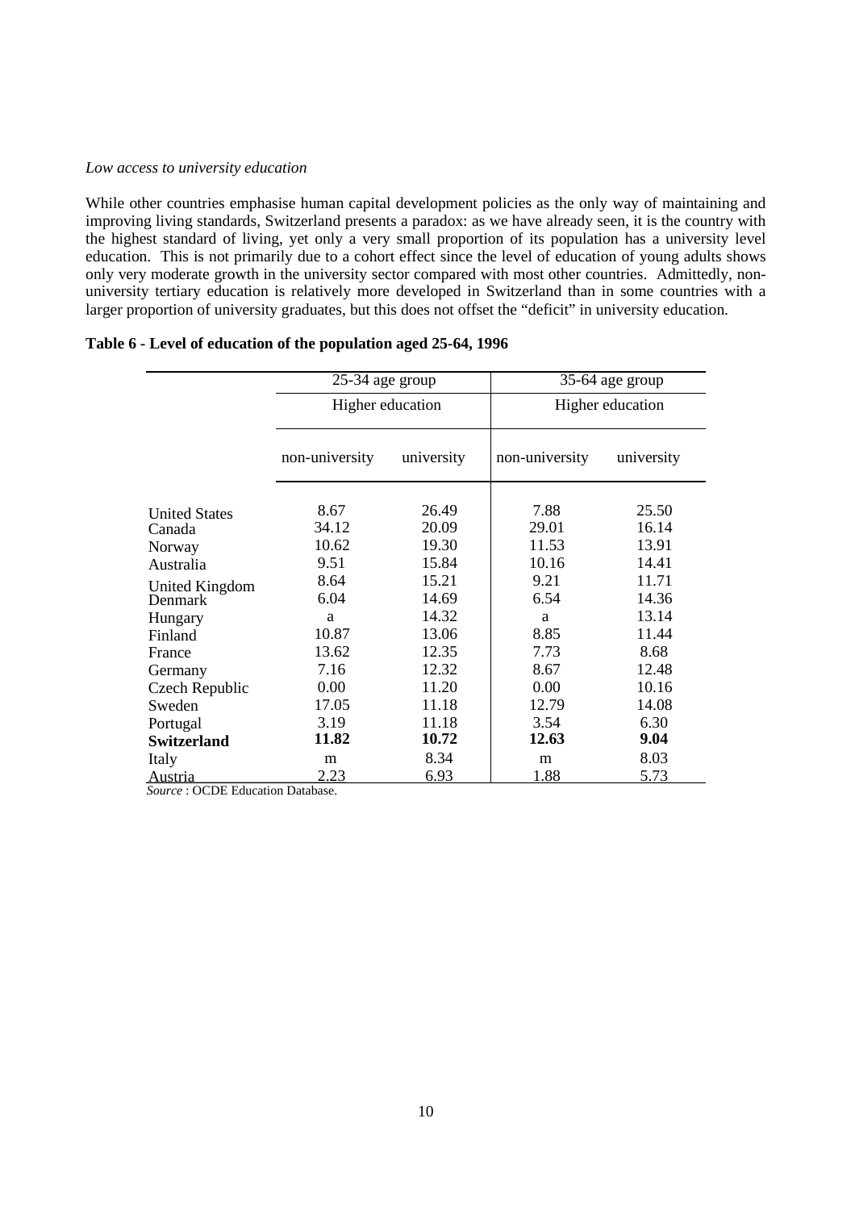*Low access to university education*

While other countries emphasise human capital development policies as the only way of maintaining and improving living standards, Switzerland presents a paradox: as we have already seen, it is the country with the highest standard of living, yet only a very small proportion of its population has a university level education. This is not primarily due to a cohort effect since the level of education of young adults shows only very moderate growth in the university sector compared with most other countries. Admittedly, non-university tertiary education is relatively more developed in Switzerland than in some countries with a larger proportion of university graduates, but this does not offset the "deficit" in university education.

**Table 6 - Level of education of the population aged 25-64, 1996**

| | 25-34 age group | | 35-64 age group | |
|---|---|---|---|---|
| | Higher education | | Higher education | |
| | non-university | university | non-university | university |
| United States | 8.67 | 26.49 | 7.88 | 25.50 |
| Canada | 34.12 | 20.09 | 29.01 | 16.14 |
| Norway | 10.62 | 19.30 | 11.53 | 13.91 |
| Australia | 9.51 | 15.84 | 10.16 | 14.41 |
| United Kingdom | 8.64 | 15.21 | 9.21 | 11.71 |
| Denmark | 6.04 | 14.69 | 6.54 | 14.36 |
| Hungary | a | 14.32 | a | 13.14 |
| Finland | 10.87 | 13.06 | 8.85 | 11.44 |
| France | 13.62 | 12.35 | 7.73 | 8.68 |
| Germany | 7.16 | 12.32 | 8.67 | 12.48 |
| Czech Republic | 0.00 | 11.20 | 0.00 | 10.16 |
| Sweden | 17.05 | 11.18 | 12.79 | 14.08 |
| Portugal | 3.19 | 11.18 | 3.54 | 6.30 |
| **Switzerland** | **11.82** | **10.72** | **12.63** | **9.04** |
| Italy | m | 8.34 | m | 8.03 |
| Austria | 2.23 | 6.93 | 1.88 | 5.73 |

*Source* : OCDE Education Database.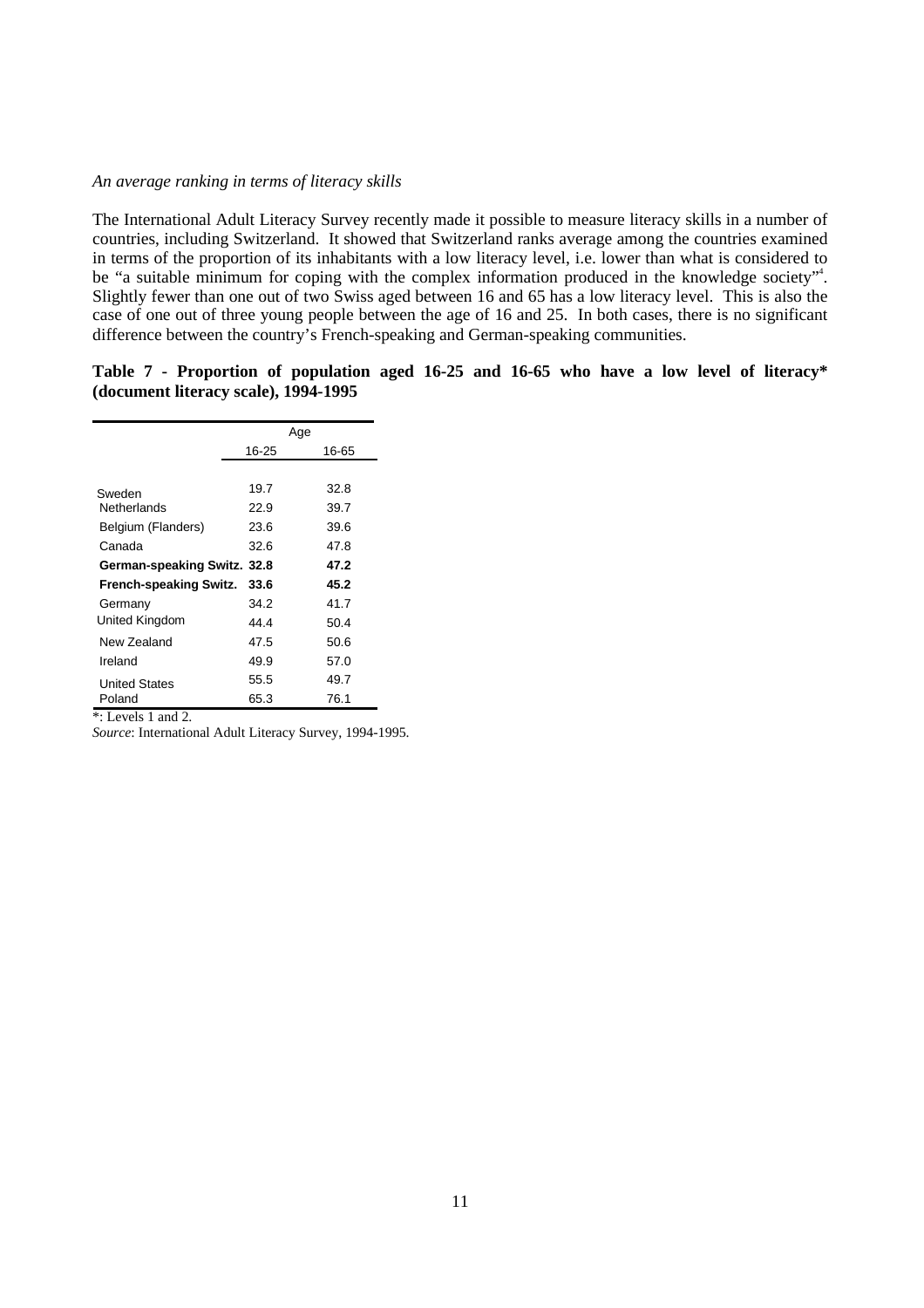*An average ranking in terms of literacy skills*

The International Adult Literacy Survey recently made it possible to measure literacy skills in a number of countries, including Switzerland. It showed that Switzerland ranks average among the countries examined in terms of the proportion of its inhabitants with a low literacy level, i.e. lower than what is considered to be "a suitable minimum for coping with the complex information produced in the knowledge society"[4]. Slightly fewer than one out of two Swiss aged between 16 and 65 has a low literacy level. This is also the case of one out of three young people between the age of 16 and 25. In both cases, there is no significant difference between the country's French-speaking and German-speaking communities.

**Table 7 - Proportion of population aged 16-25 and 16-65 who have a low level of literacy* (document literacy scale), 1994-1995**

| | Age | |
|---|---|---|
| | 16-25 | 16-65 |
| Sweden | 19.7 | 32.8 |
| Netherlands | 22.9 | 39.7 |
| Belgium (Flanders) | 23.6 | 39.6 |
| Canada | 32.6 | 47.8 |
| **German-speaking Switz.** | **32.8** | **47.2** |
| **French-speaking Switz.** | **33.6** | **45.2** |
| Germany | 34.2 | 41.7 |
| United Kingdom | 44.4 | 50.4 |
| New Zealand | 47.5 | 50.6 |
| Ireland | 49.9 | 57.0 |
| United States | 55.5 | 49.7 |
| Poland | 65.3 | 76.1 |

*: Levels 1 and 2.

*Source*: International Adult Literacy Survey, 1994-1995.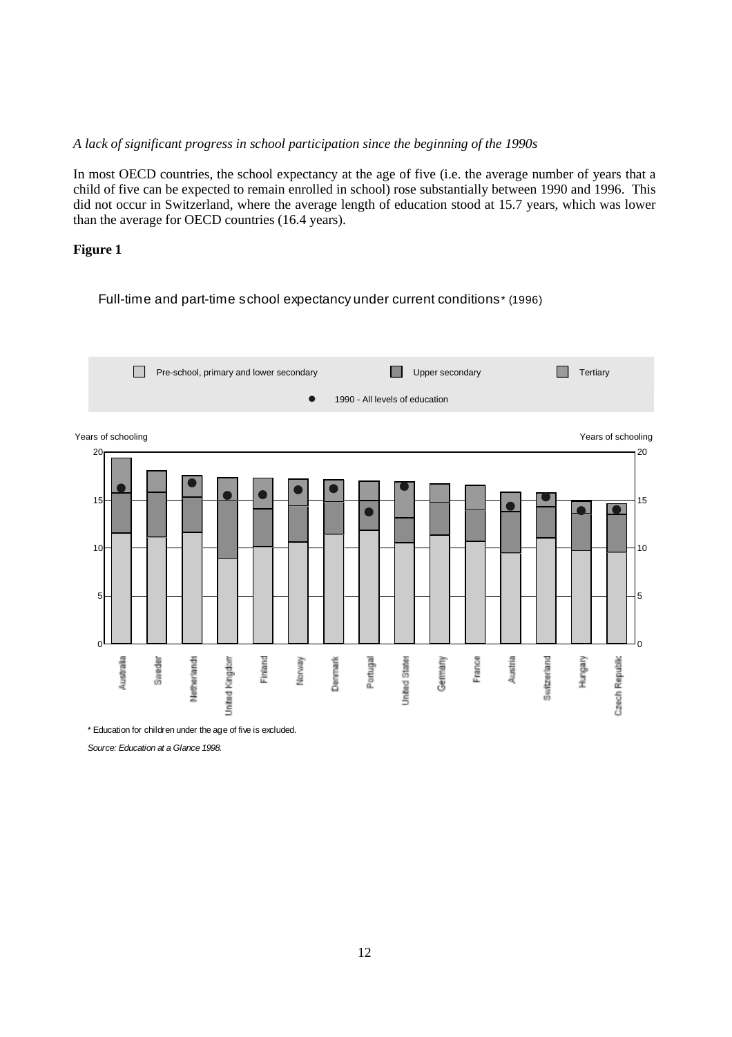*A lack of significant progress in school participation since the beginning of the 1990s*

In most OECD countries, the school expectancy at the age of five (i.e. the average number of years that a child of five can be expected to remain enrolled in school) rose substantially between 1990 and 1996. This did not occur in Switzerland, where the average length of education stood at 15.7 years, which was lower than the average for OECD countries (16.4 years).

**Figure 1**

Full-time and part-time school expectancy under current conditions* (1996)

Legend: Pre-school, primary and lower secondary; Upper secondary; Tertiary; ● 1990 - All levels of education

Years of schooling (0–20)

Countries: Australia, Sweden, Netherlands, United Kingdom, Finland, Norway, Denmark, Portugal, United States, Germany, France, Austria, Switzerland, Hungary, Czech Republic

\* Education for children under the age of five is excluded.

*Source: Education at a Glance 1998.*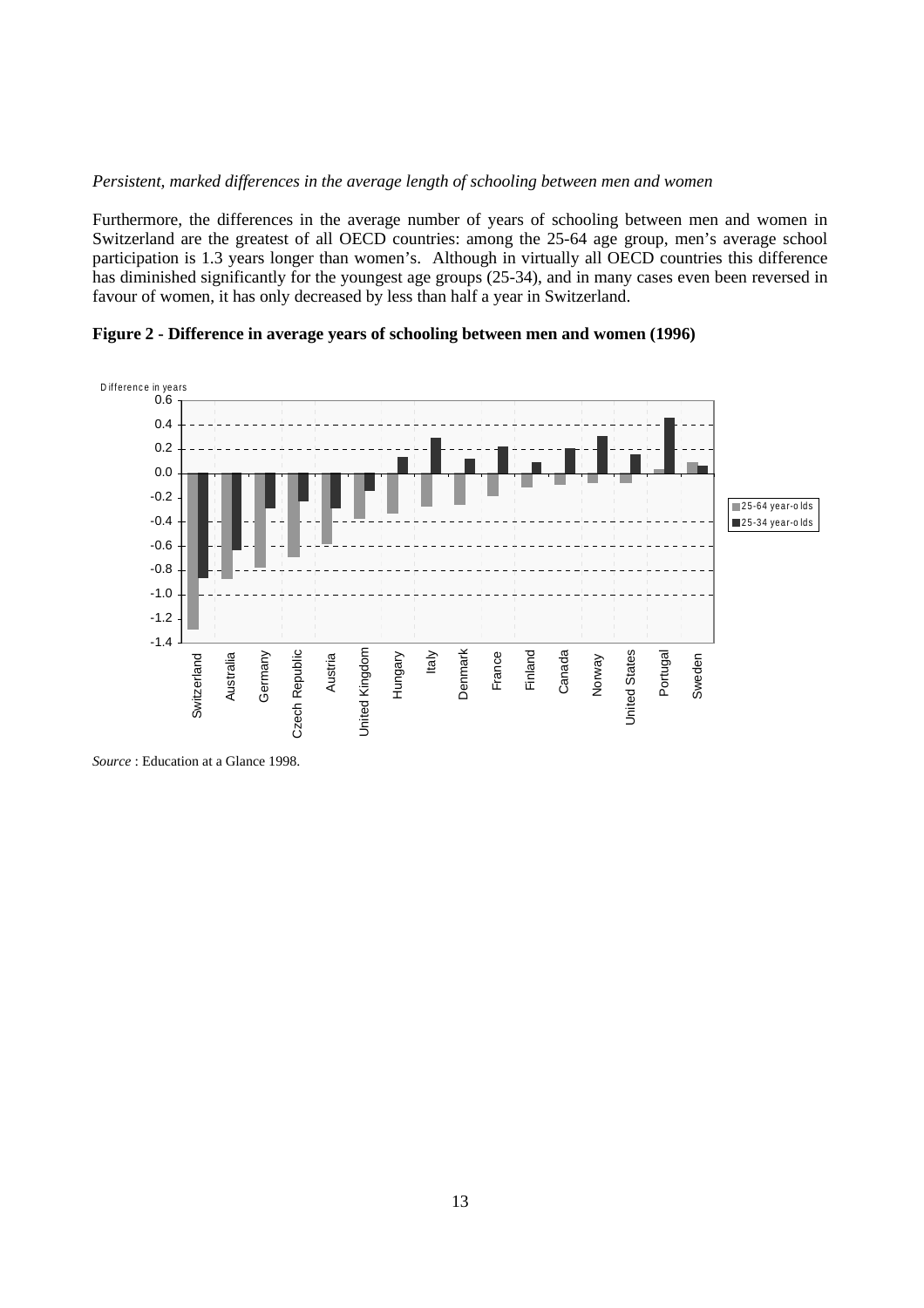*Persistent, marked differences in the average length of schooling between men and women*

Furthermore, the differences in the average number of years of schooling between men and women in Switzerland are the greatest of all OECD countries: among the 25-64 age group, men's average school participation is 1.3 years longer than women's. Although in virtually all OECD countries this difference has diminished significantly for the youngest age groups (25-34), and in many cases even been reversed in favour of women, it has only decreased by less than half a year in Switzerland.

**Figure 2 - Difference in average years of schooling between men and women (1996)**

*Source* : Education at a Glance 1998.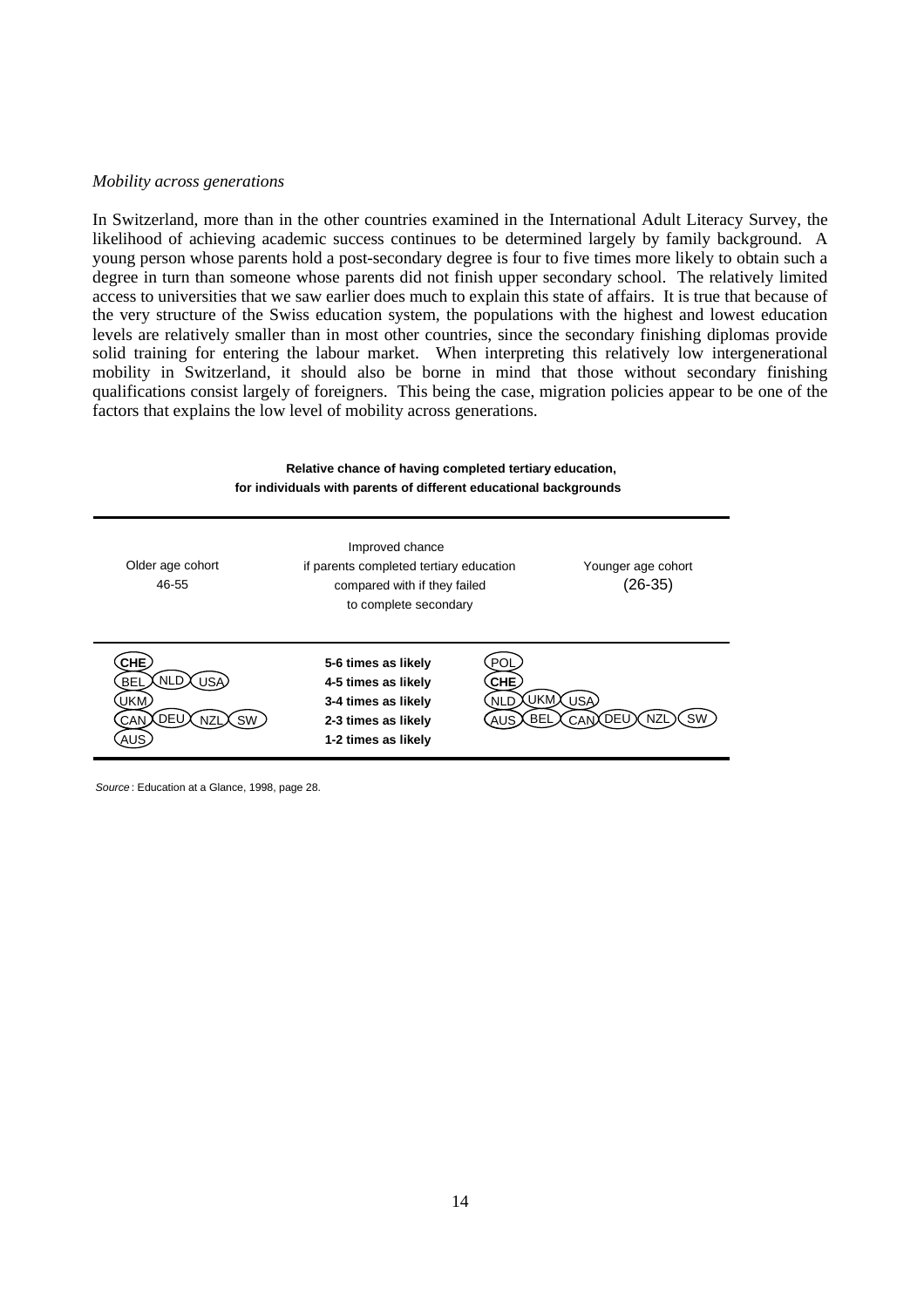*Mobility across generations*

In Switzerland, more than in the other countries examined in the International Adult Literacy Survey, the likelihood of achieving academic success continues to be determined largely by family background. A young person whose parents hold a post-secondary degree is four to five times more likely to obtain such a degree in turn than someone whose parents did not finish upper secondary school. The relatively limited access to universities that we saw earlier does much to explain this state of affairs. It is true that because of the very structure of the Swiss education system, the populations with the highest and lowest education levels are relatively smaller than in most other countries, since the secondary finishing diplomas provide solid training for entering the labour market. When interpreting this relatively low intergenerational mobility in Switzerland, it should also be borne in mind that those without secondary finishing qualifications consist largely of foreigners. This being the case, migration policies appear to be one of the factors that explains the low level of mobility across generations.

**Relative chance of having completed tertiary education, for individuals with parents of different educational backgrounds**

| Older age cohort 46-55 | Improved chance if parents completed tertiary education compared with if they failed to complete secondary | Younger age cohort (26-35) |
|---|---|---|
| **CHE** | **5-6 times as likely** | POL |
| BEL NLD USA | **4-5 times as likely** | **CHE** |
| UKM | **3-4 times as likely** | NLD UKM USA |
| CAN DEU NZL SW | **2-3 times as likely** | AUS BEL CAN DEU NZL SW |
| AUS | **1-2 times as likely** | |

*Source*: Education at a Glance, 1998, page 28.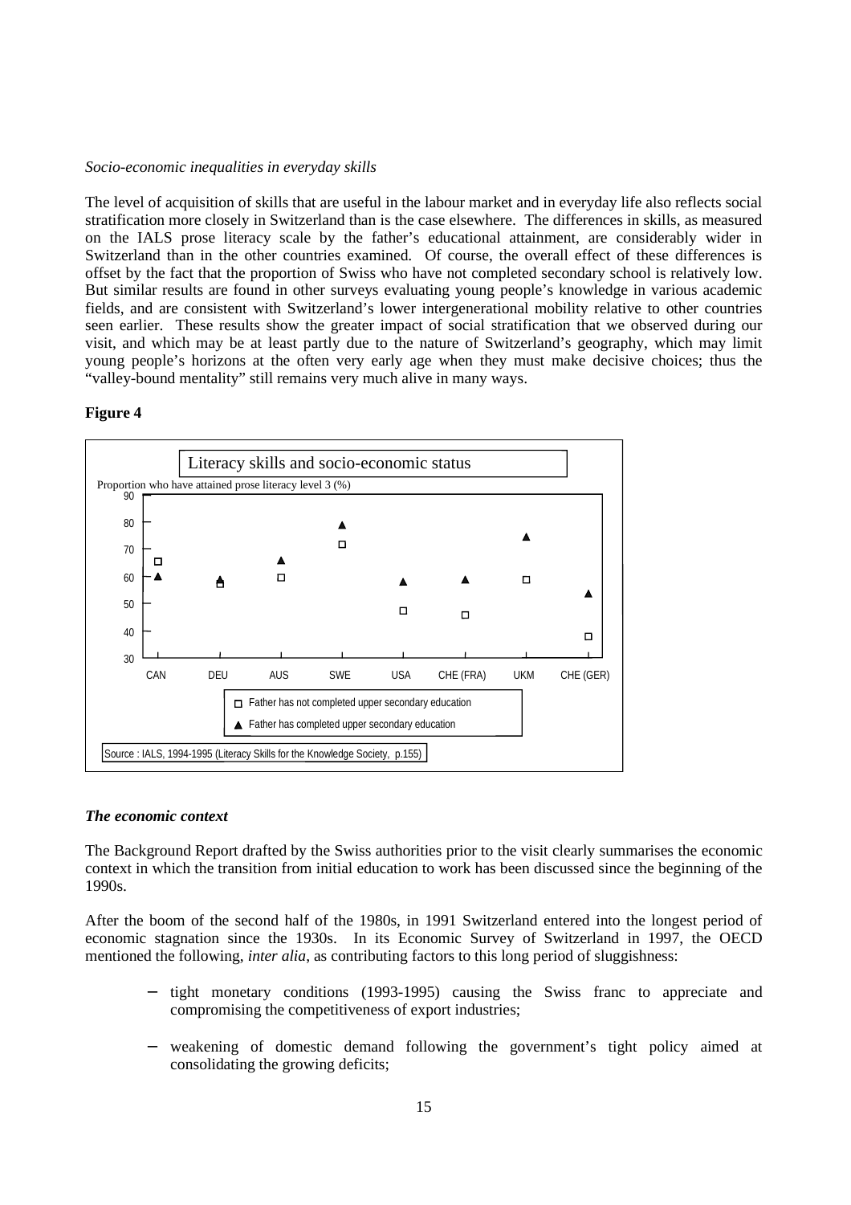*Socio-economic inequalities in everyday skills*

The level of acquisition of skills that are useful in the labour market and in everyday life also reflects social stratification more closely in Switzerland than is the case elsewhere. The differences in skills, as measured on the IALS prose literacy scale by the father's educational attainment, are considerably wider in Switzerland than in the other countries examined. Of course, the overall effect of these differences is offset by the fact that the proportion of Swiss who have not completed secondary school is relatively low. But similar results are found in other surveys evaluating young people's knowledge in various academic fields, and are consistent with Switzerland's lower intergenerational mobility relative to other countries seen earlier. These results show the greater impact of social stratification that we observed during our visit, and which may be at least partly due to the nature of Switzerland's geography, which may limit young people's horizons at the often very early age when they must make decisive choices; thus the "valley-bound mentality" still remains very much alive in many ways.

**Figure 4**

Literacy skills and socio-economic status

Proportion who have attained prose literacy level 3 (%)

□ Father has not completed upper secondary education

▲ Father has completed upper secondary education

Source : IALS, 1994-1995 (Literacy Skills for the Knowledge Society, p.155)

***The economic context***

The Background Report drafted by the Swiss authorities prior to the visit clearly summarises the economic context in which the transition from initial education to work has been discussed since the beginning of the 1990s.

After the boom of the second half of the 1980s, in 1991 Switzerland entered into the longest period of economic stagnation since the 1930s. In its Economic Survey of Switzerland in 1997, the OECD mentioned the following, *inter alia*, as contributing factors to this long period of sluggishness:

- tight monetary conditions (1993-1995) causing the Swiss franc to appreciate and compromising the competitiveness of export industries;
- weakening of domestic demand following the government's tight policy aimed at consolidating the growing deficits;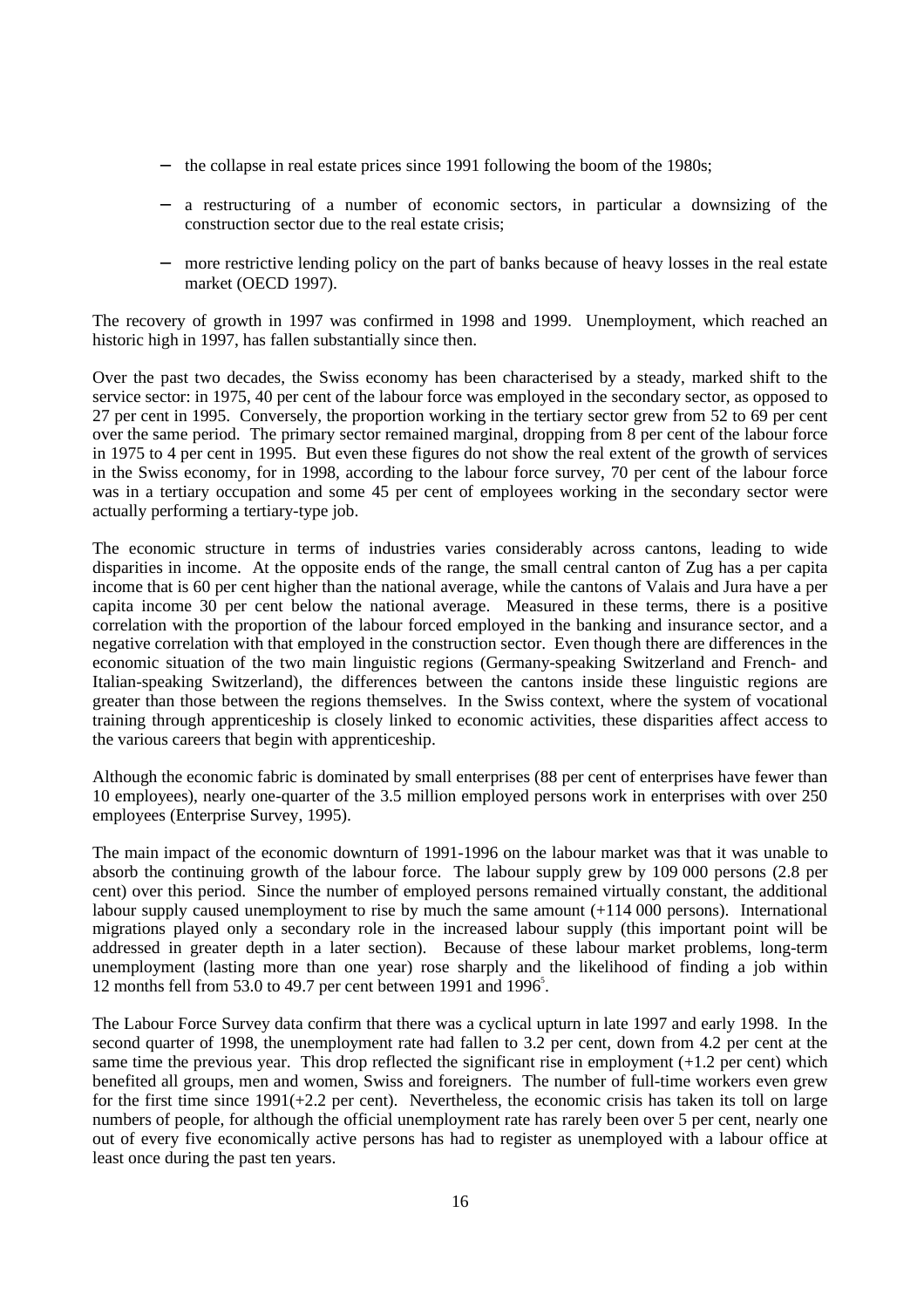- the collapse in real estate prices since 1991 following the boom of the 1980s;
- a restructuring of a number of economic sectors, in particular a downsizing of the construction sector due to the real estate crisis;
- more restrictive lending policy on the part of banks because of heavy losses in the real estate market (OECD 1997).

The recovery of growth in 1997 was confirmed in 1998 and 1999. Unemployment, which reached an historic high in 1997, has fallen substantially since then.

Over the past two decades, the Swiss economy has been characterised by a steady, marked shift to the service sector: in 1975, 40 per cent of the labour force was employed in the secondary sector, as opposed to 27 per cent in 1995. Conversely, the proportion working in the tertiary sector grew from 52 to 69 per cent over the same period. The primary sector remained marginal, dropping from 8 per cent of the labour force in 1975 to 4 per cent in 1995. But even these figures do not show the real extent of the growth of services in the Swiss economy, for in 1998, according to the labour force survey, 70 per cent of the labour force was in a tertiary occupation and some 45 per cent of employees working in the secondary sector were actually performing a tertiary-type job.

The economic structure in terms of industries varies considerably across cantons, leading to wide disparities in income. At the opposite ends of the range, the small central canton of Zug has a per capita income that is 60 per cent higher than the national average, while the cantons of Valais and Jura have a per capita income 30 per cent below the national average. Measured in these terms, there is a positive correlation with the proportion of the labour forced employed in the banking and insurance sector, and a negative correlation with that employed in the construction sector. Even though there are differences in the economic situation of the two main linguistic regions (Germany-speaking Switzerland and French- and Italian-speaking Switzerland), the differences between the cantons inside these linguistic regions are greater than those between the regions themselves. In the Swiss context, where the system of vocational training through apprenticeship is closely linked to economic activities, these disparities affect access to the various careers that begin with apprenticeship.

Although the economic fabric is dominated by small enterprises (88 per cent of enterprises have fewer than 10 employees), nearly one-quarter of the 3.5 million employed persons work in enterprises with over 250 employees (Enterprise Survey, 1995).

The main impact of the economic downturn of 1991-1996 on the labour market was that it was unable to absorb the continuing growth of the labour force. The labour supply grew by 109 000 persons (2.8 per cent) over this period. Since the number of employed persons remained virtually constant, the additional labour supply caused unemployment to rise by much the same amount (+114 000 persons). International migrations played only a secondary role in the increased labour supply (this important point will be addressed in greater depth in a later section). Because of these labour market problems, long-term unemployment (lasting more than one year) rose sharply and the likelihood of finding a job within 12 months fell from 53.0 to 49.7 per cent between 1991 and 1996[5].

The Labour Force Survey data confirm that there was a cyclical upturn in late 1997 and early 1998. In the second quarter of 1998, the unemployment rate had fallen to 3.2 per cent, down from 4.2 per cent at the same time the previous year. This drop reflected the significant rise in employment (+1.2 per cent) which benefited all groups, men and women, Swiss and foreigners. The number of full-time workers even grew for the first time since 1991(+2.2 per cent). Nevertheless, the economic crisis has taken its toll on large numbers of people, for although the official unemployment rate has rarely been over 5 per cent, nearly one out of every five economically active persons has had to register as unemployed with a labour office at least once during the past ten years.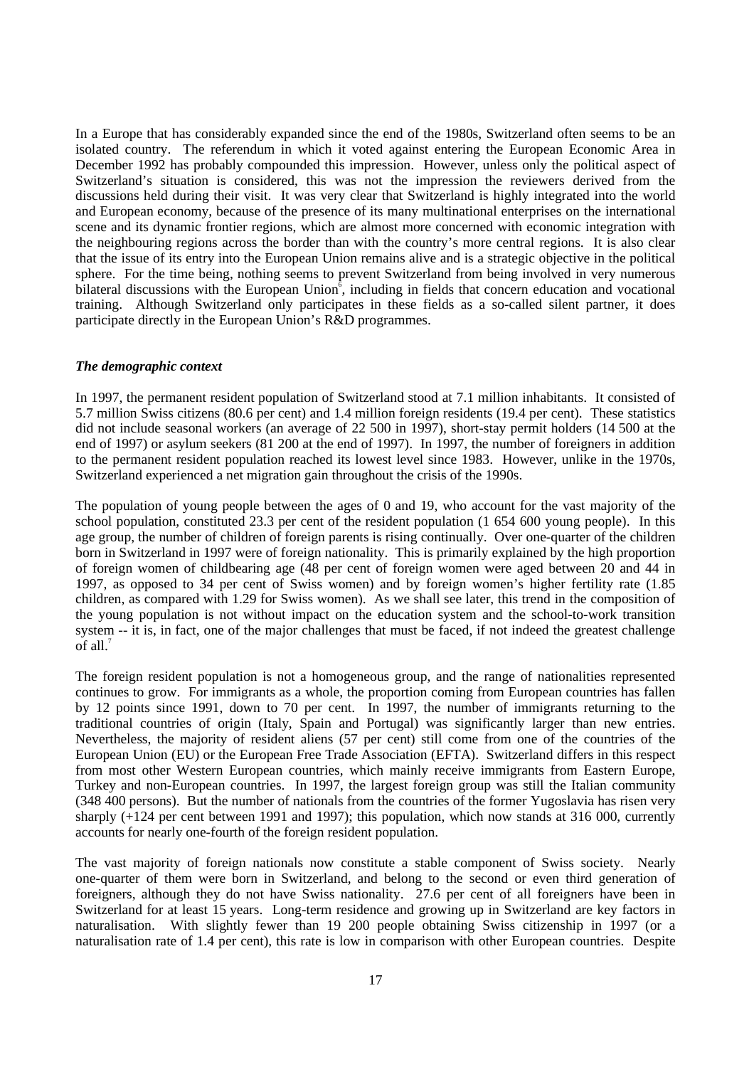In a Europe that has considerably expanded since the end of the 1980s, Switzerland often seems to be an isolated country. The referendum in which it voted against entering the European Economic Area in December 1992 has probably compounded this impression. However, unless only the political aspect of Switzerland's situation is considered, this was not the impression the reviewers derived from the discussions held during their visit. It was very clear that Switzerland is highly integrated into the world and European economy, because of the presence of its many multinational enterprises on the international scene and its dynamic frontier regions, which are almost more concerned with economic integration with the neighbouring regions across the border than with the country's more central regions. It is also clear that the issue of its entry into the European Union remains alive and is a strategic objective in the political sphere. For the time being, nothing seems to prevent Switzerland from being involved in very numerous bilateral discussions with the European Union[6], including in fields that concern education and vocational training. Although Switzerland only participates in these fields as a so-called silent partner, it does participate directly in the European Union's R&D programmes.

### *The demographic context*

In 1997, the permanent resident population of Switzerland stood at 7.1 million inhabitants. It consisted of 5.7 million Swiss citizens (80.6 per cent) and 1.4 million foreign residents (19.4 per cent). These statistics did not include seasonal workers (an average of 22 500 in 1997), short-stay permit holders (14 500 at the end of 1997) or asylum seekers (81 200 at the end of 1997). In 1997, the number of foreigners in addition to the permanent resident population reached its lowest level since 1983. However, unlike in the 1970s, Switzerland experienced a net migration gain throughout the crisis of the 1990s.

The population of young people between the ages of 0 and 19, who account for the vast majority of the school population, constituted 23.3 per cent of the resident population (1 654 600 young people). In this age group, the number of children of foreign parents is rising continually. Over one-quarter of the children born in Switzerland in 1997 were of foreign nationality. This is primarily explained by the high proportion of foreign women of childbearing age (48 per cent of foreign women were aged between 20 and 44 in 1997, as opposed to 34 per cent of Swiss women) and by foreign women's higher fertility rate (1.85 children, as compared with 1.29 for Swiss women). As we shall see later, this trend in the composition of the young population is not without impact on the education system and the school-to-work transition system -- it is, in fact, one of the major challenges that must be faced, if not indeed the greatest challenge of all.[7]

The foreign resident population is not a homogeneous group, and the range of nationalities represented continues to grow. For immigrants as a whole, the proportion coming from European countries has fallen by 12 points since 1991, down to 70 per cent. In 1997, the number of immigrants returning to the traditional countries of origin (Italy, Spain and Portugal) was significantly larger than new entries. Nevertheless, the majority of resident aliens (57 per cent) still come from one of the countries of the European Union (EU) or the European Free Trade Association (EFTA). Switzerland differs in this respect from most other Western European countries, which mainly receive immigrants from Eastern Europe, Turkey and non-European countries. In 1997, the largest foreign group was still the Italian community (348 400 persons). But the number of nationals from the countries of the former Yugoslavia has risen very sharply (+124 per cent between 1991 and 1997); this population, which now stands at 316 000, currently accounts for nearly one-fourth of the foreign resident population.

The vast majority of foreign nationals now constitute a stable component of Swiss society. Nearly one-quarter of them were born in Switzerland, and belong to the second or even third generation of foreigners, although they do not have Swiss nationality. 27.6 per cent of all foreigners have been in Switzerland for at least 15 years. Long-term residence and growing up in Switzerland are key factors in naturalisation. With slightly fewer than 19 200 people obtaining Swiss citizenship in 1997 (or a naturalisation rate of 1.4 per cent), this rate is low in comparison with other European countries. Despite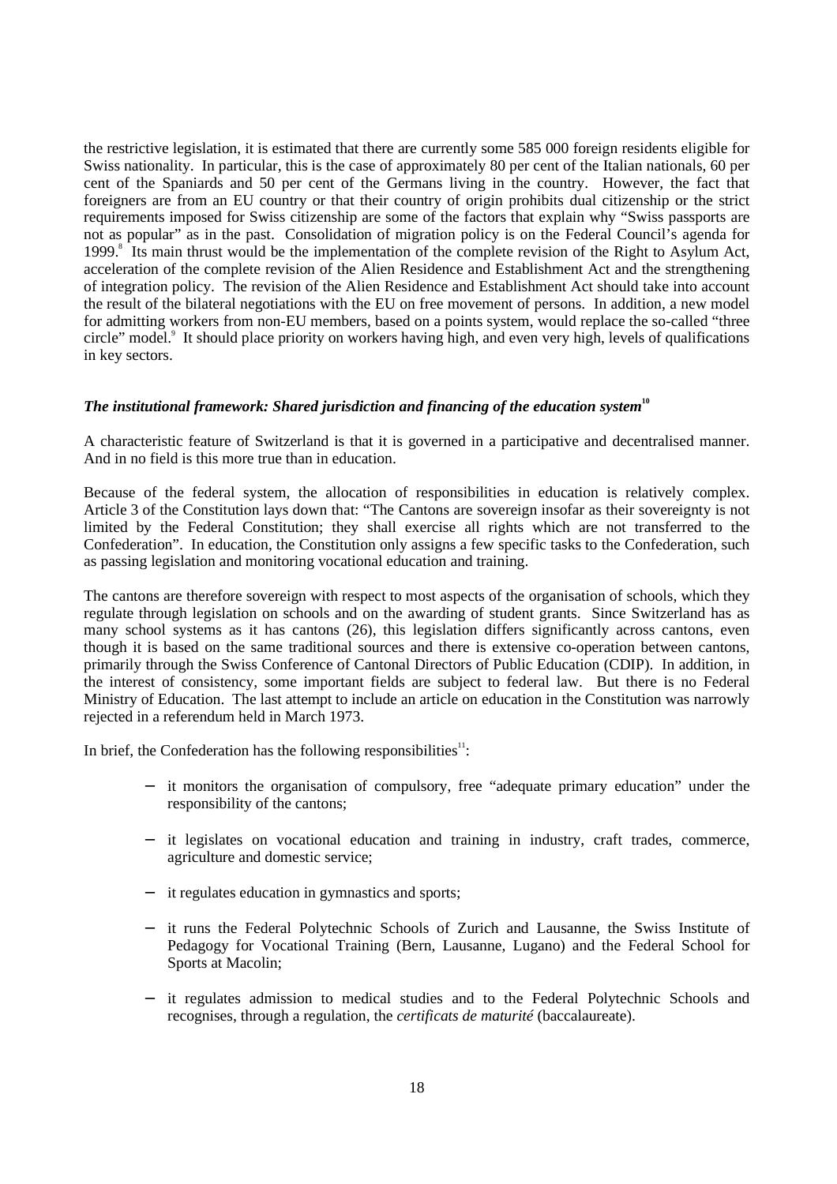the restrictive legislation, it is estimated that there are currently some 585 000 foreign residents eligible for Swiss nationality. In particular, this is the case of approximately 80 per cent of the Italian nationals, 60 per cent of the Spaniards and 50 per cent of the Germans living in the country. However, the fact that foreigners are from an EU country or that their country of origin prohibits dual citizenship or the strict requirements imposed for Swiss citizenship are some of the factors that explain why "Swiss passports are not as popular" as in the past. Consolidation of migration policy is on the Federal Council's agenda for 1999.[8] Its main thrust would be the implementation of the complete revision of the Right to Asylum Act, acceleration of the complete revision of the Alien Residence and Establishment Act and the strengthening of integration policy. The revision of the Alien Residence and Establishment Act should take into account the result of the bilateral negotiations with the EU on free movement of persons. In addition, a new model for admitting workers from non-EU members, based on a points system, would replace the so-called "three circle" model.[9] It should place priority on workers having high, and even very high, levels of qualifications in key sectors.

### *The institutional framework: Shared jurisdiction and financing of the education system*[10]

A characteristic feature of Switzerland is that it is governed in a participative and decentralised manner. And in no field is this more true than in education.

Because of the federal system, the allocation of responsibilities in education is relatively complex. Article 3 of the Constitution lays down that: "The Cantons are sovereign insofar as their sovereignty is not limited by the Federal Constitution; they shall exercise all rights which are not transferred to the Confederation". In education, the Constitution only assigns a few specific tasks to the Confederation, such as passing legislation and monitoring vocational education and training.

The cantons are therefore sovereign with respect to most aspects of the organisation of schools, which they regulate through legislation on schools and on the awarding of student grants. Since Switzerland has as many school systems as it has cantons (26), this legislation differs significantly across cantons, even though it is based on the same traditional sources and there is extensive co-operation between cantons, primarily through the Swiss Conference of Cantonal Directors of Public Education (CDIP). In addition, in the interest of consistency, some important fields are subject to federal law. But there is no Federal Ministry of Education. The last attempt to include an article on education in the Constitution was narrowly rejected in a referendum held in March 1973.

In brief, the Confederation has the following responsibilities[11]:

- it monitors the organisation of compulsory, free "adequate primary education" under the responsibility of the cantons;
- it legislates on vocational education and training in industry, craft trades, commerce, agriculture and domestic service;
- it regulates education in gymnastics and sports;
- it runs the Federal Polytechnic Schools of Zurich and Lausanne, the Swiss Institute of Pedagogy for Vocational Training (Bern, Lausanne, Lugano) and the Federal School for Sports at Macolin;
- it regulates admission to medical studies and to the Federal Polytechnic Schools and recognises, through a regulation, the *certificats de maturité* (baccalaureate).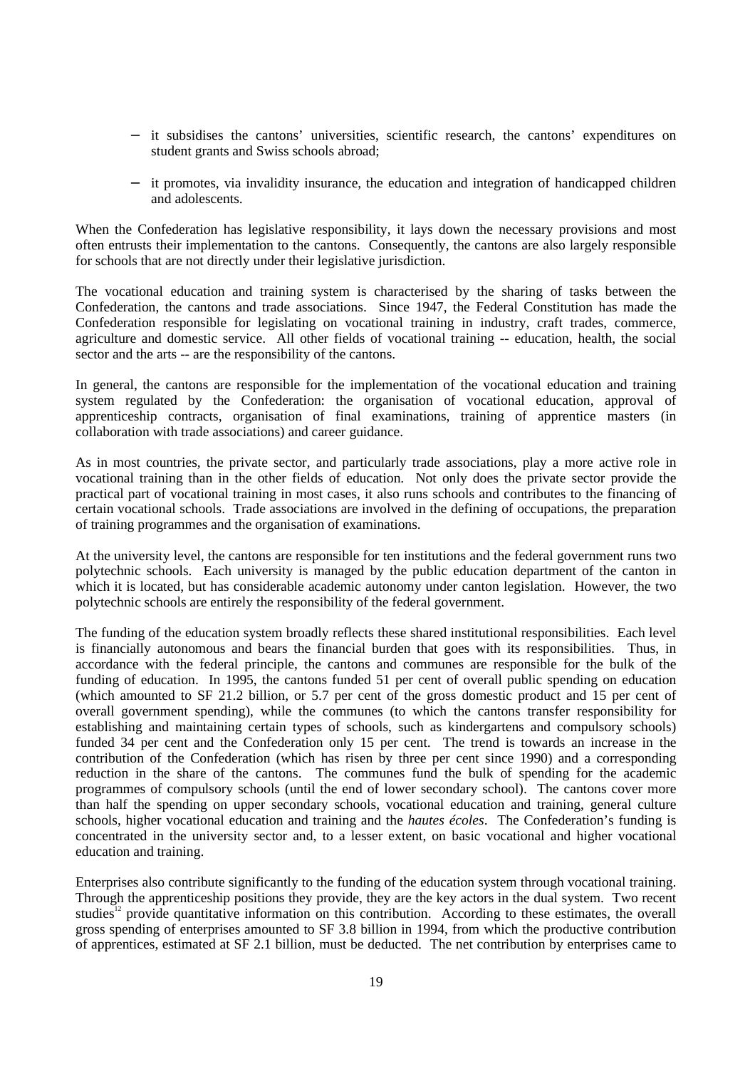- it subsidises the cantons' universities, scientific research, the cantons' expenditures on student grants and Swiss schools abroad;
- it promotes, via invalidity insurance, the education and integration of handicapped children and adolescents.

When the Confederation has legislative responsibility, it lays down the necessary provisions and most often entrusts their implementation to the cantons. Consequently, the cantons are also largely responsible for schools that are not directly under their legislative jurisdiction.

The vocational education and training system is characterised by the sharing of tasks between the Confederation, the cantons and trade associations. Since 1947, the Federal Constitution has made the Confederation responsible for legislating on vocational training in industry, craft trades, commerce, agriculture and domestic service. All other fields of vocational training -- education, health, the social sector and the arts -- are the responsibility of the cantons.

In general, the cantons are responsible for the implementation of the vocational education and training system regulated by the Confederation: the organisation of vocational education, approval of apprenticeship contracts, organisation of final examinations, training of apprentice masters (in collaboration with trade associations) and career guidance.

As in most countries, the private sector, and particularly trade associations, play a more active role in vocational training than in the other fields of education. Not only does the private sector provide the practical part of vocational training in most cases, it also runs schools and contributes to the financing of certain vocational schools. Trade associations are involved in the defining of occupations, the preparation of training programmes and the organisation of examinations.

At the university level, the cantons are responsible for ten institutions and the federal government runs two polytechnic schools. Each university is managed by the public education department of the canton in which it is located, but has considerable academic autonomy under canton legislation. However, the two polytechnic schools are entirely the responsibility of the federal government.

The funding of the education system broadly reflects these shared institutional responsibilities. Each level is financially autonomous and bears the financial burden that goes with its responsibilities. Thus, in accordance with the federal principle, the cantons and communes are responsible for the bulk of the funding of education. In 1995, the cantons funded 51 per cent of overall public spending on education (which amounted to SF 21.2 billion, or 5.7 per cent of the gross domestic product and 15 per cent of overall government spending), while the communes (to which the cantons transfer responsibility for establishing and maintaining certain types of schools, such as kindergartens and compulsory schools) funded 34 per cent and the Confederation only 15 per cent. The trend is towards an increase in the contribution of the Confederation (which has risen by three per cent since 1990) and a corresponding reduction in the share of the cantons. The communes fund the bulk of spending for the academic programmes of compulsory schools (until the end of lower secondary school). The cantons cover more than half the spending on upper secondary schools, vocational education and training, general culture schools, higher vocational education and training and the *hautes écoles*. The Confederation's funding is concentrated in the university sector and, to a lesser extent, on basic vocational and higher vocational education and training.

Enterprises also contribute significantly to the funding of the education system through vocational training. Through the apprenticeship positions they provide, they are the key actors in the dual system. Two recent studies[12] provide quantitative information on this contribution. According to these estimates, the overall gross spending of enterprises amounted to SF 3.8 billion in 1994, from which the productive contribution of apprentices, estimated at SF 2.1 billion, must be deducted. The net contribution by enterprises came to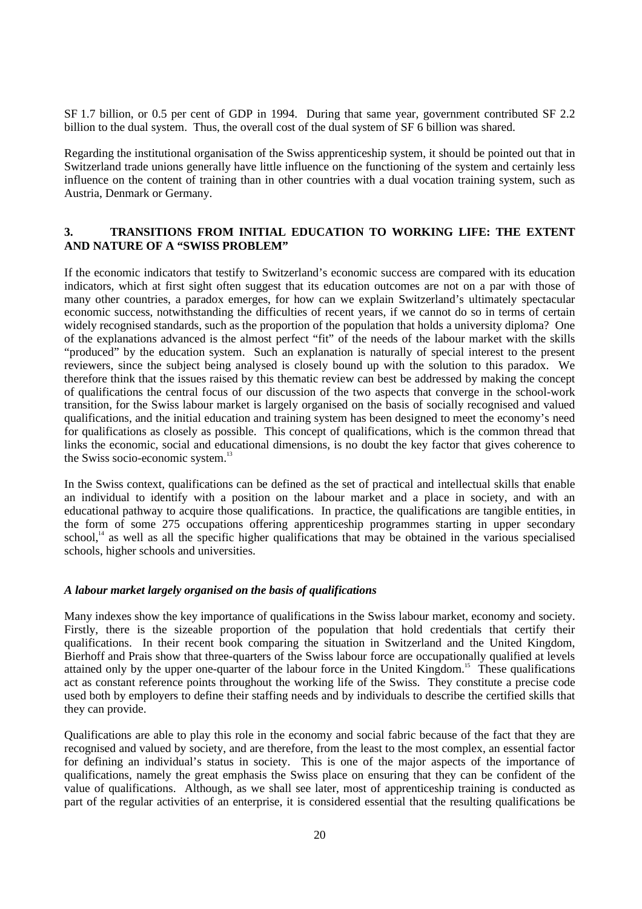SF 1.7 billion, or 0.5 per cent of GDP in 1994. During that same year, government contributed SF 2.2 billion to the dual system. Thus, the overall cost of the dual system of SF 6 billion was shared.

Regarding the institutional organisation of the Swiss apprenticeship system, it should be pointed out that in Switzerland trade unions generally have little influence on the functioning of the system and certainly less influence on the content of training than in other countries with a dual vocation training system, such as Austria, Denmark or Germany.

## 3. TRANSITIONS FROM INITIAL EDUCATION TO WORKING LIFE: THE EXTENT AND NATURE OF A "SWISS PROBLEM"

If the economic indicators that testify to Switzerland's economic success are compared with its education indicators, which at first sight often suggest that its education outcomes are not on a par with those of many other countries, a paradox emerges, for how can we explain Switzerland's ultimately spectacular economic success, notwithstanding the difficulties of recent years, if we cannot do so in terms of certain widely recognised standards, such as the proportion of the population that holds a university diploma? One of the explanations advanced is the almost perfect "fit" of the needs of the labour market with the skills "produced" by the education system. Such an explanation is naturally of special interest to the present reviewers, since the subject being analysed is closely bound up with the solution to this paradox. We therefore think that the issues raised by this thematic review can best be addressed by making the concept of qualifications the central focus of our discussion of the two aspects that converge in the school-work transition, for the Swiss labour market is largely organised on the basis of socially recognised and valued qualifications, and the initial education and training system has been designed to meet the economy's need for qualifications as closely as possible. This concept of qualifications, which is the common thread that links the economic, social and educational dimensions, is no doubt the key factor that gives coherence to the Swiss socio-economic system.[13]

In the Swiss context, qualifications can be defined as the set of practical and intellectual skills that enable an individual to identify with a position on the labour market and a place in society, and with an educational pathway to acquire those qualifications. In practice, the qualifications are tangible entities, in the form of some 275 occupations offering apprenticeship programmes starting in upper secondary school,[14] as well as all the specific higher qualifications that may be obtained in the various specialised schools, higher schools and universities.

### *A labour market largely organised on the basis of qualifications*

Many indexes show the key importance of qualifications in the Swiss labour market, economy and society. Firstly, there is the sizeable proportion of the population that hold credentials that certify their qualifications. In their recent book comparing the situation in Switzerland and the United Kingdom, Bierhoff and Prais show that three-quarters of the Swiss labour force are occupationally qualified at levels attained only by the upper one-quarter of the labour force in the United Kingdom.[15] These qualifications act as constant reference points throughout the working life of the Swiss. They constitute a precise code used both by employers to define their staffing needs and by individuals to describe the certified skills that they can provide.

Qualifications are able to play this role in the economy and social fabric because of the fact that they are recognised and valued by society, and are therefore, from the least to the most complex, an essential factor for defining an individual's status in society. This is one of the major aspects of the importance of qualifications, namely the great emphasis the Swiss place on ensuring that they can be confident of the value of qualifications. Although, as we shall see later, most of apprenticeship training is conducted as part of the regular activities of an enterprise, it is considered essential that the resulting qualifications be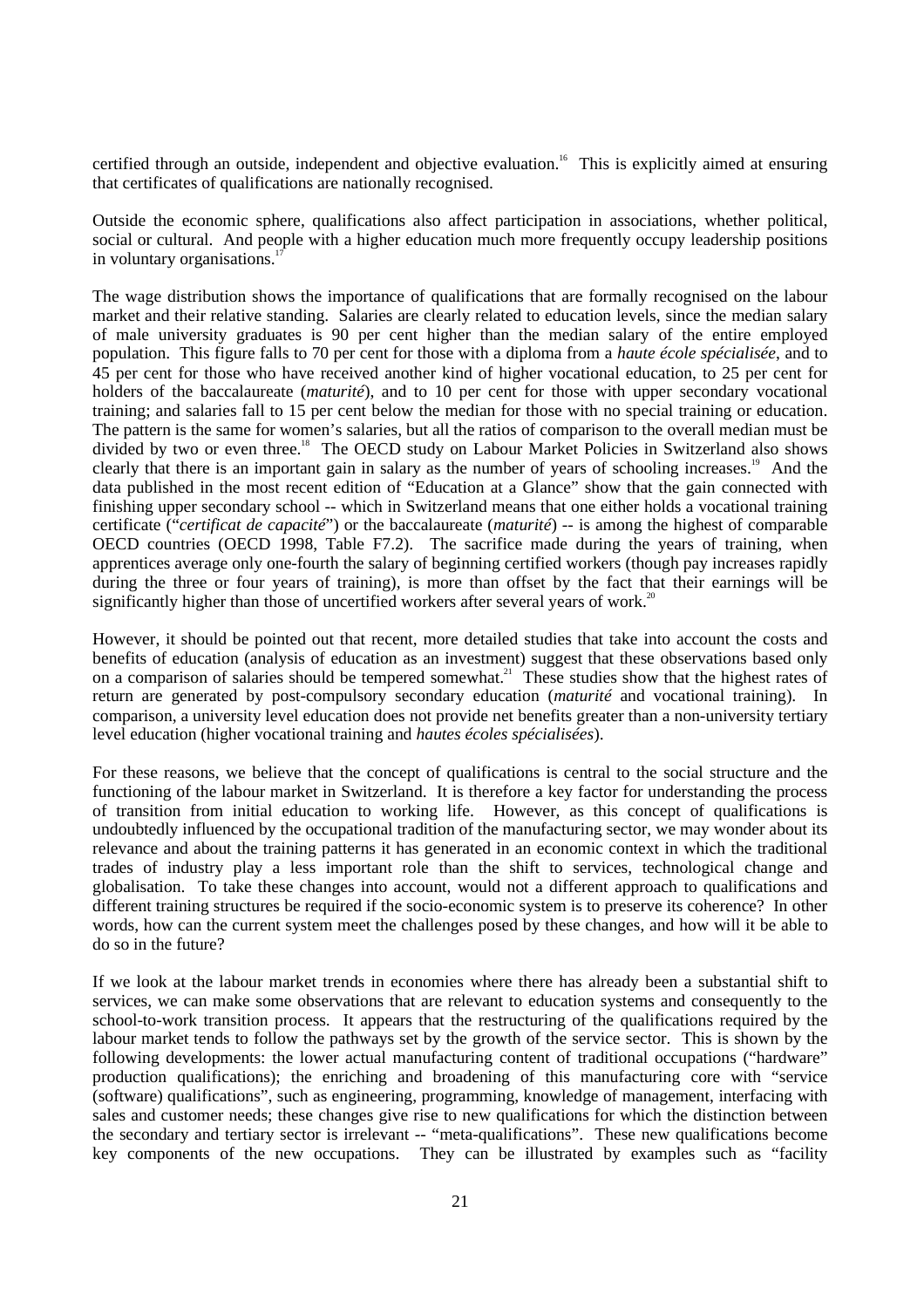certified through an outside, independent and objective evaluation.[16] This is explicitly aimed at ensuring that certificates of qualifications are nationally recognised.

Outside the economic sphere, qualifications also affect participation in associations, whether political, social or cultural. And people with a higher education much more frequently occupy leadership positions in voluntary organisations.[17]

The wage distribution shows the importance of qualifications that are formally recognised on the labour market and their relative standing. Salaries are clearly related to education levels, since the median salary of male university graduates is 90 per cent higher than the median salary of the entire employed population. This figure falls to 70 per cent for those with a diploma from a *haute école spécialisée*, and to 45 per cent for those who have received another kind of higher vocational education, to 25 per cent for holders of the baccalaureate (*maturité*), and to 10 per cent for those with upper secondary vocational training; and salaries fall to 15 per cent below the median for those with no special training or education. The pattern is the same for women's salaries, but all the ratios of comparison to the overall median must be divided by two or even three.[18] The OECD study on Labour Market Policies in Switzerland also shows clearly that there is an important gain in salary as the number of years of schooling increases.[19] And the data published in the most recent edition of "Education at a Glance" show that the gain connected with finishing upper secondary school -- which in Switzerland means that one either holds a vocational training certificate ("*certificat de capacité*") or the baccalaureate (*maturité*) -- is among the highest of comparable OECD countries (OECD 1998, Table F7.2). The sacrifice made during the years of training, when apprentices average only one-fourth the salary of beginning certified workers (though pay increases rapidly during the three or four years of training), is more than offset by the fact that their earnings will be significantly higher than those of uncertified workers after several years of work.[20]

However, it should be pointed out that recent, more detailed studies that take into account the costs and benefits of education (analysis of education as an investment) suggest that these observations based only on a comparison of salaries should be tempered somewhat.[21] These studies show that the highest rates of return are generated by post-compulsory secondary education (*maturité* and vocational training). In comparison, a university level education does not provide net benefits greater than a non-university tertiary level education (higher vocational training and *hautes écoles spécialisées*).

For these reasons, we believe that the concept of qualifications is central to the social structure and the functioning of the labour market in Switzerland. It is therefore a key factor for understanding the process of transition from initial education to working life. However, as this concept of qualifications is undoubtedly influenced by the occupational tradition of the manufacturing sector, we may wonder about its relevance and about the training patterns it has generated in an economic context in which the traditional trades of industry play a less important role than the shift to services, technological change and globalisation. To take these changes into account, would not a different approach to qualifications and different training structures be required if the socio-economic system is to preserve its coherence? In other words, how can the current system meet the challenges posed by these changes, and how will it be able to do so in the future?

If we look at the labour market trends in economies where there has already been a substantial shift to services, we can make some observations that are relevant to education systems and consequently to the school-to-work transition process. It appears that the restructuring of the qualifications required by the labour market tends to follow the pathways set by the growth of the service sector. This is shown by the following developments: the lower actual manufacturing content of traditional occupations ("hardware" production qualifications); the enriching and broadening of this manufacturing core with "service (software) qualifications", such as engineering, programming, knowledge of management, interfacing with sales and customer needs; these changes give rise to new qualifications for which the distinction between the secondary and tertiary sector is irrelevant -- "meta-qualifications". These new qualifications become key components of the new occupations. They can be illustrated by examples such as "facility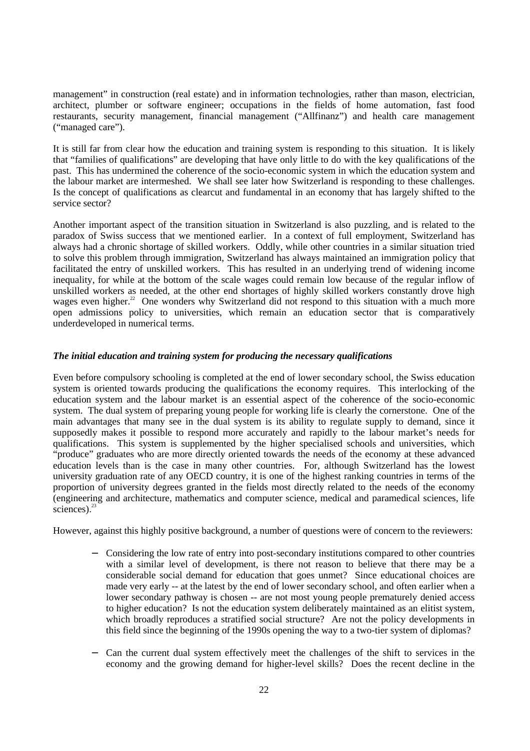management" in construction (real estate) and in information technologies, rather than mason, electrician, architect, plumber or software engineer; occupations in the fields of home automation, fast food restaurants, security management, financial management ("Allfinanz") and health care management ("managed care").

It is still far from clear how the education and training system is responding to this situation. It is likely that "families of qualifications" are developing that have only little to do with the key qualifications of the past. This has undermined the coherence of the socio-economic system in which the education system and the labour market are intermeshed. We shall see later how Switzerland is responding to these challenges. Is the concept of qualifications as clearcut and fundamental in an economy that has largely shifted to the service sector?

Another important aspect of the transition situation in Switzerland is also puzzling, and is related to the paradox of Swiss success that we mentioned earlier. In a context of full employment, Switzerland has always had a chronic shortage of skilled workers. Oddly, while other countries in a similar situation tried to solve this problem through immigration, Switzerland has always maintained an immigration policy that facilitated the entry of unskilled workers. This has resulted in an underlying trend of widening income inequality, for while at the bottom of the scale wages could remain low because of the regular inflow of unskilled workers as needed, at the other end shortages of highly skilled workers constantly drove high wages even higher.[22] One wonders why Switzerland did not respond to this situation with a much more open admissions policy to universities, which remain an education sector that is comparatively underdeveloped in numerical terms.

### *The initial education and training system for producing the necessary qualifications*

Even before compulsory schooling is completed at the end of lower secondary school, the Swiss education system is oriented towards producing the qualifications the economy requires. This interlocking of the education system and the labour market is an essential aspect of the coherence of the socio-economic system. The dual system of preparing young people for working life is clearly the cornerstone. One of the main advantages that many see in the dual system is its ability to regulate supply to demand, since it supposedly makes it possible to respond more accurately and rapidly to the labour market's needs for qualifications. This system is supplemented by the higher specialised schools and universities, which "produce" graduates who are more directly oriented towards the needs of the economy at these advanced education levels than is the case in many other countries. For, although Switzerland has the lowest university graduation rate of any OECD country, it is one of the highest ranking countries in terms of the proportion of university degrees granted in the fields most directly related to the needs of the economy (engineering and architecture, mathematics and computer science, medical and paramedical sciences, life sciences).[23]

However, against this highly positive background, a number of questions were of concern to the reviewers:

- Considering the low rate of entry into post-secondary institutions compared to other countries with a similar level of development, is there not reason to believe that there may be a considerable social demand for education that goes unmet? Since educational choices are made very early -- at the latest by the end of lower secondary school, and often earlier when a lower secondary pathway is chosen -- are not most young people prematurely denied access to higher education? Is not the education system deliberately maintained as an elitist system, which broadly reproduces a stratified social structure? Are not the policy developments in this field since the beginning of the 1990s opening the way to a two-tier system of diplomas?

- Can the current dual system effectively meet the challenges of the shift to services in the economy and the growing demand for higher-level skills? Does the recent decline in the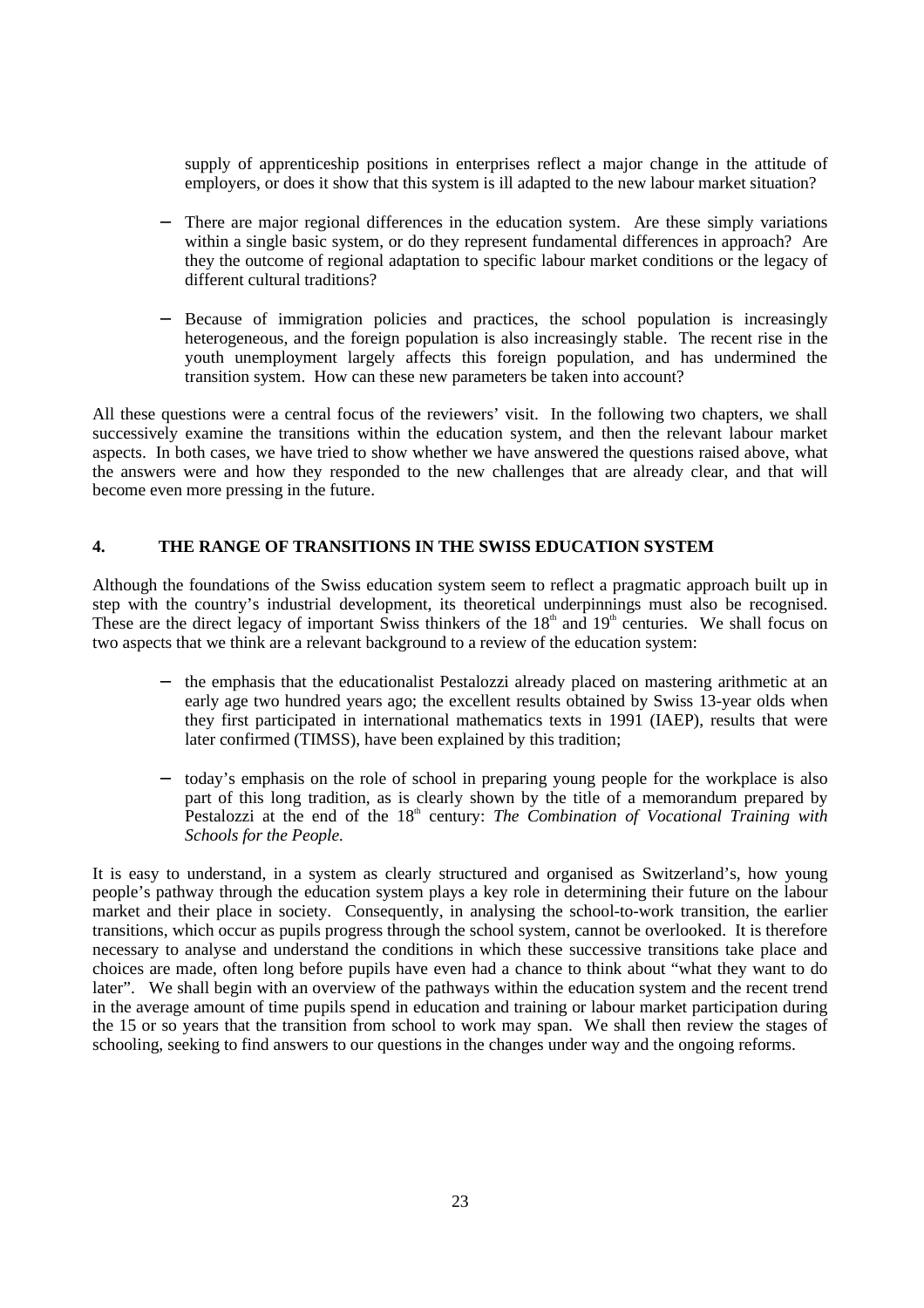supply of apprenticeship positions in enterprises reflect a major change in the attitude of employers, or does it show that this system is ill adapted to the new labour market situation?

- There are major regional differences in the education system. Are these simply variations within a single basic system, or do they represent fundamental differences in approach? Are they the outcome of regional adaptation to specific labour market conditions or the legacy of different cultural traditions?

- Because of immigration policies and practices, the school population is increasingly heterogeneous, and the foreign population is also increasingly stable. The recent rise in the youth unemployment largely affects this foreign population, and has undermined the transition system. How can these new parameters be taken into account?

All these questions were a central focus of the reviewers' visit. In the following two chapters, we shall successively examine the transitions within the education system, and then the relevant labour market aspects. In both cases, we have tried to show whether we have answered the questions raised above, what the answers were and how they responded to the new challenges that are already clear, and that will become even more pressing in the future.

## 4. THE RANGE OF TRANSITIONS IN THE SWISS EDUCATION SYSTEM

Although the foundations of the Swiss education system seem to reflect a pragmatic approach built up in step with the country's industrial development, its theoretical underpinnings must also be recognised. These are the direct legacy of important Swiss thinkers of the 18th and 19th centuries. We shall focus on two aspects that we think are a relevant background to a review of the education system:

- the emphasis that the educationalist Pestalozzi already placed on mastering arithmetic at an early age two hundred years ago; the excellent results obtained by Swiss 13-year olds when they first participated in international mathematics texts in 1991 (IAEP), results that were later confirmed (TIMSS), have been explained by this tradition;

- today's emphasis on the role of school in preparing young people for the workplace is also part of this long tradition, as is clearly shown by the title of a memorandum prepared by Pestalozzi at the end of the 18th century: *The Combination of Vocational Training with Schools for the People.*

It is easy to understand, in a system as clearly structured and organised as Switzerland's, how young people's pathway through the education system plays a key role in determining their future on the labour market and their place in society. Consequently, in analysing the school-to-work transition, the earlier transitions, which occur as pupils progress through the school system, cannot be overlooked. It is therefore necessary to analyse and understand the conditions in which these successive transitions take place and choices are made, often long before pupils have even had a chance to think about "what they want to do later". We shall begin with an overview of the pathways within the education system and the recent trend in the average amount of time pupils spend in education and training or labour market participation during the 15 or so years that the transition from school to work may span. We shall then review the stages of schooling, seeking to find answers to our questions in the changes under way and the ongoing reforms.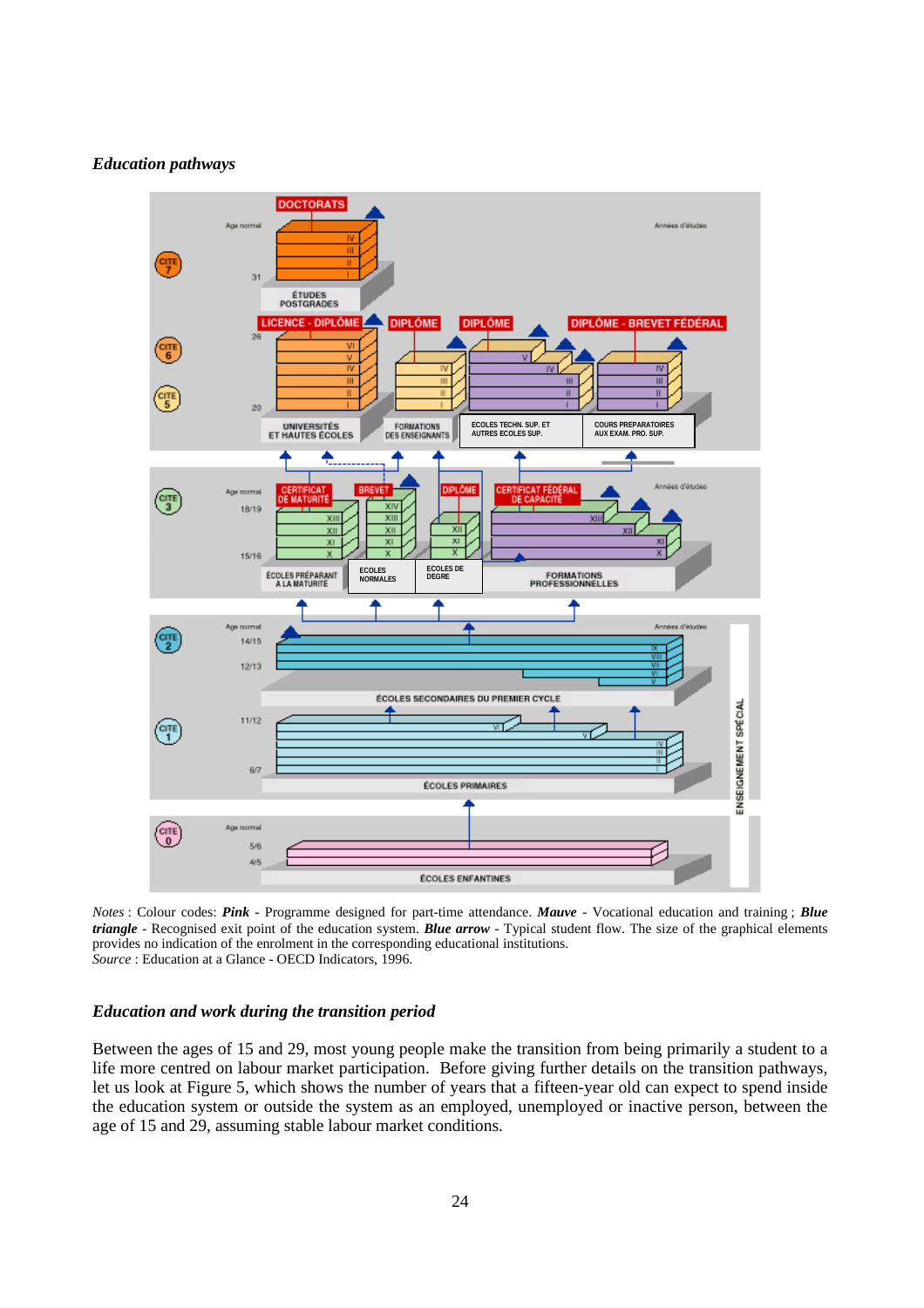*Education pathways*

*Notes* : Colour codes: ***Pink*** - Programme designed for part-time attendance. ***Mauve*** - Vocational education and training ; ***Blue triangle*** - Recognised exit point of the education system. ***Blue arrow*** - Typical student flow. The size of the graphical elements provides no indication of the enrolment in the corresponding educational institutions.
*Source* : Education at a Glance - OECD Indicators, 1996.

## *Education and work during the transition period*

Between the ages of 15 and 29, most young people make the transition from being primarily a student to a life more centred on labour market participation. Before giving further details on the transition pathways, let us look at Figure 5, which shows the number of years that a fifteen-year old can expect to spend inside the education system or outside the system as an employed, unemployed or inactive person, between the age of 15 and 29, assuming stable labour market conditions.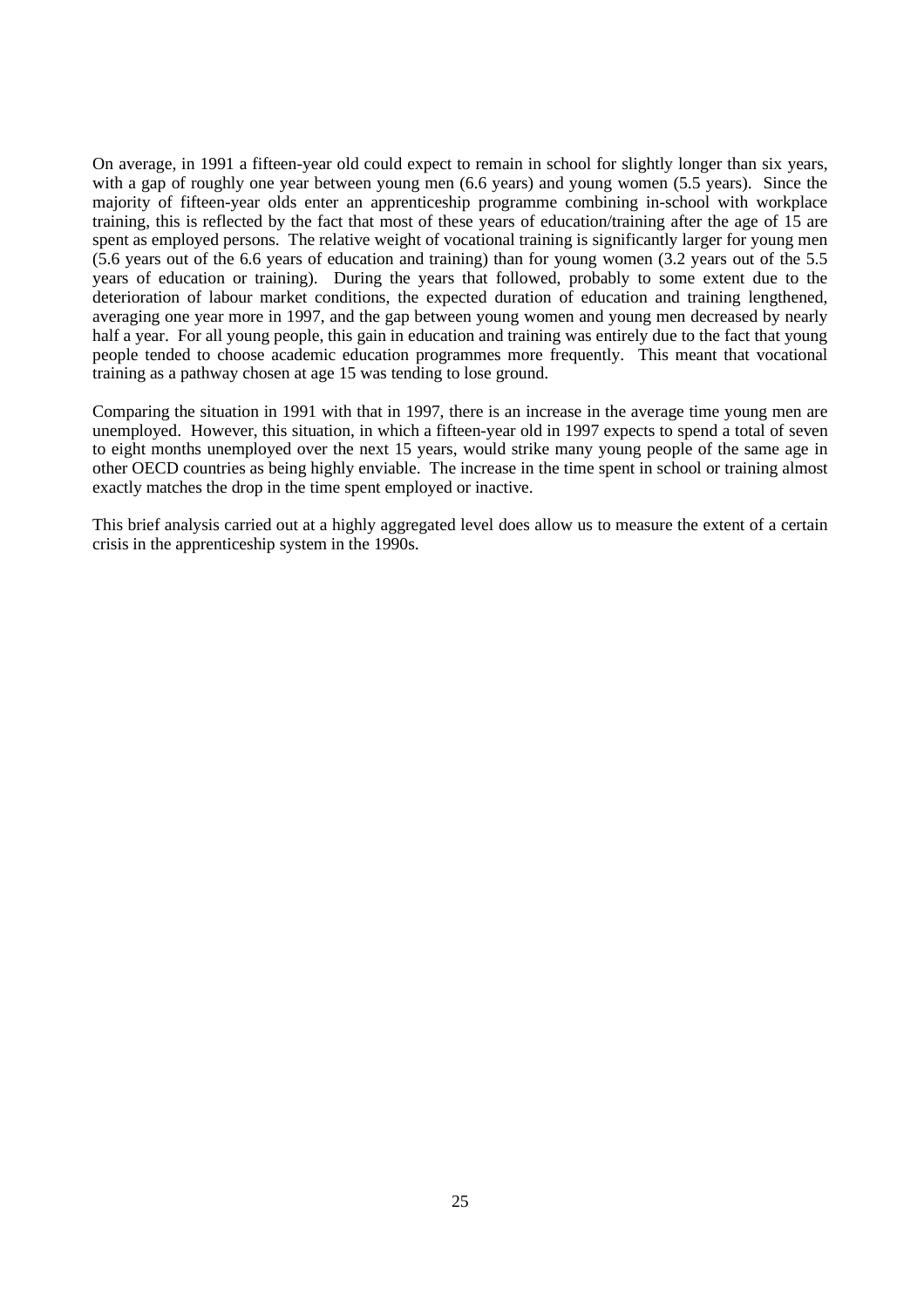On average, in 1991 a fifteen-year old could expect to remain in school for slightly longer than six years, with a gap of roughly one year between young men (6.6 years) and young women (5.5 years). Since the majority of fifteen-year olds enter an apprenticeship programme combining in-school with workplace training, this is reflected by the fact that most of these years of education/training after the age of 15 are spent as employed persons. The relative weight of vocational training is significantly larger for young men (5.6 years out of the 6.6 years of education and training) than for young women (3.2 years out of the 5.5 years of education or training). During the years that followed, probably to some extent due to the deterioration of labour market conditions, the expected duration of education and training lengthened, averaging one year more in 1997, and the gap between young women and young men decreased by nearly half a year. For all young people, this gain in education and training was entirely due to the fact that young people tended to choose academic education programmes more frequently. This meant that vocational training as a pathway chosen at age 15 was tending to lose ground.

Comparing the situation in 1991 with that in 1997, there is an increase in the average time young men are unemployed. However, this situation, in which a fifteen-year old in 1997 expects to spend a total of seven to eight months unemployed over the next 15 years, would strike many young people of the same age in other OECD countries as being highly enviable. The increase in the time spent in school or training almost exactly matches the drop in the time spent employed or inactive.

This brief analysis carried out at a highly aggregated level does allow us to measure the extent of a certain crisis in the apprenticeship system in the 1990s.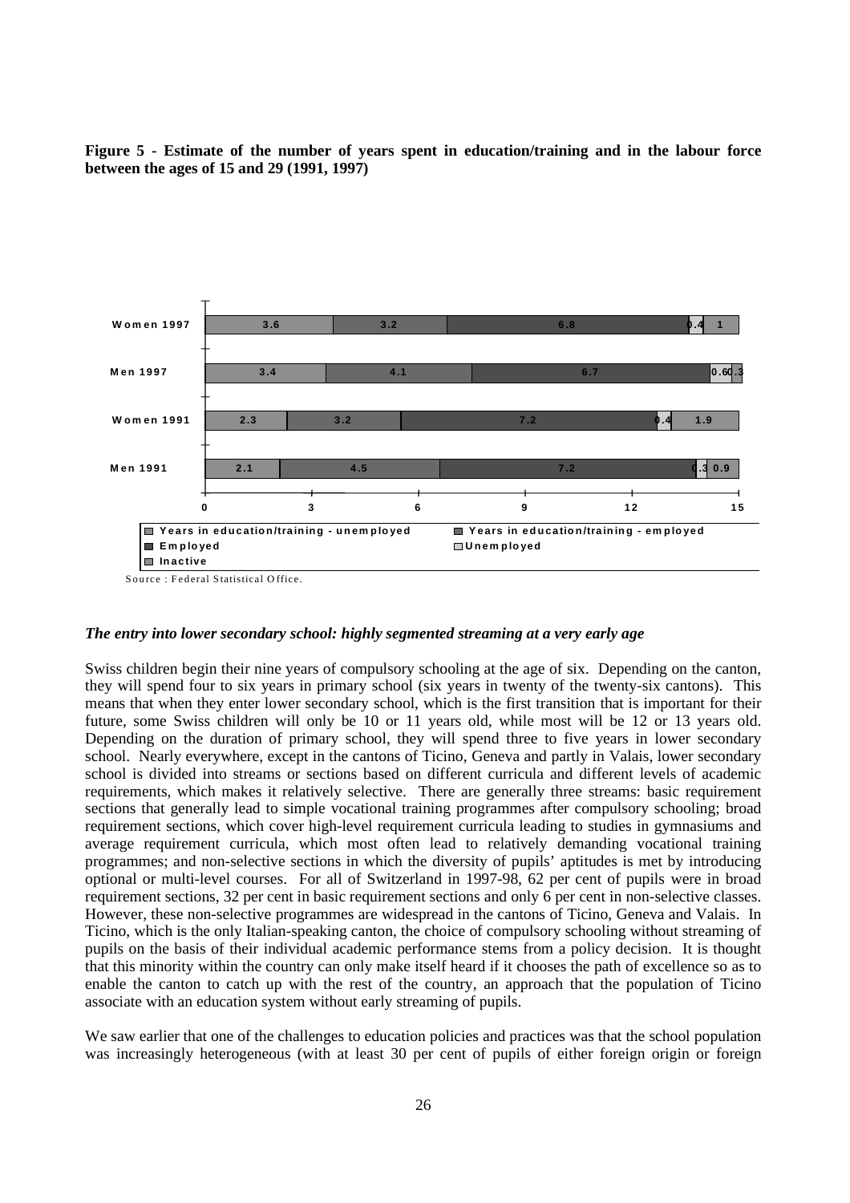**Figure 5 - Estimate of the number of years spent in education/training and in the labour force between the ages of 15 and 29 (1991, 1997)**

| | Years in education/training - unemployed | Years in education/training - employed | Employed | Unemployed | Inactive |
|---|---|---|---|---|---|
| Women 1997 | 3.6 | 3.2 | 6.8 | 0.4 | 1 |
| Men 1997 | 3.4 | 4.1 | 6.7 | 0.6 | 0.3 |
| Women 1991 | 2.3 | 3.2 | 7.2 | 0.4 | 1.9 |
| Men 1991 | 2.1 | 4.5 | 7.2 | 0.3 | 0.9 |

Source : Federal Statistical Office.

### *The entry into lower secondary school: highly segmented streaming at a very early age*

Swiss children begin their nine years of compulsory schooling at the age of six. Depending on the canton, they will spend four to six years in primary school (six years in twenty of the twenty-six cantons). This means that when they enter lower secondary school, which is the first transition that is important for their future, some Swiss children will only be 10 or 11 years old, while most will be 12 or 13 years old. Depending on the duration of primary school, they will spend three to five years in lower secondary school. Nearly everywhere, except in the cantons of Ticino, Geneva and partly in Valais, lower secondary school is divided into streams or sections based on different curricula and different levels of academic requirements, which makes it relatively selective. There are generally three streams: basic requirement sections that generally lead to simple vocational training programmes after compulsory schooling; broad requirement sections, which cover high-level requirement curricula leading to studies in gymnasiums and average requirement curricula, which most often lead to relatively demanding vocational training programmes; and non-selective sections in which the diversity of pupils' aptitudes is met by introducing optional or multi-level courses. For all of Switzerland in 1997-98, 62 per cent of pupils were in broad requirement sections, 32 per cent in basic requirement sections and only 6 per cent in non-selective classes. However, these non-selective programmes are widespread in the cantons of Ticino, Geneva and Valais. In Ticino, which is the only Italian-speaking canton, the choice of compulsory schooling without streaming of pupils on the basis of their individual academic performance stems from a policy decision. It is thought that this minority within the country can only make itself heard if it chooses the path of excellence so as to enable the canton to catch up with the rest of the country, an approach that the population of Ticino associate with an education system without early streaming of pupils.

We saw earlier that one of the challenges to education policies and practices was that the school population was increasingly heterogeneous (with at least 30 per cent of pupils of either foreign origin or foreign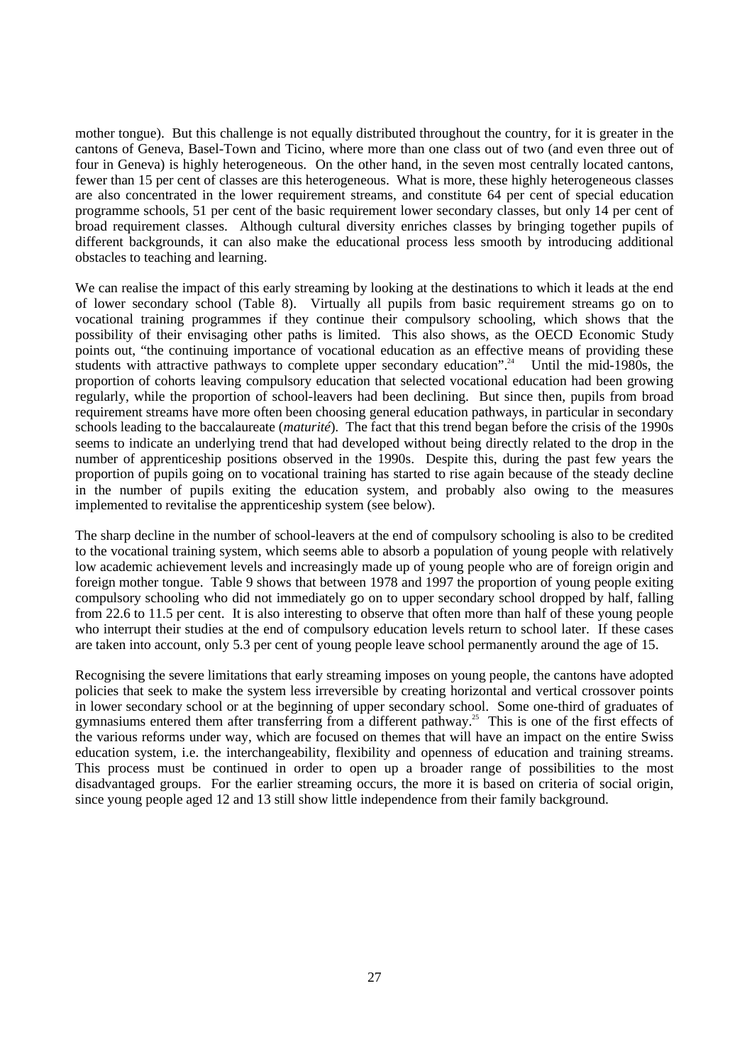mother tongue). But this challenge is not equally distributed throughout the country, for it is greater in the cantons of Geneva, Basel-Town and Ticino, where more than one class out of two (and even three out of four in Geneva) is highly heterogeneous. On the other hand, in the seven most centrally located cantons, fewer than 15 per cent of classes are this heterogeneous. What is more, these highly heterogeneous classes are also concentrated in the lower requirement streams, and constitute 64 per cent of special education programme schools, 51 per cent of the basic requirement lower secondary classes, but only 14 per cent of broad requirement classes. Although cultural diversity enriches classes by bringing together pupils of different backgrounds, it can also make the educational process less smooth by introducing additional obstacles to teaching and learning.

We can realise the impact of this early streaming by looking at the destinations to which it leads at the end of lower secondary school (Table 8). Virtually all pupils from basic requirement streams go on to vocational training programmes if they continue their compulsory schooling, which shows that the possibility of their envisaging other paths is limited. This also shows, as the OECD Economic Study points out, "the continuing importance of vocational education as an effective means of providing these students with attractive pathways to complete upper secondary education".[24] Until the mid-1980s, the proportion of cohorts leaving compulsory education that selected vocational education had been growing regularly, while the proportion of school-leavers had been declining. But since then, pupils from broad requirement streams have more often been choosing general education pathways, in particular in secondary schools leading to the baccalaureate (*maturité*). The fact that this trend began before the crisis of the 1990s seems to indicate an underlying trend that had developed without being directly related to the drop in the number of apprenticeship positions observed in the 1990s. Despite this, during the past few years the proportion of pupils going on to vocational training has started to rise again because of the steady decline in the number of pupils exiting the education system, and probably also owing to the measures implemented to revitalise the apprenticeship system (see below).

The sharp decline in the number of school-leavers at the end of compulsory schooling is also to be credited to the vocational training system, which seems able to absorb a population of young people with relatively low academic achievement levels and increasingly made up of young people who are of foreign origin and foreign mother tongue. Table 9 shows that between 1978 and 1997 the proportion of young people exiting compulsory schooling who did not immediately go on to upper secondary school dropped by half, falling from 22.6 to 11.5 per cent. It is also interesting to observe that often more than half of these young people who interrupt their studies at the end of compulsory education levels return to school later. If these cases are taken into account, only 5.3 per cent of young people leave school permanently around the age of 15.

Recognising the severe limitations that early streaming imposes on young people, the cantons have adopted policies that seek to make the system less irreversible by creating horizontal and vertical crossover points in lower secondary school or at the beginning of upper secondary school. Some one-third of graduates of gymnasiums entered them after transferring from a different pathway.[25] This is one of the first effects of the various reforms under way, which are focused on themes that will have an impact on the entire Swiss education system, i.e. the interchangeability, flexibility and openness of education and training streams. This process must be continued in order to open up a broader range of possibilities to the most disadvantaged groups. For the earlier streaming occurs, the more it is based on criteria of social origin, since young people aged 12 and 13 still show little independence from their family background.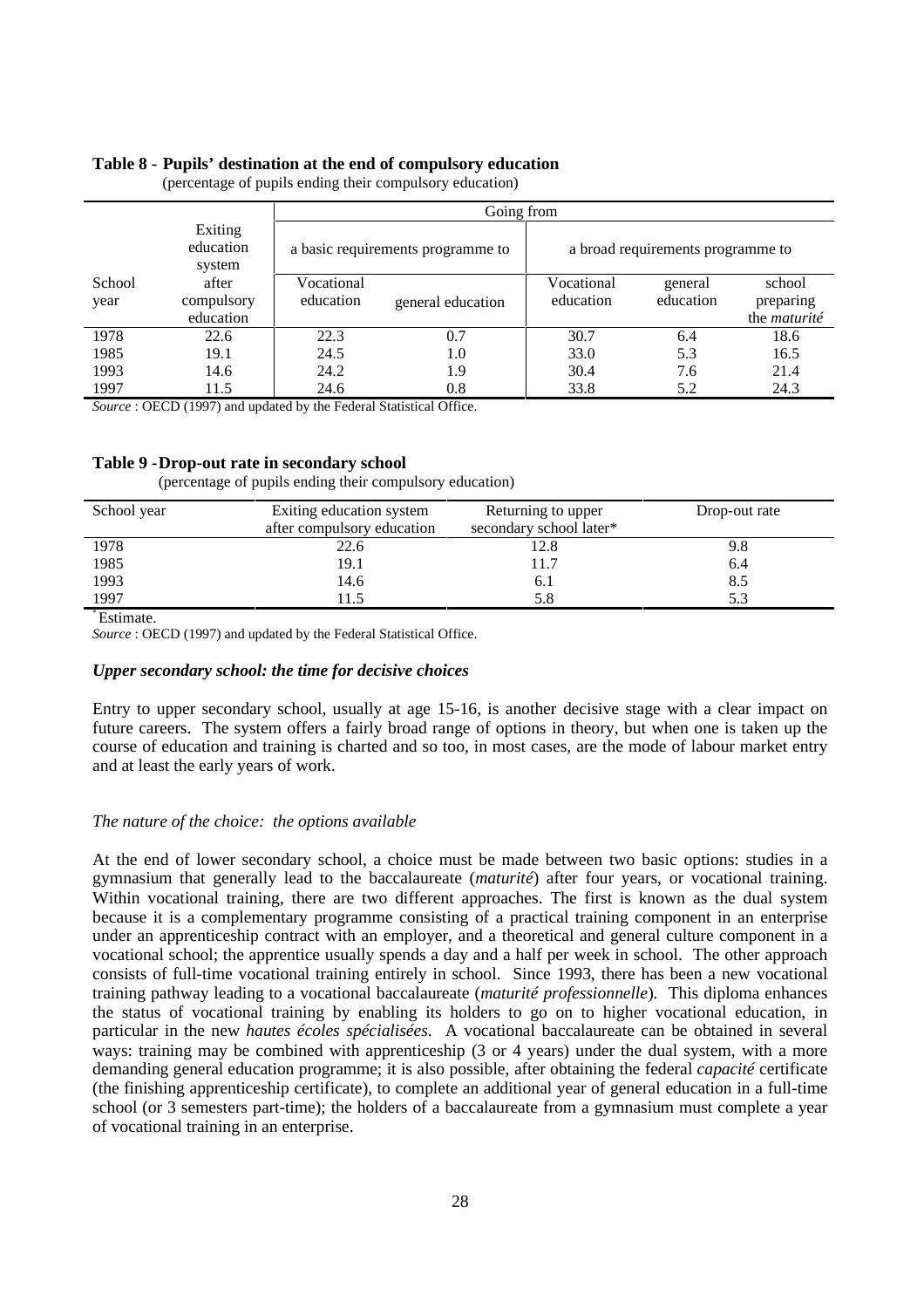**Table 8 - Pupils' destination at the end of compulsory education**
(percentage of pupils ending their compulsory education)

| School year | Exiting education system after compulsory education | Going from a basic requirements programme to | | a broad requirements programme to | | |
|---|---|---|---|---|---|---|
| | | Vocational education | general education | Vocational education | general education | school preparing the *maturité* |
| 1978 | 22.6 | 22.3 | 0.7 | 30.7 | 6.4 | 18.6 |
| 1985 | 19.1 | 24.5 | 1.0 | 33.0 | 5.3 | 16.5 |
| 1993 | 14.6 | 24.2 | 1.9 | 30.4 | 7.6 | 21.4 |
| 1997 | 11.5 | 24.6 | 0.8 | 33.8 | 5.2 | 24.3 |

*Source* : OECD (1997) and updated by the Federal Statistical Office.

**Table 9 -Drop-out rate in secondary school**
(percentage of pupils ending their compulsory education)

| School year | Exiting education system after compulsory education | Returning to upper secondary school later* | Drop-out rate |
|---|---|---|---|
| 1978 | 22.6 | 12.8 | 9.8 |
| 1985 | 19.1 | 11.7 | 6.4 |
| 1993 | 14.6 | 6.1 | 8.5 |
| 1997 | 11.5 | 5.8 | 5.3 |

* Estimate.

*Source* : OECD (1997) and updated by the Federal Statistical Office.

### *Upper secondary school: the time for decisive choices*

Entry to upper secondary school, usually at age 15-16, is another decisive stage with a clear impact on future careers. The system offers a fairly broad range of options in theory, but when one is taken up the course of education and training is charted and so too, in most cases, are the mode of labour market entry and at least the early years of work.

#### *The nature of the choice: the options available*

At the end of lower secondary school, a choice must be made between two basic options: studies in a gymnasium that generally lead to the baccalaureate (*maturité*) after four years, or vocational training. Within vocational training, there are two different approaches. The first is known as the dual system because it is a complementary programme consisting of a practical training component in an enterprise under an apprenticeship contract with an employer, and a theoretical and general culture component in a vocational school; the apprentice usually spends a day and a half per week in school. The other approach consists of full-time vocational training entirely in school. Since 1993, there has been a new vocational training pathway leading to a vocational baccalaureate (*maturité professionnelle*). This diploma enhances the status of vocational training by enabling its holders to go on to higher vocational education, in particular in the new *hautes écoles spécialisées*. A vocational baccalaureate can be obtained in several ways: training may be combined with apprenticeship (3 or 4 years) under the dual system, with a more demanding general education programme; it is also possible, after obtaining the federal *capacité* certificate (the finishing apprenticeship certificate), to complete an additional year of general education in a full-time school (or 3 semesters part-time); the holders of a baccalaureate from a gymnasium must complete a year of vocational training in an enterprise.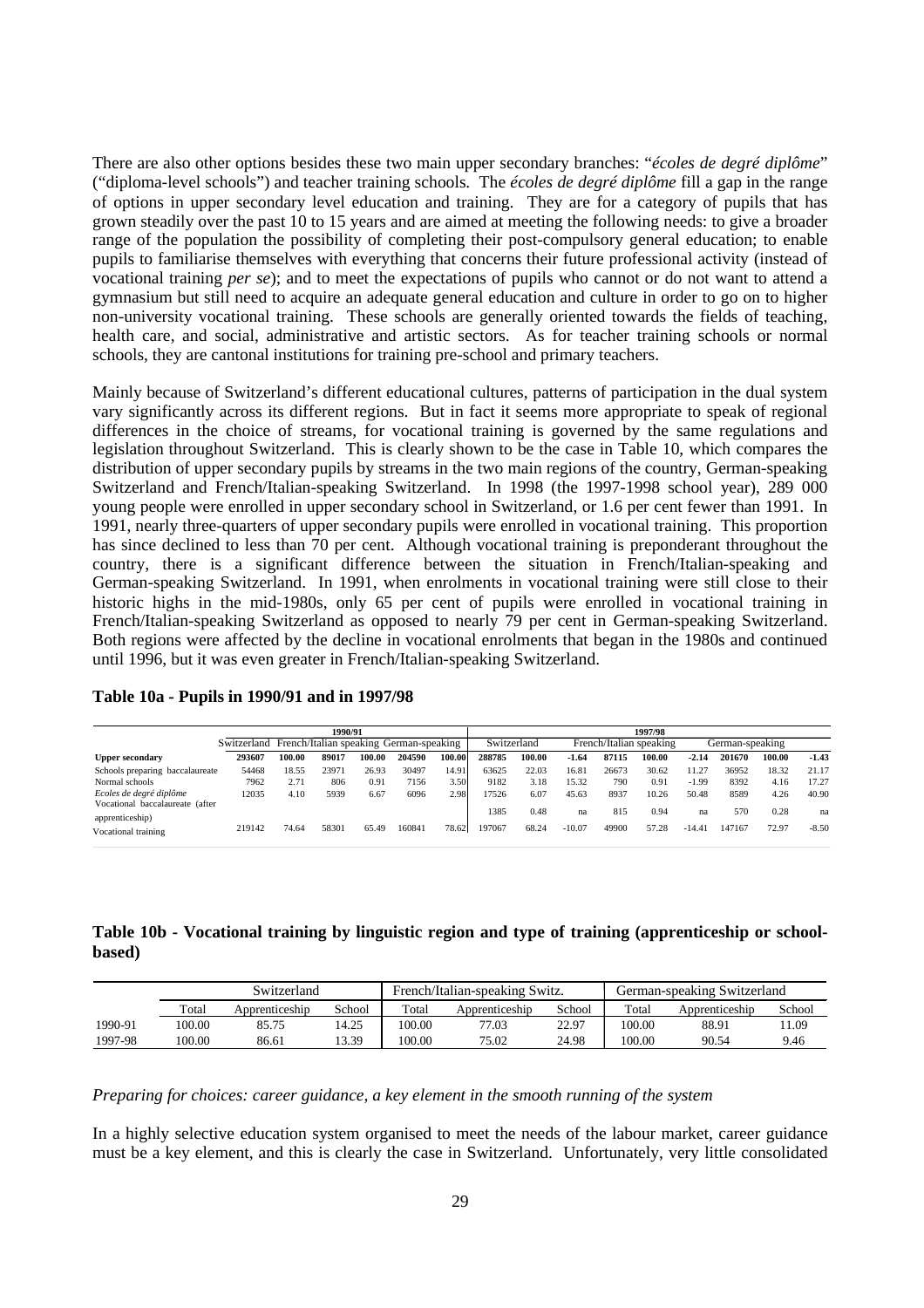There are also other options besides these two main upper secondary branches: "*écoles de degré diplôme*" ("diploma-level schools") and teacher training schools. The *écoles de degré diplôme* fill a gap in the range of options in upper secondary level education and training. They are for a category of pupils that has grown steadily over the past 10 to 15 years and are aimed at meeting the following needs: to give a broader range of the population the possibility of completing their post-compulsory general education; to enable pupils to familiarise themselves with everything that concerns their future professional activity (instead of vocational training *per se*); and to meet the expectations of pupils who cannot or do not want to attend a gymnasium but still need to acquire an adequate general education and culture in order to go on to higher non-university vocational training. These schools are generally oriented towards the fields of teaching, health care, and social, administrative and artistic sectors. As for teacher training schools or normal schools, they are cantonal institutions for training pre-school and primary teachers.

Mainly because of Switzerland's different educational cultures, patterns of participation in the dual system vary significantly across its different regions. But in fact it seems more appropriate to speak of regional differences in the choice of streams, for vocational training is governed by the same regulations and legislation throughout Switzerland. This is clearly shown to be the case in Table 10, which compares the distribution of upper secondary pupils by streams in the two main regions of the country, German-speaking Switzerland and French/Italian-speaking Switzerland. In 1998 (the 1997-1998 school year), 289 000 young people were enrolled in upper secondary school in Switzerland, or 1.6 per cent fewer than 1991. In 1991, nearly three-quarters of upper secondary pupils were enrolled in vocational training. This proportion has since declined to less than 70 per cent. Although vocational training is preponderant throughout the country, there is a significant difference between the situation in French/Italian-speaking and German-speaking Switzerland. In 1991, when enrolments in vocational training were still close to their historic highs in the mid-1980s, only 65 per cent of pupils were enrolled in vocational training in French/Italian-speaking Switzerland as opposed to nearly 79 per cent in German-speaking Switzerland. Both regions were affected by the decline in vocational enrolments that began in the 1980s and continued until 1996, but it was even greater in French/Italian-speaking Switzerland.

**Table 10a - Pupils in 1990/91 and in 1997/98**

| | 1990/91 | | | | | | 1997/98 | | | | | | | | |
|---|---|---|---|---|---|---|---|---|---|---|---|---|---|---|---|
| | Switzerland | | French/Italian speaking | | German-speaking | | Switzerland | | | French/Italian speaking | | | German-speaking | | |
| **Upper secondary** | **293607** | **100.00** | **89017** | **100.00** | **204590** | **100.00** | **288785** | **100.00** | **-1.64** | **87115** | **100.00** | **-2.14** | **201670** | **100.00** | **-1.43** |
| Schools preparing baccalaureate | 54468 | 18.55 | 23971 | 26.93 | 30497 | 14.91 | 63625 | 22.03 | 16.81 | 26673 | 30.62 | 11.27 | 36952 | 18.32 | 21.17 |
| Normal schools | 7962 | 2.71 | 806 | 0.91 | 7156 | 3.50 | 9182 | 3.18 | 15.32 | 790 | 0.91 | -1.99 | 8392 | 4.16 | 17.27 |
| *Ecoles de degré diplôme* | 12035 | 4.10 | 5939 | 6.67 | 6096 | 2.98 | 17526 | 6.07 | 45.63 | 8937 | 10.26 | 50.48 | 8589 | 4.26 | 40.90 |
| Vocational baccalaureate (after apprenticeship) | | | | | | | 1385 | 0.48 | na | 815 | 0.94 | na | 570 | 0.28 | na |
| Vocational training | 219142 | 74.64 | 58301 | 65.49 | 160841 | 78.62 | 197067 | 68.24 | -10.07 | 49900 | 57.28 | -14.41 | 147167 | 72.97 | -8.50 |

**Table 10b - Vocational training by linguistic region and type of training (apprenticeship or school-based)**

| | Switzerland | | | French/Italian-speaking Switz. | | | German-speaking Switzerland | | |
|---|---|---|---|---|---|---|---|---|---|
| | Total | Apprenticeship | School | Total | Apprenticeship | School | Total | Apprenticeship | School |
| 1990-91 | 100.00 | 85.75 | 14.25 | 100.00 | 77.03 | 22.97 | 100.00 | 88.91 | 11.09 |
| 1997-98 | 100.00 | 86.61 | 13.39 | 100.00 | 75.02 | 24.98 | 100.00 | 90.54 | 9.46 |

*Preparing for choices: career guidance, a key element in the smooth running of the system*

In a highly selective education system organised to meet the needs of the labour market, career guidance must be a key element, and this is clearly the case in Switzerland. Unfortunately, very little consolidated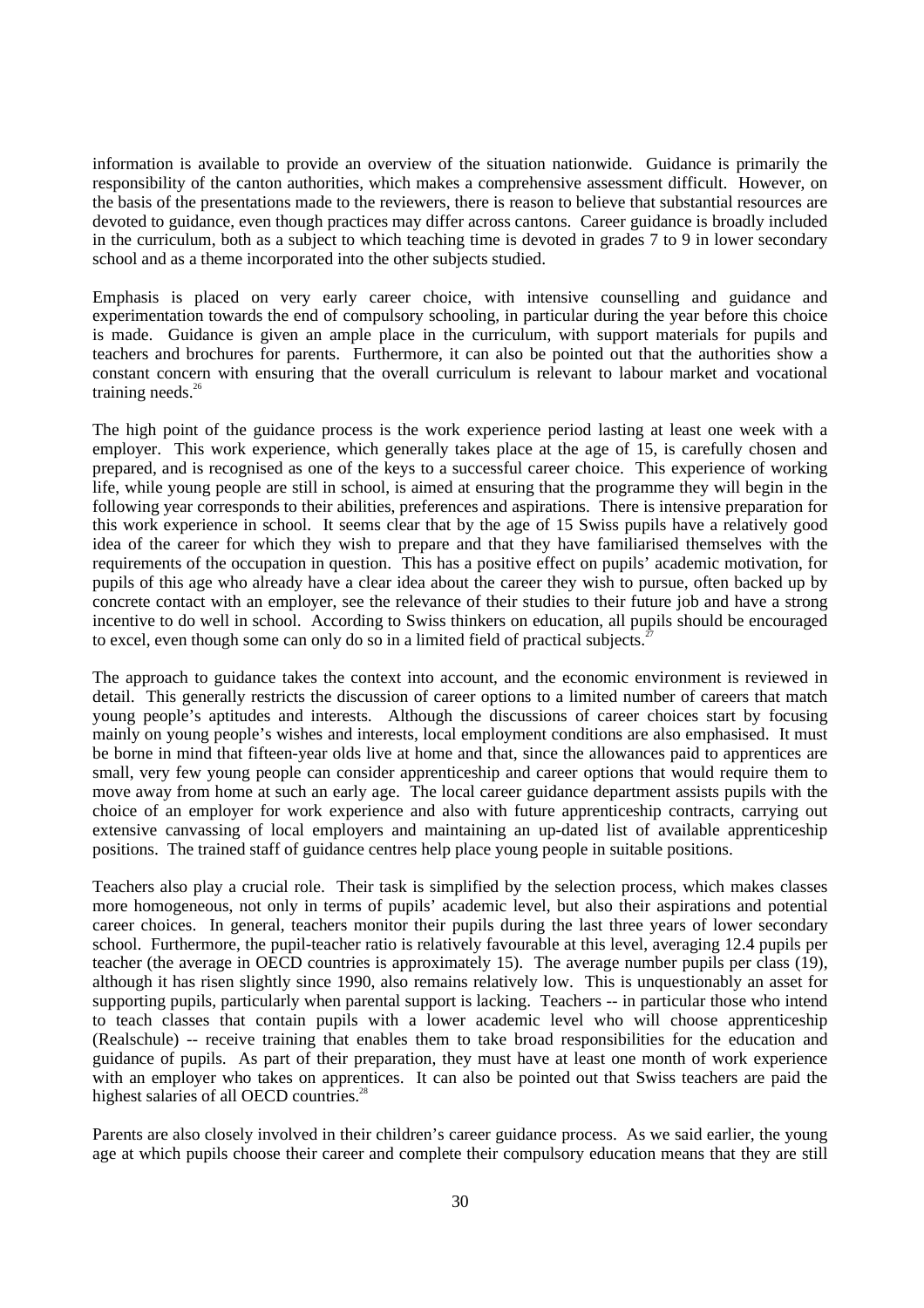information is available to provide an overview of the situation nationwide. Guidance is primarily the responsibility of the canton authorities, which makes a comprehensive assessment difficult. However, on the basis of the presentations made to the reviewers, there is reason to believe that substantial resources are devoted to guidance, even though practices may differ across cantons. Career guidance is broadly included in the curriculum, both as a subject to which teaching time is devoted in grades 7 to 9 in lower secondary school and as a theme incorporated into the other subjects studied.

Emphasis is placed on very early career choice, with intensive counselling and guidance and experimentation towards the end of compulsory schooling, in particular during the year before this choice is made. Guidance is given an ample place in the curriculum, with support materials for pupils and teachers and brochures for parents. Furthermore, it can also be pointed out that the authorities show a constant concern with ensuring that the overall curriculum is relevant to labour market and vocational training needs.[26]

The high point of the guidance process is the work experience period lasting at least one week with a employer. This work experience, which generally takes place at the age of 15, is carefully chosen and prepared, and is recognised as one of the keys to a successful career choice. This experience of working life, while young people are still in school, is aimed at ensuring that the programme they will begin in the following year corresponds to their abilities, preferences and aspirations. There is intensive preparation for this work experience in school. It seems clear that by the age of 15 Swiss pupils have a relatively good idea of the career for which they wish to prepare and that they have familiarised themselves with the requirements of the occupation in question. This has a positive effect on pupils' academic motivation, for pupils of this age who already have a clear idea about the career they wish to pursue, often backed up by concrete contact with an employer, see the relevance of their studies to their future job and have a strong incentive to do well in school. According to Swiss thinkers on education, all pupils should be encouraged to excel, even though some can only do so in a limited field of practical subjects.[27]

The approach to guidance takes the context into account, and the economic environment is reviewed in detail. This generally restricts the discussion of career options to a limited number of careers that match young people's aptitudes and interests. Although the discussions of career choices start by focusing mainly on young people's wishes and interests, local employment conditions are also emphasised. It must be borne in mind that fifteen-year olds live at home and that, since the allowances paid to apprentices are small, very few young people can consider apprenticeship and career options that would require them to move away from home at such an early age. The local career guidance department assists pupils with the choice of an employer for work experience and also with future apprenticeship contracts, carrying out extensive canvassing of local employers and maintaining an up-dated list of available apprenticeship positions. The trained staff of guidance centres help place young people in suitable positions.

Teachers also play a crucial role. Their task is simplified by the selection process, which makes classes more homogeneous, not only in terms of pupils' academic level, but also their aspirations and potential career choices. In general, teachers monitor their pupils during the last three years of lower secondary school. Furthermore, the pupil-teacher ratio is relatively favourable at this level, averaging 12.4 pupils per teacher (the average in OECD countries is approximately 15). The average number pupils per class (19), although it has risen slightly since 1990, also remains relatively low. This is unquestionably an asset for supporting pupils, particularly when parental support is lacking. Teachers -- in particular those who intend to teach classes that contain pupils with a lower academic level who will choose apprenticeship (Realschule) -- receive training that enables them to take broad responsibilities for the education and guidance of pupils. As part of their preparation, they must have at least one month of work experience with an employer who takes on apprentices. It can also be pointed out that Swiss teachers are paid the highest salaries of all OECD countries.[28]

Parents are also closely involved in their children's career guidance process. As we said earlier, the young age at which pupils choose their career and complete their compulsory education means that they are still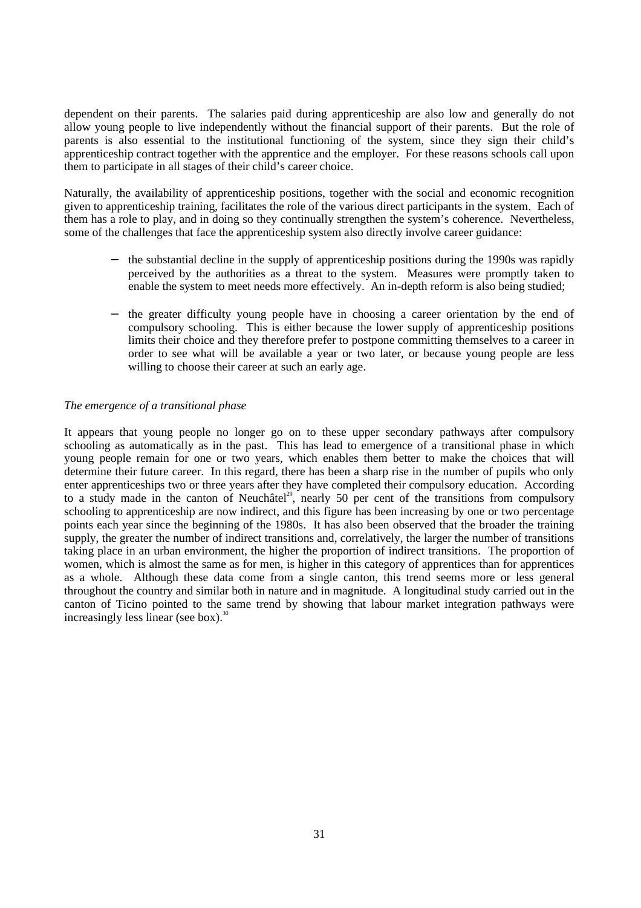dependent on their parents. The salaries paid during apprenticeship are also low and generally do not allow young people to live independently without the financial support of their parents. But the role of parents is also essential to the institutional functioning of the system, since they sign their child's apprenticeship contract together with the apprentice and the employer. For these reasons schools call upon them to participate in all stages of their child's career choice.

Naturally, the availability of apprenticeship positions, together with the social and economic recognition given to apprenticeship training, facilitates the role of the various direct participants in the system. Each of them has a role to play, and in doing so they continually strengthen the system's coherence. Nevertheless, some of the challenges that face the apprenticeship system also directly involve career guidance:

- the substantial decline in the supply of apprenticeship positions during the 1990s was rapidly perceived by the authorities as a threat to the system. Measures were promptly taken to enable the system to meet needs more effectively. An in-depth reform is also being studied;
- the greater difficulty young people have in choosing a career orientation by the end of compulsory schooling. This is either because the lower supply of apprenticeship positions limits their choice and they therefore prefer to postpone committing themselves to a career in order to see what will be available a year or two later, or because young people are less willing to choose their career at such an early age.

*The emergence of a transitional phase*

It appears that young people no longer go on to these upper secondary pathways after compulsory schooling as automatically as in the past. This has lead to emergence of a transitional phase in which young people remain for one or two years, which enables them better to make the choices that will determine their future career. In this regard, there has been a sharp rise in the number of pupils who only enter apprenticeships two or three years after they have completed their compulsory education. According to a study made in the canton of Neuchâtel[29], nearly 50 per cent of the transitions from compulsory schooling to apprenticeship are now indirect, and this figure has been increasing by one or two percentage points each year since the beginning of the 1980s. It has also been observed that the broader the training supply, the greater the number of indirect transitions and, correlatively, the larger the number of transitions taking place in an urban environment, the higher the proportion of indirect transitions. The proportion of women, which is almost the same as for men, is higher in this category of apprentices than for apprentices as a whole. Although these data come from a single canton, this trend seems more or less general throughout the country and similar both in nature and in magnitude. A longitudinal study carried out in the canton of Ticino pointed to the same trend by showing that labour market integration pathways were increasingly less linear (see box).[30]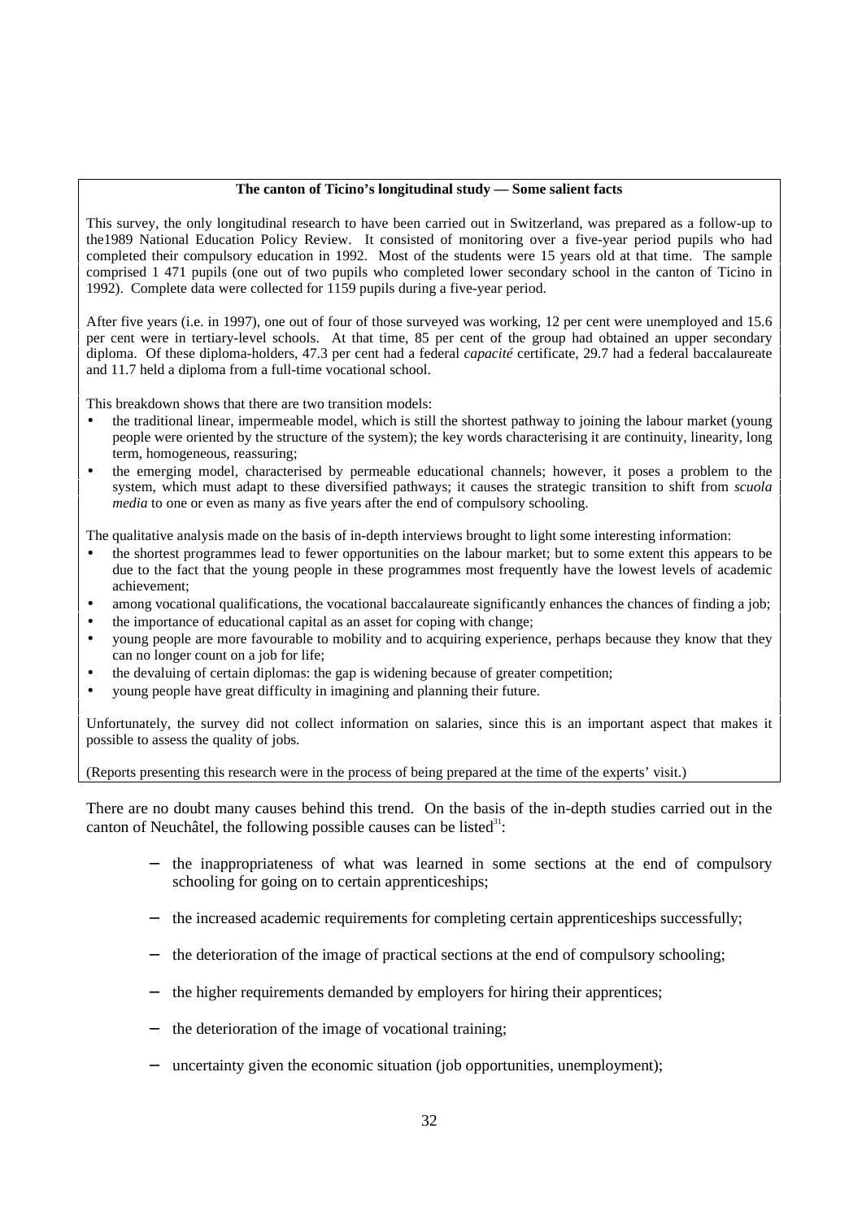**The canton of Ticino's longitudinal study — Some salient facts**

This survey, the only longitudinal research to have been carried out in Switzerland, was prepared as a follow-up to the1989 National Education Policy Review. It consisted of monitoring over a five-year period pupils who had completed their compulsory education in 1992. Most of the students were 15 years old at that time. The sample comprised 1 471 pupils (one out of two pupils who completed lower secondary school in the canton of Ticino in 1992). Complete data were collected for 1159 pupils during a five-year period.

After five years (i.e. in 1997), one out of four of those surveyed was working, 12 per cent were unemployed and 15.6 per cent were in tertiary-level schools. At that time, 85 per cent of the group had obtained an upper secondary diploma. Of these diploma-holders, 47.3 per cent had a federal *capacité* certificate, 29.7 had a federal baccalaureate and 11.7 held a diploma from a full-time vocational school.

This breakdown shows that there are two transition models:

- the traditional linear, impermeable model, which is still the shortest pathway to joining the labour market (young people were oriented by the structure of the system); the key words characterising it are continuity, linearity, long term, homogeneous, reassuring;
- the emerging model, characterised by permeable educational channels; however, it poses a problem to the system, which must adapt to these diversified pathways; it causes the strategic transition to shift from *scuola media* to one or even as many as five years after the end of compulsory schooling.

The qualitative analysis made on the basis of in-depth interviews brought to light some interesting information:

- the shortest programmes lead to fewer opportunities on the labour market; but to some extent this appears to be due to the fact that the young people in these programmes most frequently have the lowest levels of academic achievement;
- among vocational qualifications, the vocational baccalaureate significantly enhances the chances of finding a job;
- the importance of educational capital as an asset for coping with change;
- young people are more favourable to mobility and to acquiring experience, perhaps because they know that they can no longer count on a job for life;
- the devaluing of certain diplomas: the gap is widening because of greater competition;
- young people have great difficulty in imagining and planning their future.

Unfortunately, the survey did not collect information on salaries, since this is an important aspect that makes it possible to assess the quality of jobs.

(Reports presenting this research were in the process of being prepared at the time of the experts' visit.)

There are no doubt many causes behind this trend. On the basis of the in-depth studies carried out in the canton of Neuchâtel, the following possible causes can be listed[31]:

- the inappropriateness of what was learned in some sections at the end of compulsory schooling for going on to certain apprenticeships;
- the increased academic requirements for completing certain apprenticeships successfully;
- the deterioration of the image of practical sections at the end of compulsory schooling;
- the higher requirements demanded by employers for hiring their apprentices;
- the deterioration of the image of vocational training;
- uncertainty given the economic situation (job opportunities, unemployment);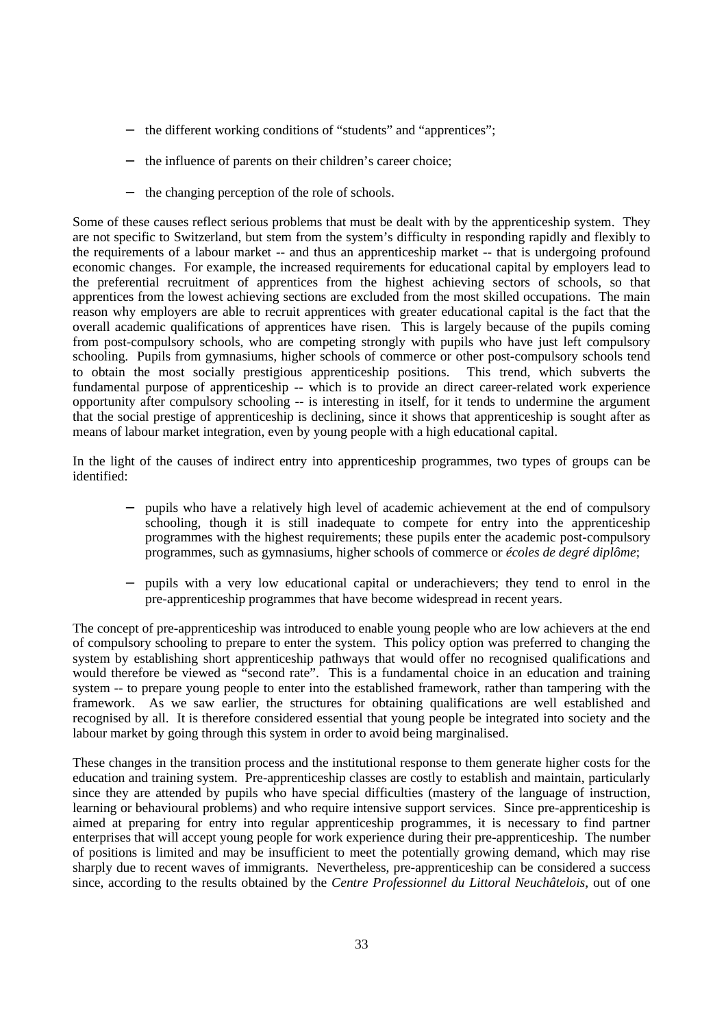- the different working conditions of "students" and "apprentices";
- the influence of parents on their children's career choice;
- the changing perception of the role of schools.

Some of these causes reflect serious problems that must be dealt with by the apprenticeship system. They are not specific to Switzerland, but stem from the system's difficulty in responding rapidly and flexibly to the requirements of a labour market -- and thus an apprenticeship market -- that is undergoing profound economic changes. For example, the increased requirements for educational capital by employers lead to the preferential recruitment of apprentices from the highest achieving sectors of schools, so that apprentices from the lowest achieving sections are excluded from the most skilled occupations. The main reason why employers are able to recruit apprentices with greater educational capital is the fact that the overall academic qualifications of apprentices have risen. This is largely because of the pupils coming from post-compulsory schools, who are competing strongly with pupils who have just left compulsory schooling. Pupils from gymnasiums, higher schools of commerce or other post-compulsory schools tend to obtain the most socially prestigious apprenticeship positions. This trend, which subverts the fundamental purpose of apprenticeship -- which is to provide an direct career-related work experience opportunity after compulsory schooling -- is interesting in itself, for it tends to undermine the argument that the social prestige of apprenticeship is declining, since it shows that apprenticeship is sought after as means of labour market integration, even by young people with a high educational capital.

In the light of the causes of indirect entry into apprenticeship programmes, two types of groups can be identified:

- pupils who have a relatively high level of academic achievement at the end of compulsory schooling, though it is still inadequate to compete for entry into the apprenticeship programmes with the highest requirements; these pupils enter the academic post-compulsory programmes, such as gymnasiums, higher schools of commerce or *écoles de degré diplôme*;
- pupils with a very low educational capital or underachievers; they tend to enrol in the pre-apprenticeship programmes that have become widespread in recent years.

The concept of pre-apprenticeship was introduced to enable young people who are low achievers at the end of compulsory schooling to prepare to enter the system. This policy option was preferred to changing the system by establishing short apprenticeship pathways that would offer no recognised qualifications and would therefore be viewed as "second rate". This is a fundamental choice in an education and training system -- to prepare young people to enter into the established framework, rather than tampering with the framework. As we saw earlier, the structures for obtaining qualifications are well established and recognised by all. It is therefore considered essential that young people be integrated into society and the labour market by going through this system in order to avoid being marginalised.

These changes in the transition process and the institutional response to them generate higher costs for the education and training system. Pre-apprenticeship classes are costly to establish and maintain, particularly since they are attended by pupils who have special difficulties (mastery of the language of instruction, learning or behavioural problems) and who require intensive support services. Since pre-apprenticeship is aimed at preparing for entry into regular apprenticeship programmes, it is necessary to find partner enterprises that will accept young people for work experience during their pre-apprenticeship. The number of positions is limited and may be insufficient to meet the potentially growing demand, which may rise sharply due to recent waves of immigrants. Nevertheless, pre-apprenticeship can be considered a success since, according to the results obtained by the *Centre Professionnel du Littoral Neuchâtelois*, out of one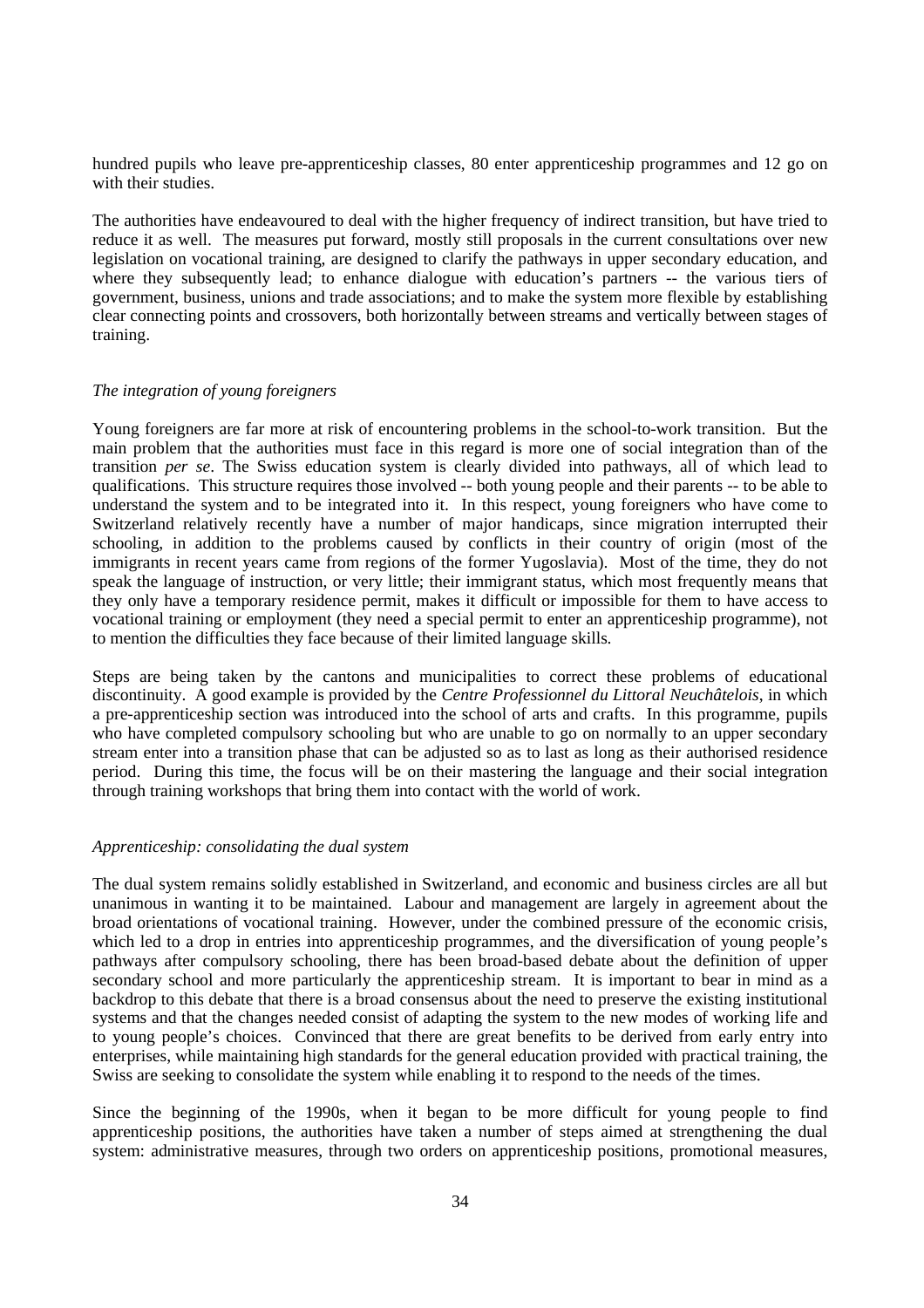hundred pupils who leave pre-apprenticeship classes, 80 enter apprenticeship programmes and 12 go on with their studies.

The authorities have endeavoured to deal with the higher frequency of indirect transition, but have tried to reduce it as well. The measures put forward, mostly still proposals in the current consultations over new legislation on vocational training, are designed to clarify the pathways in upper secondary education, and where they subsequently lead; to enhance dialogue with education's partners -- the various tiers of government, business, unions and trade associations; and to make the system more flexible by establishing clear connecting points and crossovers, both horizontally between streams and vertically between stages of training.

*The integration of young foreigners*

Young foreigners are far more at risk of encountering problems in the school-to-work transition. But the main problem that the authorities must face in this regard is more one of social integration than of the transition *per se*. The Swiss education system is clearly divided into pathways, all of which lead to qualifications. This structure requires those involved -- both young people and their parents -- to be able to understand the system and to be integrated into it. In this respect, young foreigners who have come to Switzerland relatively recently have a number of major handicaps, since migration interrupted their schooling, in addition to the problems caused by conflicts in their country of origin (most of the immigrants in recent years came from regions of the former Yugoslavia). Most of the time, they do not speak the language of instruction, or very little; their immigrant status, which most frequently means that they only have a temporary residence permit, makes it difficult or impossible for them to have access to vocational training or employment (they need a special permit to enter an apprenticeship programme), not to mention the difficulties they face because of their limited language skills.

Steps are being taken by the cantons and municipalities to correct these problems of educational discontinuity. A good example is provided by the *Centre Professionnel du Littoral Neuchâtelois*, in which a pre-apprenticeship section was introduced into the school of arts and crafts. In this programme, pupils who have completed compulsory schooling but who are unable to go on normally to an upper secondary stream enter into a transition phase that can be adjusted so as to last as long as their authorised residence period. During this time, the focus will be on their mastering the language and their social integration through training workshops that bring them into contact with the world of work.

*Apprenticeship: consolidating the dual system*

The dual system remains solidly established in Switzerland, and economic and business circles are all but unanimous in wanting it to be maintained. Labour and management are largely in agreement about the broad orientations of vocational training. However, under the combined pressure of the economic crisis, which led to a drop in entries into apprenticeship programmes, and the diversification of young people's pathways after compulsory schooling, there has been broad-based debate about the definition of upper secondary school and more particularly the apprenticeship stream. It is important to bear in mind as a backdrop to this debate that there is a broad consensus about the need to preserve the existing institutional systems and that the changes needed consist of adapting the system to the new modes of working life and to young people's choices. Convinced that there are great benefits to be derived from early entry into enterprises, while maintaining high standards for the general education provided with practical training, the Swiss are seeking to consolidate the system while enabling it to respond to the needs of the times.

Since the beginning of the 1990s, when it began to be more difficult for young people to find apprenticeship positions, the authorities have taken a number of steps aimed at strengthening the dual system: administrative measures, through two orders on apprenticeship positions, promotional measures,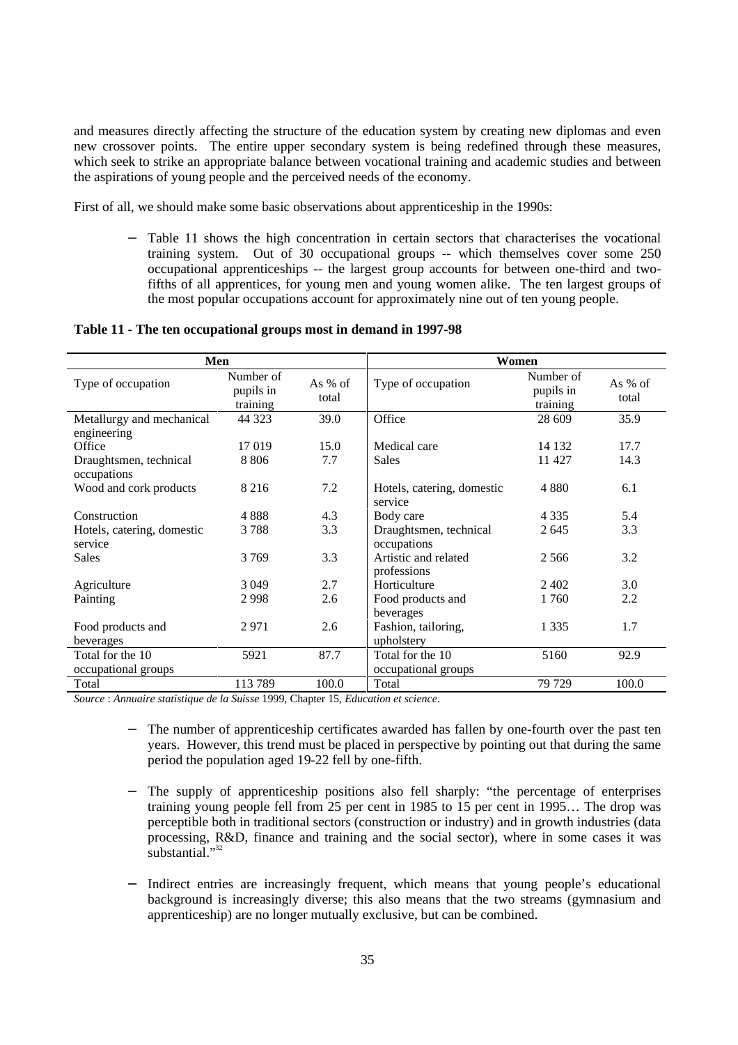and measures directly affecting the structure of the education system by creating new diplomas and even new crossover points. The entire upper secondary system is being redefined through these measures, which seek to strike an appropriate balance between vocational training and academic studies and between the aspirations of young people and the perceived needs of the economy.

First of all, we should make some basic observations about apprenticeship in the 1990s:

- Table 11 shows the high concentration in certain sectors that characterises the vocational training system. Out of 30 occupational groups -- which themselves cover some 250 occupational apprenticeships -- the largest group accounts for between one-third and two-fifths of all apprentices, for young men and young women alike. The ten largest groups of the most popular occupations account for approximately nine out of ten young people.

**Table 11 - The ten occupational groups most in demand in 1997-98**

| Men | | | Women | | |
|---|---|---|---|---|---|
| Type of occupation | Number of pupils in training | As % of total | Type of occupation | Number of pupils in training | As % of total |
| Metallurgy and mechanical engineering | 44 323 | 39.0 | Office | 28 609 | 35.9 |
| Office | 17 019 | 15.0 | Medical care | 14 132 | 17.7 |
| Draughtsmen, technical occupations | 8 806 | 7.7 | Sales | 11 427 | 14.3 |
| Wood and cork products | 8 216 | 7.2 | Hotels, catering, domestic service | 4 880 | 6.1 |
| Construction | 4 888 | 4.3 | Body care | 4 335 | 5.4 |
| Hotels, catering, domestic service | 3 788 | 3.3 | Draughtsmen, technical occupations | 2 645 | 3.3 |
| Sales | 3 769 | 3.3 | Artistic and related professions | 2 566 | 3.2 |
| Agriculture | 3 049 | 2.7 | Horticulture | 2 402 | 3.0 |
| Painting | 2 998 | 2.6 | Food products and beverages | 1 760 | 2.2 |
| Food products and beverages | 2 971 | 2.6 | Fashion, tailoring, upholstery | 1 335 | 1.7 |
| Total for the 10 occupational groups | 5921 | 87.7 | Total for the 10 occupational groups | 5160 | 92.9 |
| Total | 113 789 | 100.0 | Total | 79 729 | 100.0 |

*Source* : *Annuaire statistique de la Suisse* 1999, Chapter 15, *Education et science*.

- The number of apprenticeship certificates awarded has fallen by one-fourth over the past ten years. However, this trend must be placed in perspective by pointing out that during the same period the population aged 19-22 fell by one-fifth.

- The supply of apprenticeship positions also fell sharply: "the percentage of enterprises training young people fell from 25 per cent in 1985 to 15 per cent in 1995… The drop was perceptible both in traditional sectors (construction or industry) and in growth industries (data processing, R&D, finance and training and the social sector), where in some cases it was substantial."[32]

- Indirect entries are increasingly frequent, which means that young people's educational background is increasingly diverse; this also means that the two streams (gymnasium and apprenticeship) are no longer mutually exclusive, but can be combined.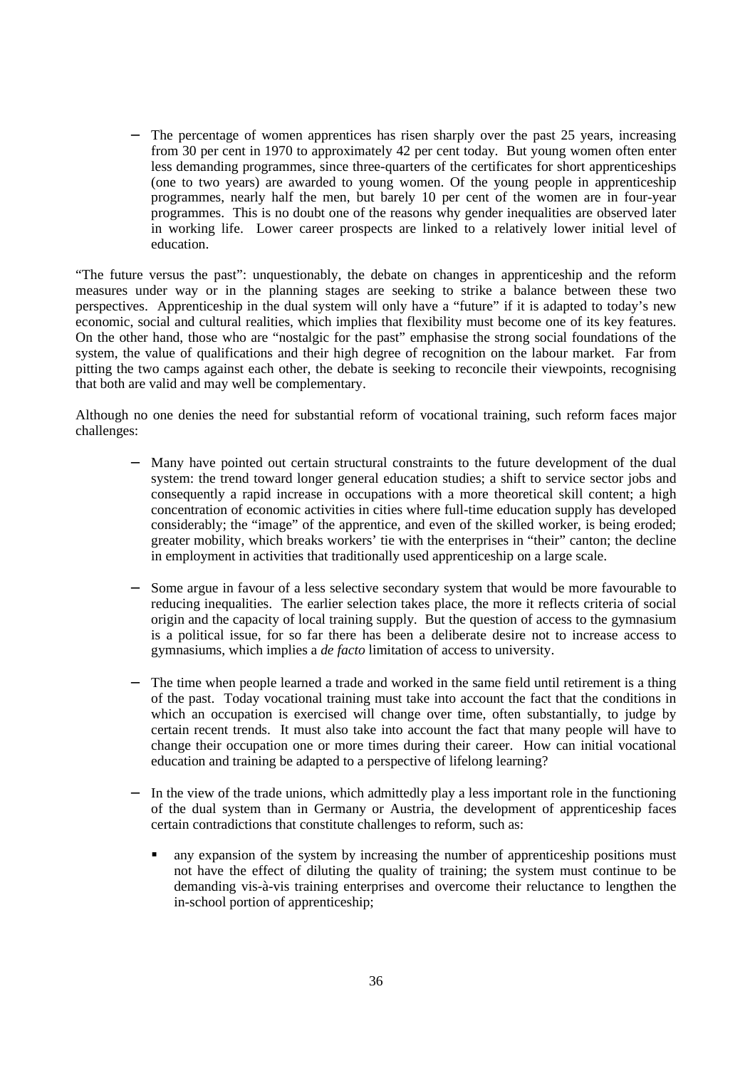- The percentage of women apprentices has risen sharply over the past 25 years, increasing from 30 per cent in 1970 to approximately 42 per cent today. But young women often enter less demanding programmes, since three-quarters of the certificates for short apprenticeships (one to two years) are awarded to young women. Of the young people in apprenticeship programmes, nearly half the men, but barely 10 per cent of the women are in four-year programmes. This is no doubt one of the reasons why gender inequalities are observed later in working life. Lower career prospects are linked to a relatively lower initial level of education.

"The future versus the past": unquestionably, the debate on changes in apprenticeship and the reform measures under way or in the planning stages are seeking to strike a balance between these two perspectives. Apprenticeship in the dual system will only have a "future" if it is adapted to today's new economic, social and cultural realities, which implies that flexibility must become one of its key features. On the other hand, those who are "nostalgic for the past" emphasise the strong social foundations of the system, the value of qualifications and their high degree of recognition on the labour market. Far from pitting the two camps against each other, the debate is seeking to reconcile their viewpoints, recognising that both are valid and may well be complementary.

Although no one denies the need for substantial reform of vocational training, such reform faces major challenges:

- Many have pointed out certain structural constraints to the future development of the dual system: the trend toward longer general education studies; a shift to service sector jobs and consequently a rapid increase in occupations with a more theoretical skill content; a high concentration of economic activities in cities where full-time education supply has developed considerably; the "image" of the apprentice, and even of the skilled worker, is being eroded; greater mobility, which breaks workers' tie with the enterprises in "their" canton; the decline in employment in activities that traditionally used apprenticeship on a large scale.

- Some argue in favour of a less selective secondary system that would be more favourable to reducing inequalities. The earlier selection takes place, the more it reflects criteria of social origin and the capacity of local training supply. But the question of access to the gymnasium is a political issue, for so far there has been a deliberate desire not to increase access to gymnasiums, which implies a *de facto* limitation of access to university.

- The time when people learned a trade and worked in the same field until retirement is a thing of the past. Today vocational training must take into account the fact that the conditions in which an occupation is exercised will change over time, often substantially, to judge by certain recent trends. It must also take into account the fact that many people will have to change their occupation one or more times during their career. How can initial vocational education and training be adapted to a perspective of lifelong learning?

- In the view of the trade unions, which admittedly play a less important role in the functioning of the dual system than in Germany or Austria, the development of apprenticeship faces certain contradictions that constitute challenges to reform, such as:

  - any expansion of the system by increasing the number of apprenticeship positions must not have the effect of diluting the quality of training; the system must continue to be demanding vis-à-vis training enterprises and overcome their reluctance to lengthen the in-school portion of apprenticeship;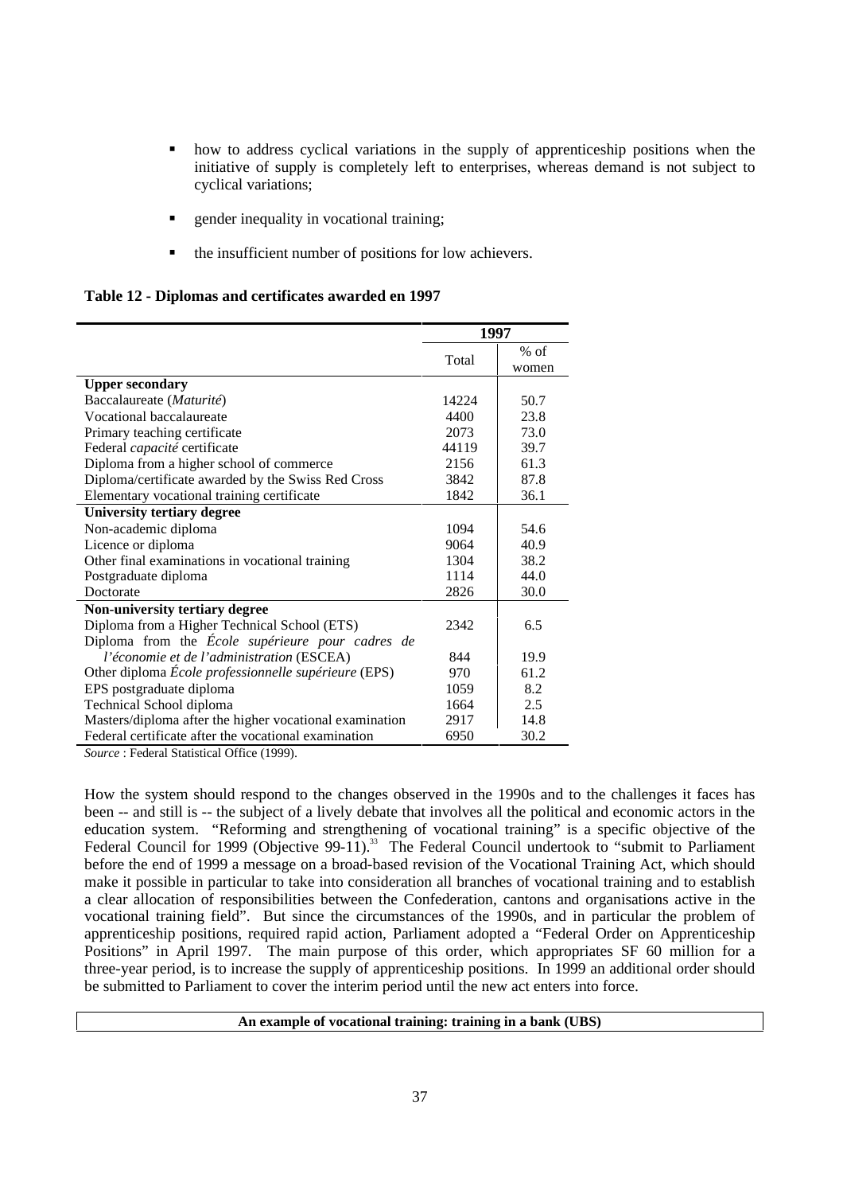- how to address cyclical variations in the supply of apprenticeship positions when the initiative of supply is completely left to enterprises, whereas demand is not subject to cyclical variations;
- gender inequality in vocational training;
- the insufficient number of positions for low achievers.

**Table 12 - Diplomas and certificates awarded en 1997**

| | 1997 | |
|---|---|---|
| | Total | % of women |
| **Upper secondary** | | |
| Baccalaureate (*Maturité*) | 14224 | 50.7 |
| Vocational baccalaureate | 4400 | 23.8 |
| Primary teaching certificate | 2073 | 73.0 |
| Federal *capacité* certificate | 44119 | 39.7 |
| Diploma from a higher school of commerce | 2156 | 61.3 |
| Diploma/certificate awarded by the Swiss Red Cross | 3842 | 87.8 |
| Elementary vocational training certificate | 1842 | 36.1 |
| **University tertiary degree** | | |
| Non-academic diploma | 1094 | 54.6 |
| Licence or diploma | 9064 | 40.9 |
| Other final examinations in vocational training | 1304 | 38.2 |
| Postgraduate diploma | 1114 | 44.0 |
| Doctorate | 2826 | 30.0 |
| **Non-university tertiary degree** | | |
| Diploma from a Higher Technical School (ETS) | 2342 | 6.5 |
| Diploma from the *École supérieure pour cadres de l'économie et de l'administration* (ESCEA) | 844 | 19.9 |
| Other diploma *École professionnelle supérieure* (EPS) | 970 | 61.2 |
| EPS postgraduate diploma | 1059 | 8.2 |
| Technical School diploma | 1664 | 2.5 |
| Masters/diploma after the higher vocational examination | 2917 | 14.8 |
| Federal certificate after the vocational examination | 6950 | 30.2 |

*Source* : Federal Statistical Office (1999).

How the system should respond to the changes observed in the 1990s and to the challenges it faces has been -- and still is -- the subject of a lively debate that involves all the political and economic actors in the education system. "Reforming and strengthening of vocational training" is a specific objective of the Federal Council for 1999 (Objective 99-11).[33] The Federal Council undertook to "submit to Parliament before the end of 1999 a message on a broad-based revision of the Vocational Training Act, which should make it possible in particular to take into consideration all branches of vocational training and to establish a clear allocation of responsibilities between the Confederation, cantons and organisations active in the vocational training field". But since the circumstances of the 1990s, and in particular the problem of apprenticeship positions, required rapid action, Parliament adopted a "Federal Order on Apprenticeship Positions" in April 1997. The main purpose of this order, which appropriates SF 60 million for a three-year period, is to increase the supply of apprenticeship positions. In 1999 an additional order should be submitted to Parliament to cover the interim period until the new act enters into force.

**An example of vocational training: training in a bank (UBS)**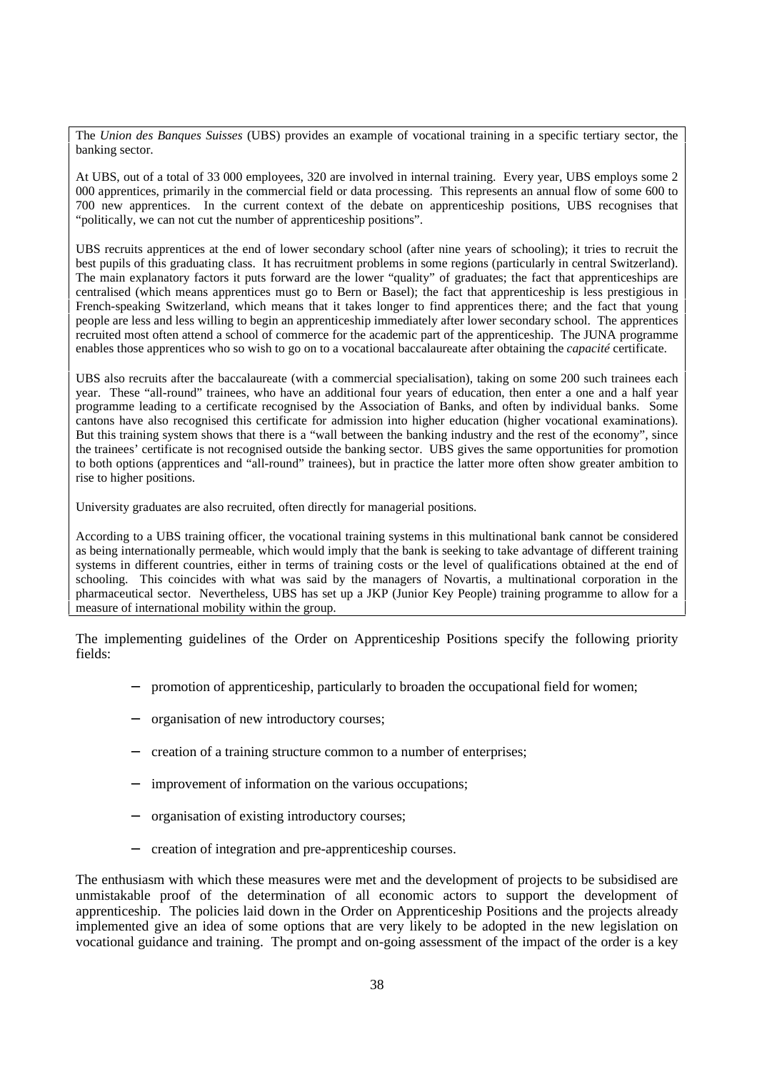The *Union des Banques Suisses* (UBS) provides an example of vocational training in a specific tertiary sector, the banking sector.

At UBS, out of a total of 33 000 employees, 320 are involved in internal training. Every year, UBS employs some 2 000 apprentices, primarily in the commercial field or data processing. This represents an annual flow of some 600 to 700 new apprentices. In the current context of the debate on apprenticeship positions, UBS recognises that "politically, we can not cut the number of apprenticeship positions".

UBS recruits apprentices at the end of lower secondary school (after nine years of schooling); it tries to recruit the best pupils of this graduating class. It has recruitment problems in some regions (particularly in central Switzerland). The main explanatory factors it puts forward are the lower "quality" of graduates; the fact that apprenticeships are centralised (which means apprentices must go to Bern or Basel); the fact that apprenticeship is less prestigious in French-speaking Switzerland, which means that it takes longer to find apprentices there; and the fact that young people are less and less willing to begin an apprenticeship immediately after lower secondary school. The apprentices recruited most often attend a school of commerce for the academic part of the apprenticeship. The JUNA programme enables those apprentices who so wish to go on to a vocational baccalaureate after obtaining the *capacité* certificate.

UBS also recruits after the baccalaureate (with a commercial specialisation), taking on some 200 such trainees each year. These "all-round" trainees, who have an additional four years of education, then enter a one and a half year programme leading to a certificate recognised by the Association of Banks, and often by individual banks. Some cantons have also recognised this certificate for admission into higher education (higher vocational examinations). But this training system shows that there is a "wall between the banking industry and the rest of the economy", since the trainees' certificate is not recognised outside the banking sector. UBS gives the same opportunities for promotion to both options (apprentices and "all-round" trainees), but in practice the latter more often show greater ambition to rise to higher positions.

University graduates are also recruited, often directly for managerial positions.

According to a UBS training officer, the vocational training systems in this multinational bank cannot be considered as being internationally permeable, which would imply that the bank is seeking to take advantage of different training systems in different countries, either in terms of training costs or the level of qualifications obtained at the end of schooling. This coincides with what was said by the managers of Novartis, a multinational corporation in the pharmaceutical sector. Nevertheless, UBS has set up a JKP (Junior Key People) training programme to allow for a measure of international mobility within the group.

The implementing guidelines of the Order on Apprenticeship Positions specify the following priority fields:

- promotion of apprenticeship, particularly to broaden the occupational field for women;
- organisation of new introductory courses;
- creation of a training structure common to a number of enterprises;
- improvement of information on the various occupations;
- organisation of existing introductory courses;
- creation of integration and pre-apprenticeship courses.

The enthusiasm with which these measures were met and the development of projects to be subsidised are unmistakable proof of the determination of all economic actors to support the development of apprenticeship. The policies laid down in the Order on Apprenticeship Positions and the projects already implemented give an idea of some options that are very likely to be adopted in the new legislation on vocational guidance and training. The prompt and on-going assessment of the impact of the order is a key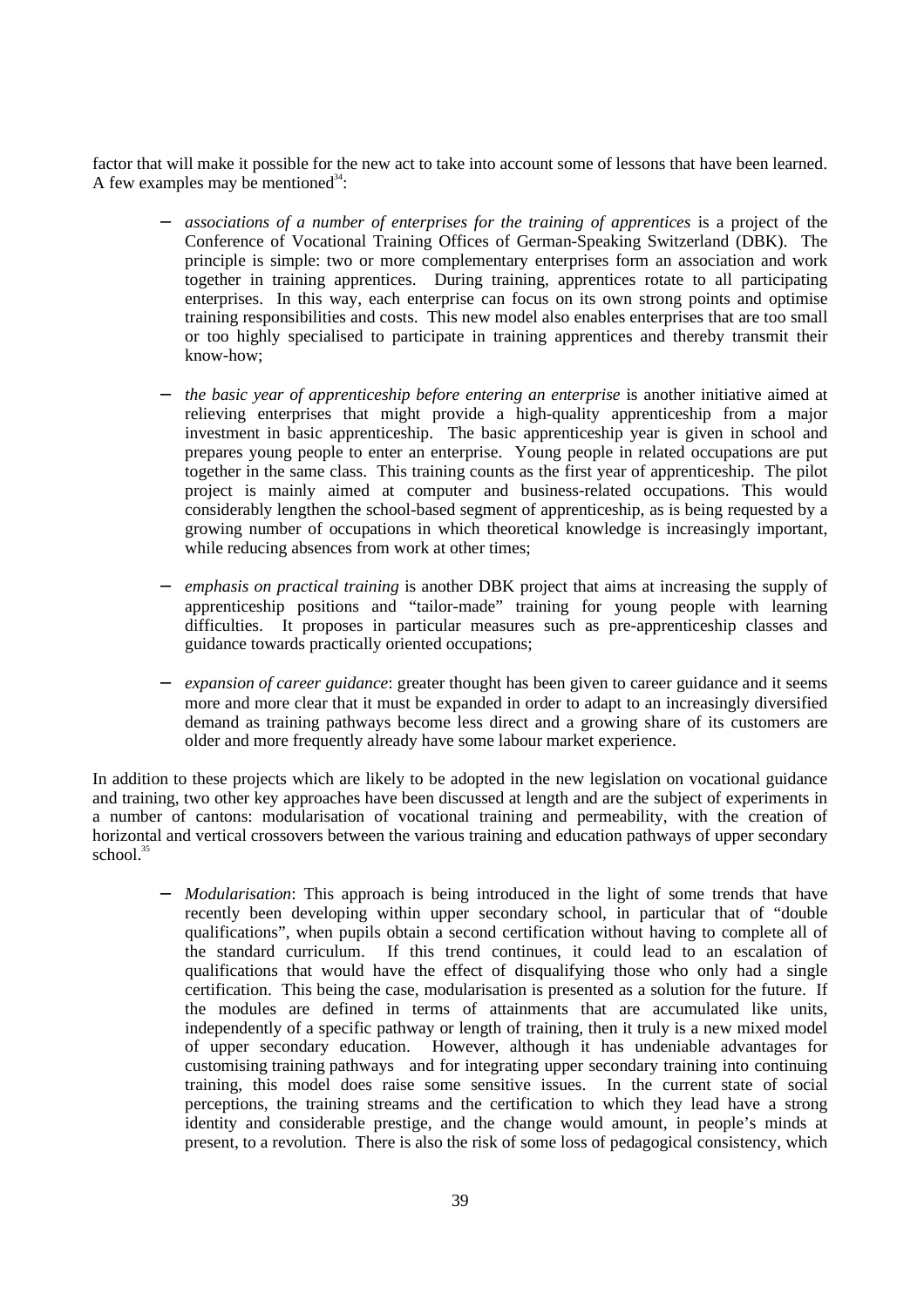factor that will make it possible for the new act to take into account some of lessons that have been learned. A few examples may be mentioned[34]:

- *associations of a number of enterprises for the training of apprentices* is a project of the Conference of Vocational Training Offices of German-Speaking Switzerland (DBK). The principle is simple: two or more complementary enterprises form an association and work together in training apprentices. During training, apprentices rotate to all participating enterprises. In this way, each enterprise can focus on its own strong points and optimise training responsibilities and costs. This new model also enables enterprises that are too small or too highly specialised to participate in training apprentices and thereby transmit their know-how;

- *the basic year of apprenticeship before entering an enterprise* is another initiative aimed at relieving enterprises that might provide a high-quality apprenticeship from a major investment in basic apprenticeship. The basic apprenticeship year is given in school and prepares young people to enter an enterprise. Young people in related occupations are put together in the same class. This training counts as the first year of apprenticeship. The pilot project is mainly aimed at computer and business-related occupations. This would considerably lengthen the school-based segment of apprenticeship, as is being requested by a growing number of occupations in which theoretical knowledge is increasingly important, while reducing absences from work at other times;

- *emphasis on practical training* is another DBK project that aims at increasing the supply of apprenticeship positions and "tailor-made" training for young people with learning difficulties. It proposes in particular measures such as pre-apprenticeship classes and guidance towards practically oriented occupations;

- *expansion of career guidance*: greater thought has been given to career guidance and it seems more and more clear that it must be expanded in order to adapt to an increasingly diversified demand as training pathways become less direct and a growing share of its customers are older and more frequently already have some labour market experience.

In addition to these projects which are likely to be adopted in the new legislation on vocational guidance and training, two other key approaches have been discussed at length and are the subject of experiments in a number of cantons: modularisation of vocational training and permeability, with the creation of horizontal and vertical crossovers between the various training and education pathways of upper secondary school.[35]

- *Modularisation*: This approach is being introduced in the light of some trends that have recently been developing within upper secondary school, in particular that of "double qualifications", when pupils obtain a second certification without having to complete all of the standard curriculum. If this trend continues, it could lead to an escalation of qualifications that would have the effect of disqualifying those who only had a single certification. This being the case, modularisation is presented as a solution for the future. If the modules are defined in terms of attainments that are accumulated like units, independently of a specific pathway or length of training, then it truly is a new mixed model of upper secondary education. However, although it has undeniable advantages for customising training pathways and for integrating upper secondary training into continuing training, this model does raise some sensitive issues. In the current state of social perceptions, the training streams and the certification to which they lead have a strong identity and considerable prestige, and the change would amount, in people's minds at present, to a revolution. There is also the risk of some loss of pedagogical consistency, which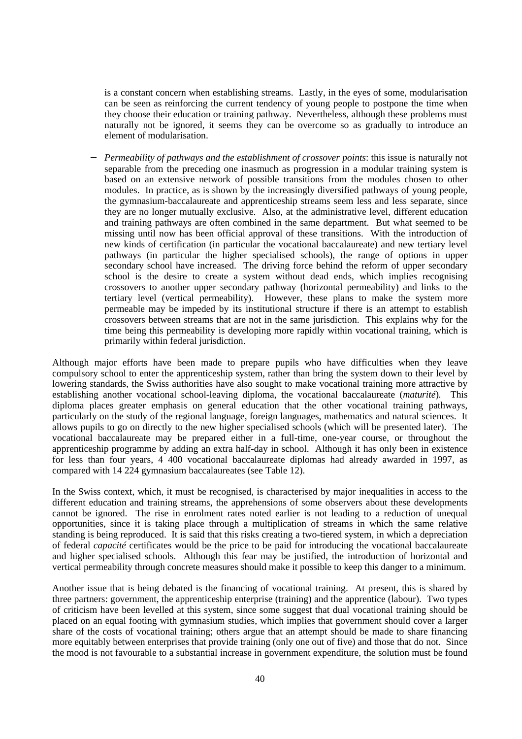is a constant concern when establishing streams. Lastly, in the eyes of some, modularisation can be seen as reinforcing the current tendency of young people to postpone the time when they choose their education or training pathway. Nevertheless, although these problems must naturally not be ignored, it seems they can be overcome so as gradually to introduce an element of modularisation.

– *Permeability of pathways and the establishment of crossover points*: this issue is naturally not separable from the preceding one inasmuch as progression in a modular training system is based on an extensive network of possible transitions from the modules chosen to other modules. In practice, as is shown by the increasingly diversified pathways of young people, the gymnasium-baccalaureate and apprenticeship streams seem less and less separate, since they are no longer mutually exclusive. Also, at the administrative level, different education and training pathways are often combined in the same department. But what seemed to be missing until now has been official approval of these transitions. With the introduction of new kinds of certification (in particular the vocational baccalaureate) and new tertiary level pathways (in particular the higher specialised schools), the range of options in upper secondary school have increased. The driving force behind the reform of upper secondary school is the desire to create a system without dead ends, which implies recognising crossovers to another upper secondary pathway (horizontal permeability) and links to the tertiary level (vertical permeability). However, these plans to make the system more permeable may be impeded by its institutional structure if there is an attempt to establish crossovers between streams that are not in the same jurisdiction. This explains why for the time being this permeability is developing more rapidly within vocational training, which is primarily within federal jurisdiction.

Although major efforts have been made to prepare pupils who have difficulties when they leave compulsory school to enter the apprenticeship system, rather than bring the system down to their level by lowering standards, the Swiss authorities have also sought to make vocational training more attractive by establishing another vocational school-leaving diploma, the vocational baccalaureate (*maturité*). This diploma places greater emphasis on general education that the other vocational training pathways, particularly on the study of the regional language, foreign languages, mathematics and natural sciences. It allows pupils to go on directly to the new higher specialised schools (which will be presented later). The vocational baccalaureate may be prepared either in a full-time, one-year course, or throughout the apprenticeship programme by adding an extra half-day in school. Although it has only been in existence for less than four years, 4 400 vocational baccalaureate diplomas had already awarded in 1997, as compared with 14 224 gymnasium baccalaureates (see Table 12).

In the Swiss context, which, it must be recognised, is characterised by major inequalities in access to the different education and training streams, the apprehensions of some observers about these developments cannot be ignored. The rise in enrolment rates noted earlier is not leading to a reduction of unequal opportunities, since it is taking place through a multiplication of streams in which the same relative standing is being reproduced. It is said that this risks creating a two-tiered system, in which a depreciation of federal *capacité* certificates would be the price to be paid for introducing the vocational baccalaureate and higher specialised schools. Although this fear may be justified, the introduction of horizontal and vertical permeability through concrete measures should make it possible to keep this danger to a minimum.

Another issue that is being debated is the financing of vocational training. At present, this is shared by three partners: government, the apprenticeship enterprise (training) and the apprentice (labour). Two types of criticism have been levelled at this system, since some suggest that dual vocational training should be placed on an equal footing with gymnasium studies, which implies that government should cover a larger share of the costs of vocational training; others argue that an attempt should be made to share financing more equitably between enterprises that provide training (only one out of five) and those that do not. Since the mood is not favourable to a substantial increase in government expenditure, the solution must be found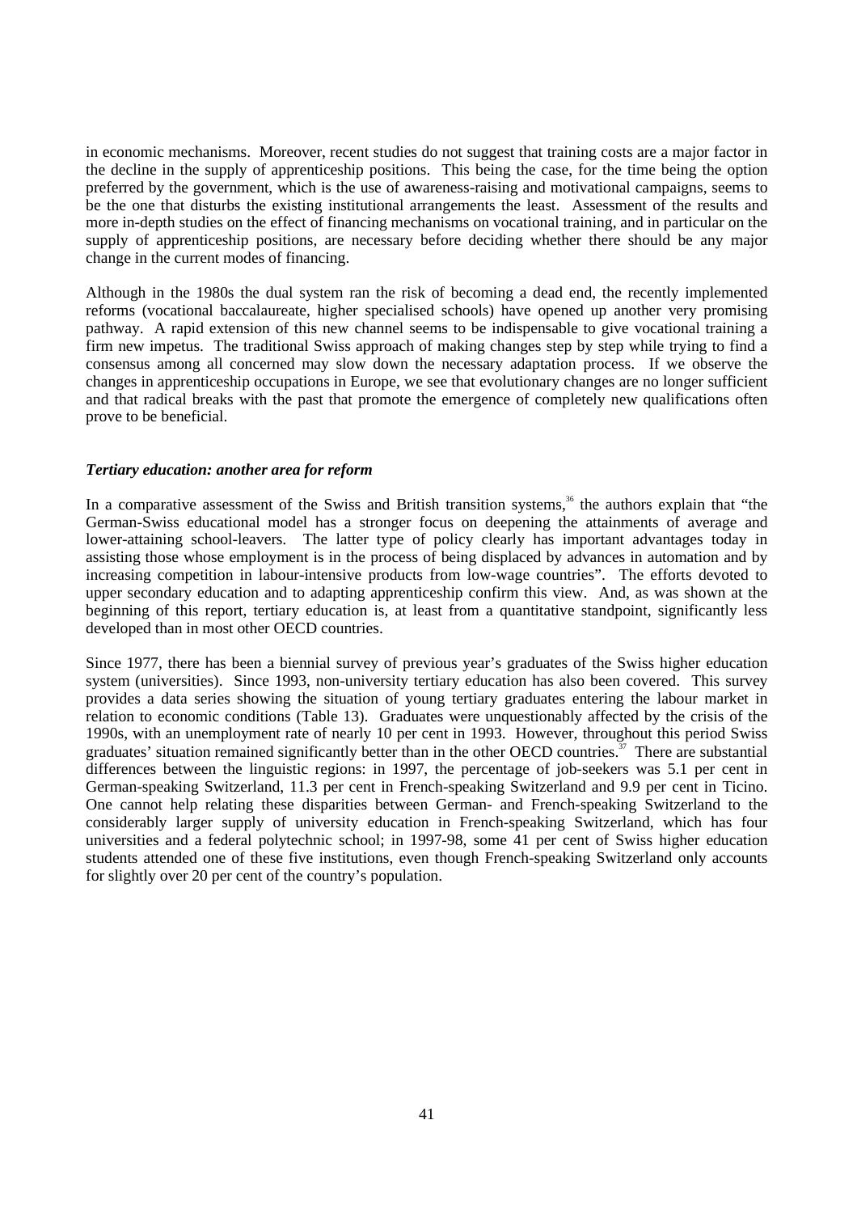in economic mechanisms. Moreover, recent studies do not suggest that training costs are a major factor in the decline in the supply of apprenticeship positions. This being the case, for the time being the option preferred by the government, which is the use of awareness-raising and motivational campaigns, seems to be the one that disturbs the existing institutional arrangements the least. Assessment of the results and more in-depth studies on the effect of financing mechanisms on vocational training, and in particular on the supply of apprenticeship positions, are necessary before deciding whether there should be any major change in the current modes of financing.

Although in the 1980s the dual system ran the risk of becoming a dead end, the recently implemented reforms (vocational baccalaureate, higher specialised schools) have opened up another very promising pathway. A rapid extension of this new channel seems to be indispensable to give vocational training a firm new impetus. The traditional Swiss approach of making changes step by step while trying to find a consensus among all concerned may slow down the necessary adaptation process. If we observe the changes in apprenticeship occupations in Europe, we see that evolutionary changes are no longer sufficient and that radical breaks with the past that promote the emergence of completely new qualifications often prove to be beneficial.

### *Tertiary education: another area for reform*

In a comparative assessment of the Swiss and British transition systems,[36] the authors explain that "the German-Swiss educational model has a stronger focus on deepening the attainments of average and lower-attaining school-leavers. The latter type of policy clearly has important advantages today in assisting those whose employment is in the process of being displaced by advances in automation and by increasing competition in labour-intensive products from low-wage countries". The efforts devoted to upper secondary education and to adapting apprenticeship confirm this view. And, as was shown at the beginning of this report, tertiary education is, at least from a quantitative standpoint, significantly less developed than in most other OECD countries.

Since 1977, there has been a biennial survey of previous year's graduates of the Swiss higher education system (universities). Since 1993, non-university tertiary education has also been covered. This survey provides a data series showing the situation of young tertiary graduates entering the labour market in relation to economic conditions (Table 13). Graduates were unquestionably affected by the crisis of the 1990s, with an unemployment rate of nearly 10 per cent in 1993. However, throughout this period Swiss graduates' situation remained significantly better than in the other OECD countries.[37] There are substantial differences between the linguistic regions: in 1997, the percentage of job-seekers was 5.1 per cent in German-speaking Switzerland, 11.3 per cent in French-speaking Switzerland and 9.9 per cent in Ticino. One cannot help relating these disparities between German- and French-speaking Switzerland to the considerably larger supply of university education in French-speaking Switzerland, which has four universities and a federal polytechnic school; in 1997-98, some 41 per cent of Swiss higher education students attended one of these five institutions, even though French-speaking Switzerland only accounts for slightly over 20 per cent of the country's population.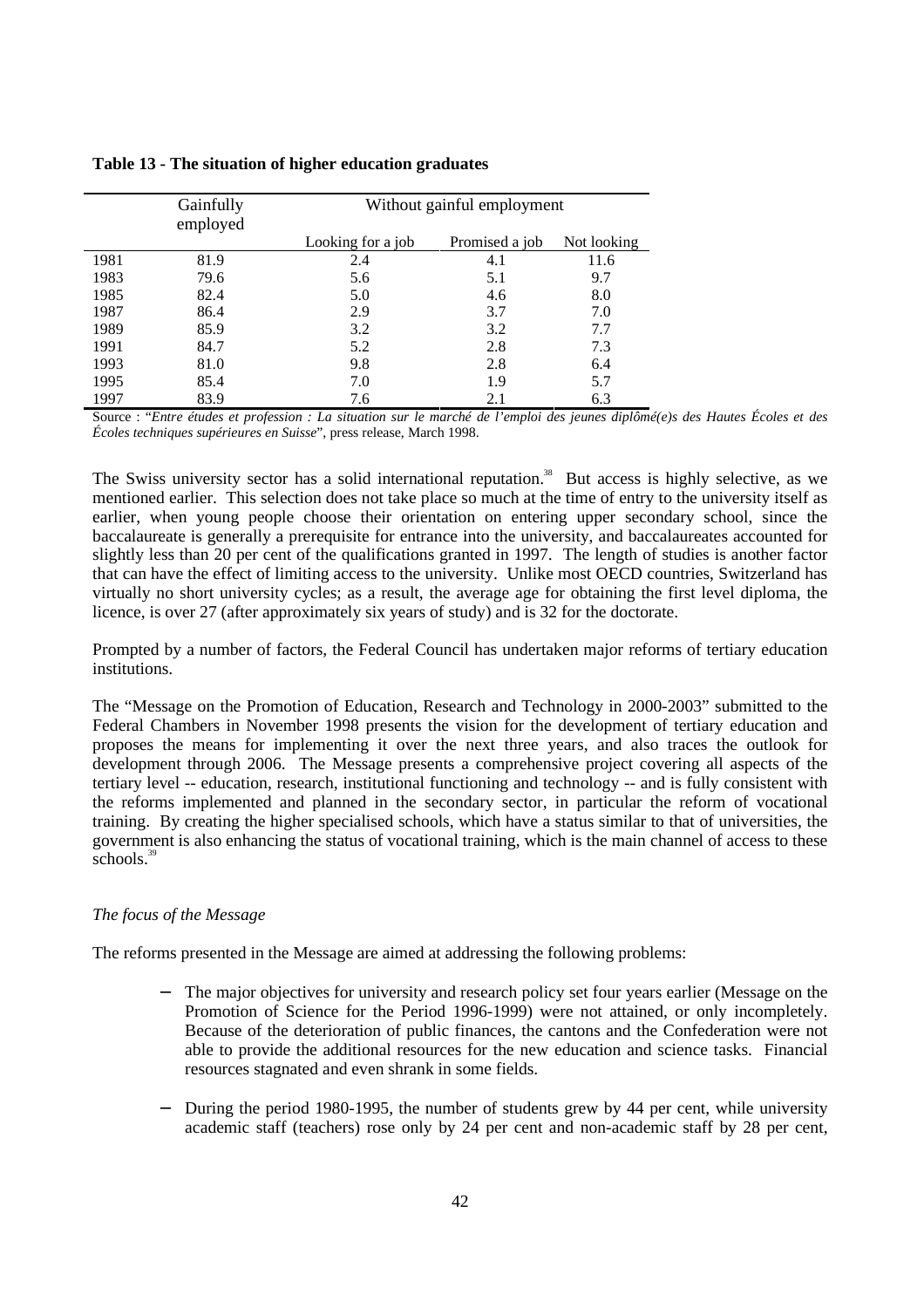**Table 13 - The situation of higher education graduates**

| | Gainfully employed | Without gainful employment | | |
|---|---|---|---|---|
| | | Looking for a job | Promised a job | Not looking |
| 1981 | 81.9 | 2.4 | 4.1 | 11.6 |
| 1983 | 79.6 | 5.6 | 5.1 | 9.7 |
| 1985 | 82.4 | 5.0 | 4.6 | 8.0 |
| 1987 | 86.4 | 2.9 | 3.7 | 7.0 |
| 1989 | 85.9 | 3.2 | 3.2 | 7.7 |
| 1991 | 84.7 | 5.2 | 2.8 | 7.3 |
| 1993 | 81.0 | 9.8 | 2.8 | 6.4 |
| 1995 | 85.4 | 7.0 | 1.9 | 5.7 |
| 1997 | 83.9 | 7.6 | 2.1 | 6.3 |

Source : "*Entre études et profession : La situation sur le marché de l'emploi des jeunes diplômé(e)s des Hautes Écoles et des Écoles techniques supérieures en Suisse*", press release, March 1998.

The Swiss university sector has a solid international reputation.[38] But access is highly selective, as we mentioned earlier. This selection does not take place so much at the time of entry to the university itself as earlier, when young people choose their orientation on entering upper secondary school, since the baccalaureate is generally a prerequisite for entrance into the university, and baccalaureates accounted for slightly less than 20 per cent of the qualifications granted in 1997. The length of studies is another factor that can have the effect of limiting access to the university. Unlike most OECD countries, Switzerland has virtually no short university cycles; as a result, the average age for obtaining the first level diploma, the licence, is over 27 (after approximately six years of study) and is 32 for the doctorate.

Prompted by a number of factors, the Federal Council has undertaken major reforms of tertiary education institutions.

The "Message on the Promotion of Education, Research and Technology in 2000-2003" submitted to the Federal Chambers in November 1998 presents the vision for the development of tertiary education and proposes the means for implementing it over the next three years, and also traces the outlook for development through 2006. The Message presents a comprehensive project covering all aspects of the tertiary level -- education, research, institutional functioning and technology -- and is fully consistent with the reforms implemented and planned in the secondary sector, in particular the reform of vocational training. By creating the higher specialised schools, which have a status similar to that of universities, the government is also enhancing the status of vocational training, which is the main channel of access to these schools.[39]

*The focus of the Message*

The reforms presented in the Message are aimed at addressing the following problems:

- The major objectives for university and research policy set four years earlier (Message on the Promotion of Science for the Period 1996-1999) were not attained, or only incompletely. Because of the deterioration of public finances, the cantons and the Confederation were not able to provide the additional resources for the new education and science tasks. Financial resources stagnated and even shrank in some fields.

- During the period 1980-1995, the number of students grew by 44 per cent, while university academic staff (teachers) rose only by 24 per cent and non-academic staff by 28 per cent,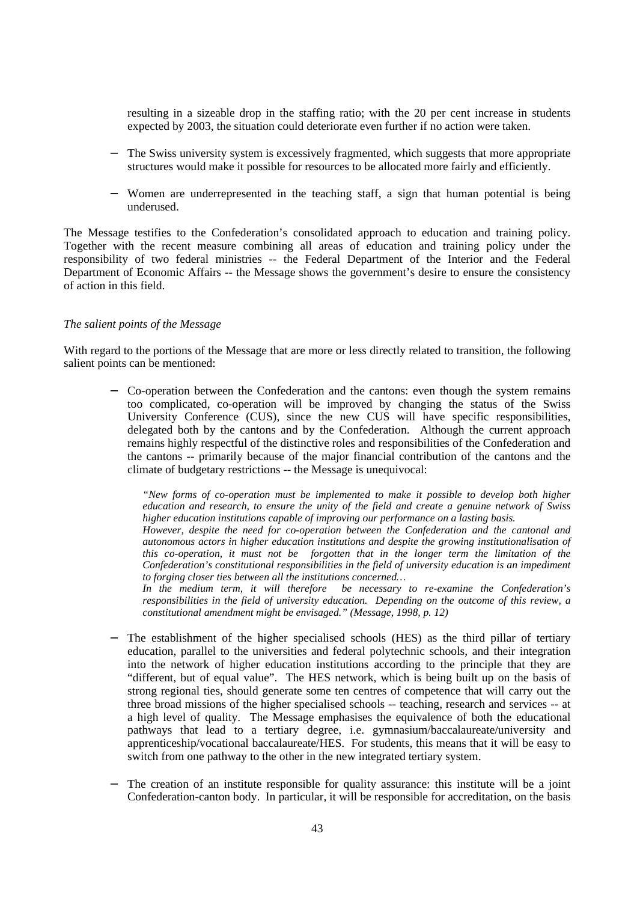resulting in a sizeable drop in the staffing ratio; with the 20 per cent increase in students expected by 2003, the situation could deteriorate even further if no action were taken.

- The Swiss university system is excessively fragmented, which suggests that more appropriate structures would make it possible for resources to be allocated more fairly and efficiently.

- Women are underrepresented in the teaching staff, a sign that human potential is being underused.

The Message testifies to the Confederation's consolidated approach to education and training policy. Together with the recent measure combining all areas of education and training policy under the responsibility of two federal ministries -- the Federal Department of the Interior and the Federal Department of Economic Affairs -- the Message shows the government's desire to ensure the consistency of action in this field.

*The salient points of the Message*

With regard to the portions of the Message that are more or less directly related to transition, the following salient points can be mentioned:

- Co-operation between the Confederation and the cantons: even though the system remains too complicated, co-operation will be improved by changing the status of the Swiss University Conference (CUS), since the new CUS will have specific responsibilities, delegated both by the cantons and by the Confederation. Although the current approach remains highly respectful of the distinctive roles and responsibilities of the Confederation and the cantons -- primarily because of the major financial contribution of the cantons and the climate of budgetary restrictions -- the Message is unequivocal:

  *"New forms of co-operation must be implemented to make it possible to develop both higher education and research, to ensure the unity of the field and create a genuine network of Swiss higher education institutions capable of improving our performance on a lasting basis.*
  *However, despite the need for co-operation between the Confederation and the cantonal and autonomous actors in higher education institutions and despite the growing institutionalisation of this co-operation, it must not be forgotten that in the longer term the limitation of the Confederation's constitutional responsibilities in the field of university education is an impediment to forging closer ties between all the institutions concerned…*
  *In the medium term, it will therefore be necessary to re-examine the Confederation's responsibilities in the field of university education. Depending on the outcome of this review, a constitutional amendment might be envisaged." (Message, 1998, p. 12)*

- The establishment of the higher specialised schools (HES) as the third pillar of tertiary education, parallel to the universities and federal polytechnic schools, and their integration into the network of higher education institutions according to the principle that they are "different, but of equal value". The HES network, which is being built up on the basis of strong regional ties, should generate some ten centres of competence that will carry out the three broad missions of the higher specialised schools -- teaching, research and services -- at a high level of quality. The Message emphasises the equivalence of both the educational pathways that lead to a tertiary degree, i.e. gymnasium/baccalaureate/university and apprenticeship/vocational baccalaureate/HES. For students, this means that it will be easy to switch from one pathway to the other in the new integrated tertiary system.

- The creation of an institute responsible for quality assurance: this institute will be a joint Confederation-canton body. In particular, it will be responsible for accreditation, on the basis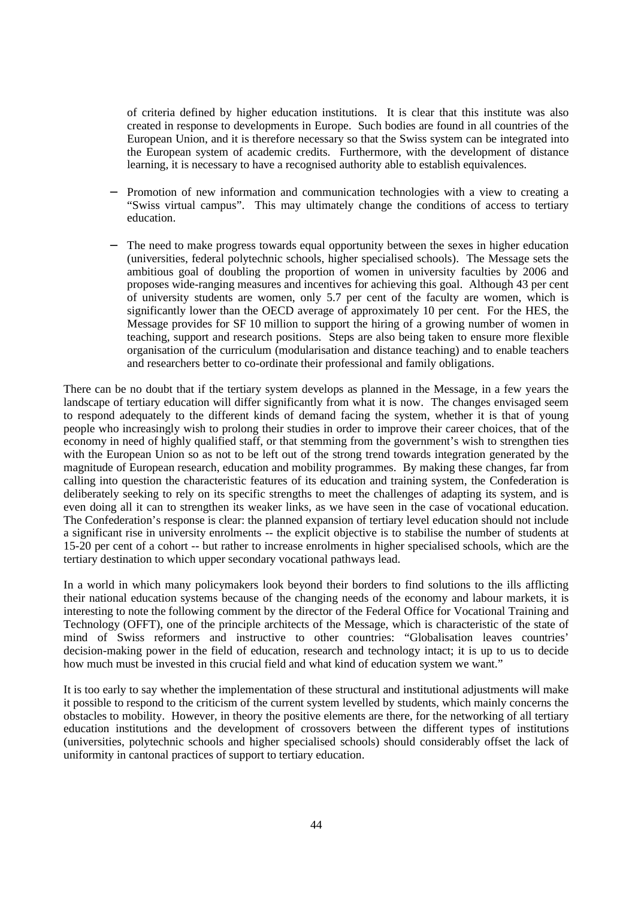of criteria defined by higher education institutions. It is clear that this institute was also created in response to developments in Europe. Such bodies are found in all countries of the European Union, and it is therefore necessary so that the Swiss system can be integrated into the European system of academic credits. Furthermore, with the development of distance learning, it is necessary to have a recognised authority able to establish equivalences.

- Promotion of new information and communication technologies with a view to creating a "Swiss virtual campus". This may ultimately change the conditions of access to tertiary education.

- The need to make progress towards equal opportunity between the sexes in higher education (universities, federal polytechnic schools, higher specialised schools). The Message sets the ambitious goal of doubling the proportion of women in university faculties by 2006 and proposes wide-ranging measures and incentives for achieving this goal. Although 43 per cent of university students are women, only 5.7 per cent of the faculty are women, which is significantly lower than the OECD average of approximately 10 per cent. For the HES, the Message provides for SF 10 million to support the hiring of a growing number of women in teaching, support and research positions. Steps are also being taken to ensure more flexible organisation of the curriculum (modularisation and distance teaching) and to enable teachers and researchers better to co-ordinate their professional and family obligations.

There can be no doubt that if the tertiary system develops as planned in the Message, in a few years the landscape of tertiary education will differ significantly from what it is now. The changes envisaged seem to respond adequately to the different kinds of demand facing the system, whether it is that of young people who increasingly wish to prolong their studies in order to improve their career choices, that of the economy in need of highly qualified staff, or that stemming from the government's wish to strengthen ties with the European Union so as not to be left out of the strong trend towards integration generated by the magnitude of European research, education and mobility programmes. By making these changes, far from calling into question the characteristic features of its education and training system, the Confederation is deliberately seeking to rely on its specific strengths to meet the challenges of adapting its system, and is even doing all it can to strengthen its weaker links, as we have seen in the case of vocational education. The Confederation's response is clear: the planned expansion of tertiary level education should not include a significant rise in university enrolments -- the explicit objective is to stabilise the number of students at 15-20 per cent of a cohort -- but rather to increase enrolments in higher specialised schools, which are the tertiary destination to which upper secondary vocational pathways lead.

In a world in which many policymakers look beyond their borders to find solutions to the ills afflicting their national education systems because of the changing needs of the economy and labour markets, it is interesting to note the following comment by the director of the Federal Office for Vocational Training and Technology (OFFT), one of the principle architects of the Message, which is characteristic of the state of mind of Swiss reformers and instructive to other countries: "Globalisation leaves countries' decision-making power in the field of education, research and technology intact; it is up to us to decide how much must be invested in this crucial field and what kind of education system we want."

It is too early to say whether the implementation of these structural and institutional adjustments will make it possible to respond to the criticism of the current system levelled by students, which mainly concerns the obstacles to mobility. However, in theory the positive elements are there, for the networking of all tertiary education institutions and the development of crossovers between the different types of institutions (universities, polytechnic schools and higher specialised schools) should considerably offset the lack of uniformity in cantonal practices of support to tertiary education.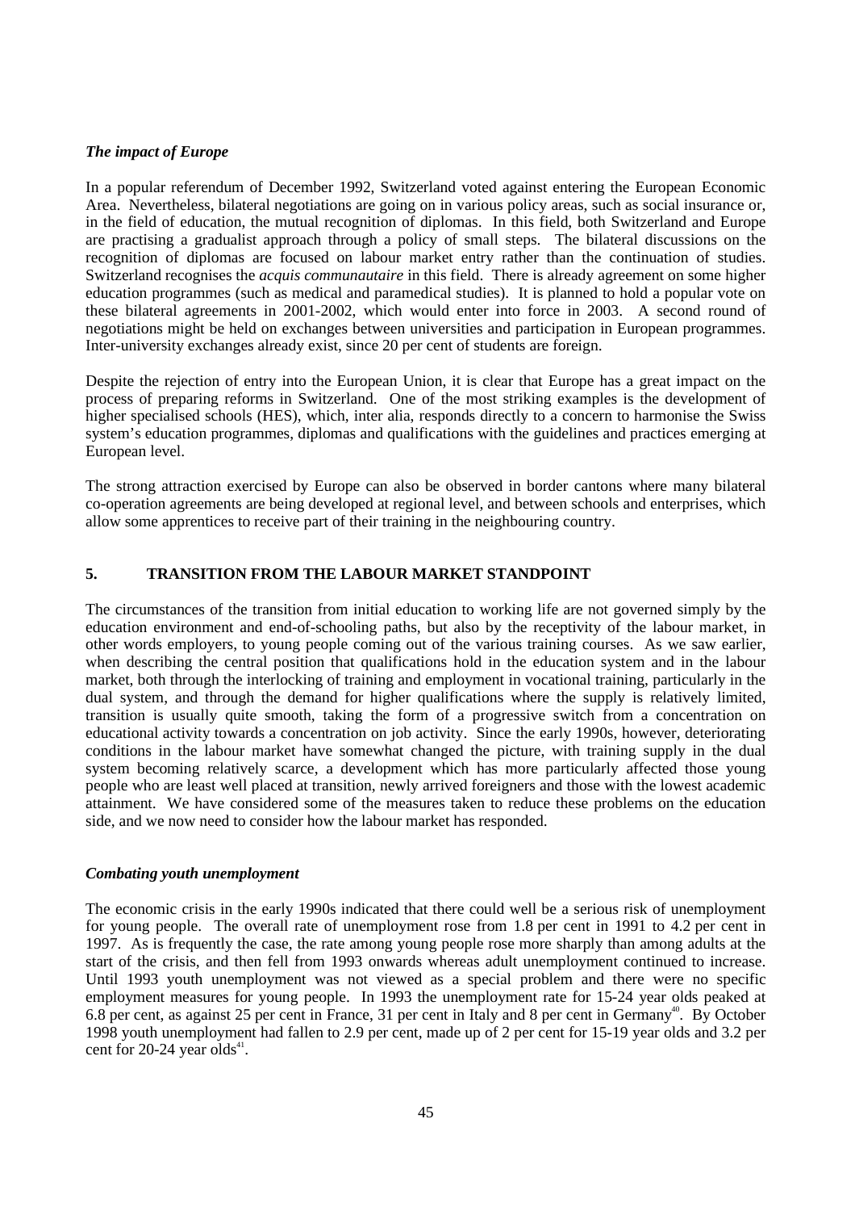### *The impact of Europe*

In a popular referendum of December 1992, Switzerland voted against entering the European Economic Area. Nevertheless, bilateral negotiations are going on in various policy areas, such as social insurance or, in the field of education, the mutual recognition of diplomas. In this field, both Switzerland and Europe are practising a gradualist approach through a policy of small steps. The bilateral discussions on the recognition of diplomas are focused on labour market entry rather than the continuation of studies. Switzerland recognises the *acquis communautaire* in this field. There is already agreement on some higher education programmes (such as medical and paramedical studies). It is planned to hold a popular vote on these bilateral agreements in 2001-2002, which would enter into force in 2003. A second round of negotiations might be held on exchanges between universities and participation in European programmes. Inter-university exchanges already exist, since 20 per cent of students are foreign.

Despite the rejection of entry into the European Union, it is clear that Europe has a great impact on the process of preparing reforms in Switzerland. One of the most striking examples is the development of higher specialised schools (HES), which, inter alia, responds directly to a concern to harmonise the Swiss system's education programmes, diplomas and qualifications with the guidelines and practices emerging at European level.

The strong attraction exercised by Europe can also be observed in border cantons where many bilateral co-operation agreements are being developed at regional level, and between schools and enterprises, which allow some apprentices to receive part of their training in the neighbouring country.

## 5. TRANSITION FROM THE LABOUR MARKET STANDPOINT

The circumstances of the transition from initial education to working life are not governed simply by the education environment and end-of-schooling paths, but also by the receptivity of the labour market, in other words employers, to young people coming out of the various training courses. As we saw earlier, when describing the central position that qualifications hold in the education system and in the labour market, both through the interlocking of training and employment in vocational training, particularly in the dual system, and through the demand for higher qualifications where the supply is relatively limited, transition is usually quite smooth, taking the form of a progressive switch from a concentration on educational activity towards a concentration on job activity. Since the early 1990s, however, deteriorating conditions in the labour market have somewhat changed the picture, with training supply in the dual system becoming relatively scarce, a development which has more particularly affected those young people who are least well placed at transition, newly arrived foreigners and those with the lowest academic attainment. We have considered some of the measures taken to reduce these problems on the education side, and we now need to consider how the labour market has responded.

### *Combating youth unemployment*

The economic crisis in the early 1990s indicated that there could well be a serious risk of unemployment for young people. The overall rate of unemployment rose from 1.8 per cent in 1991 to 4.2 per cent in 1997. As is frequently the case, the rate among young people rose more sharply than among adults at the start of the crisis, and then fell from 1993 onwards whereas adult unemployment continued to increase. Until 1993 youth unemployment was not viewed as a special problem and there were no specific employment measures for young people. In 1993 the unemployment rate for 15-24 year olds peaked at 6.8 per cent, as against 25 per cent in France, 31 per cent in Italy and 8 per cent in Germany[40]. By October 1998 youth unemployment had fallen to 2.9 per cent, made up of 2 per cent for 15-19 year olds and 3.2 per cent for 20-24 year olds[41].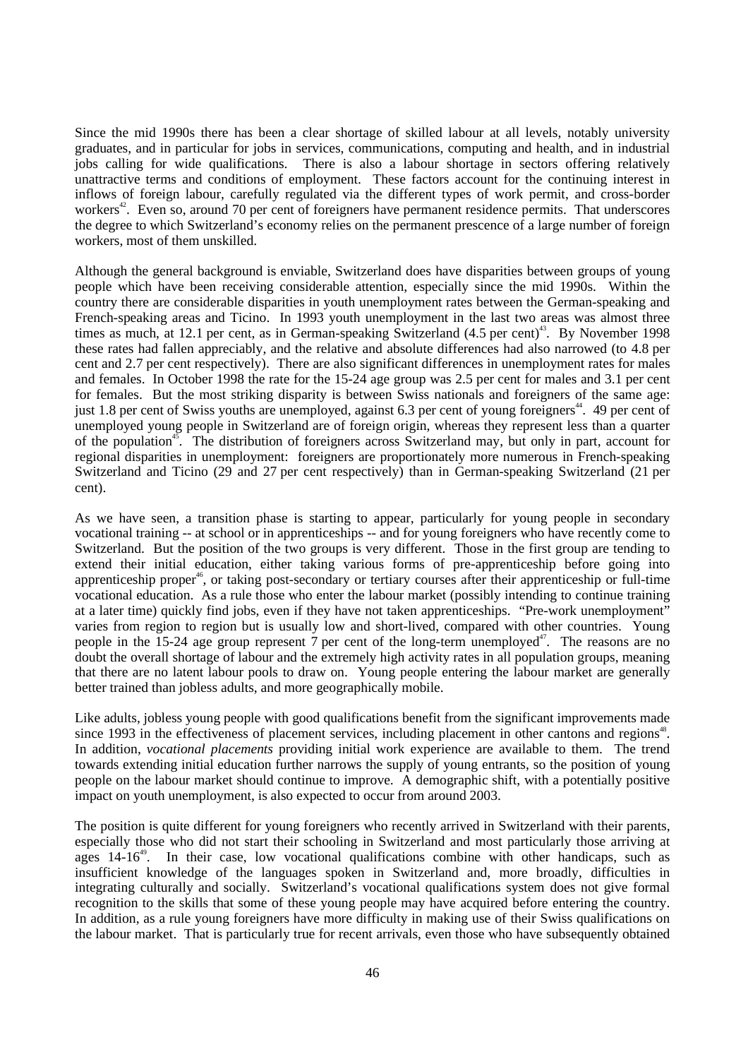Since the mid 1990s there has been a clear shortage of skilled labour at all levels, notably university graduates, and in particular for jobs in services, communications, computing and health, and in industrial jobs calling for wide qualifications. There is also a labour shortage in sectors offering relatively unattractive terms and conditions of employment. These factors account for the continuing interest in inflows of foreign labour, carefully regulated via the different types of work permit, and cross-border workers[42]. Even so, around 70 per cent of foreigners have permanent residence permits. That underscores the degree to which Switzerland's economy relies on the permanent prescence of a large number of foreign workers, most of them unskilled.

Although the general background is enviable, Switzerland does have disparities between groups of young people which have been receiving considerable attention, especially since the mid 1990s. Within the country there are considerable disparities in youth unemployment rates between the German-speaking and French-speaking areas and Ticino. In 1993 youth unemployment in the last two areas was almost three times as much, at 12.1 per cent, as in German-speaking Switzerland (4.5 per cent)[43]. By November 1998 these rates had fallen appreciably, and the relative and absolute differences had also narrowed (to 4.8 per cent and 2.7 per cent respectively). There are also significant differences in unemployment rates for males and females. In October 1998 the rate for the 15-24 age group was 2.5 per cent for males and 3.1 per cent for females. But the most striking disparity is between Swiss nationals and foreigners of the same age: just 1.8 per cent of Swiss youths are unemployed, against 6.3 per cent of young foreigners[44]. 49 per cent of unemployed young people in Switzerland are of foreign origin, whereas they represent less than a quarter of the population[45]. The distribution of foreigners across Switzerland may, but only in part, account for regional disparities in unemployment: foreigners are proportionately more numerous in French-speaking Switzerland and Ticino (29 and 27 per cent respectively) than in German-speaking Switzerland (21 per cent).

As we have seen, a transition phase is starting to appear, particularly for young people in secondary vocational training -- at school or in apprenticeships -- and for young foreigners who have recently come to Switzerland. But the position of the two groups is very different. Those in the first group are tending to extend their initial education, either taking various forms of pre-apprenticeship before going into apprenticeship proper[46], or taking post-secondary or tertiary courses after their apprenticeship or full-time vocational education. As a rule those who enter the labour market (possibly intending to continue training at a later time) quickly find jobs, even if they have not taken apprenticeships. "Pre-work unemployment" varies from region to region but is usually low and short-lived, compared with other countries. Young people in the 15-24 age group represent 7 per cent of the long-term unemployed[47]. The reasons are no doubt the overall shortage of labour and the extremely high activity rates in all population groups, meaning that there are no latent labour pools to draw on. Young people entering the labour market are generally better trained than jobless adults, and more geographically mobile.

Like adults, jobless young people with good qualifications benefit from the significant improvements made since 1993 in the effectiveness of placement services, including placement in other cantons and regions[48]. In addition, *vocational placements* providing initial work experience are available to them. The trend towards extending initial education further narrows the supply of young entrants, so the position of young people on the labour market should continue to improve. A demographic shift, with a potentially positive impact on youth unemployment, is also expected to occur from around 2003.

The position is quite different for young foreigners who recently arrived in Switzerland with their parents, especially those who did not start their schooling in Switzerland and most particularly those arriving at ages 14-16[49]. In their case, low vocational qualifications combine with other handicaps, such as insufficient knowledge of the languages spoken in Switzerland and, more broadly, difficulties in integrating culturally and socially. Switzerland's vocational qualifications system does not give formal recognition to the skills that some of these young people may have acquired before entering the country. In addition, as a rule young foreigners have more difficulty in making use of their Swiss qualifications on the labour market. That is particularly true for recent arrivals, even those who have subsequently obtained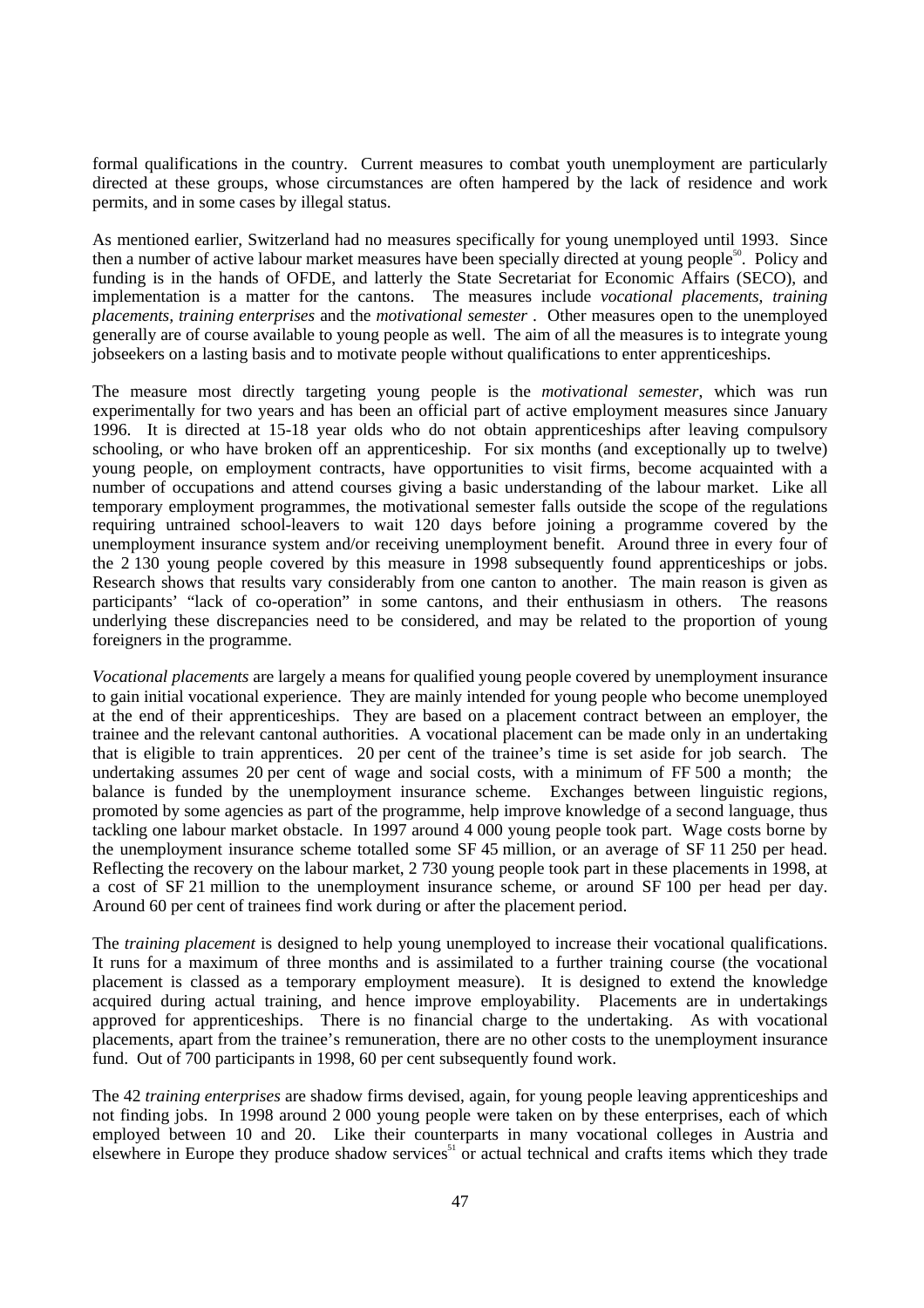formal qualifications in the country. Current measures to combat youth unemployment are particularly directed at these groups, whose circumstances are often hampered by the lack of residence and work permits, and in some cases by illegal status.

As mentioned earlier, Switzerland had no measures specifically for young unemployed until 1993. Since then a number of active labour market measures have been specially directed at young people[50]. Policy and funding is in the hands of OFDE, and latterly the State Secretariat for Economic Affairs (SECO), and implementation is a matter for the cantons. The measures include *vocational placements, training placements, training enterprises* and the *motivational semester* . Other measures open to the unemployed generally are of course available to young people as well. The aim of all the measures is to integrate young jobseekers on a lasting basis and to motivate people without qualifications to enter apprenticeships.

The measure most directly targeting young people is the *motivational semester*, which was run experimentally for two years and has been an official part of active employment measures since January 1996. It is directed at 15-18 year olds who do not obtain apprenticeships after leaving compulsory schooling, or who have broken off an apprenticeship. For six months (and exceptionally up to twelve) young people, on employment contracts, have opportunities to visit firms, become acquainted with a number of occupations and attend courses giving a basic understanding of the labour market. Like all temporary employment programmes, the motivational semester falls outside the scope of the regulations requiring untrained school-leavers to wait 120 days before joining a programme covered by the unemployment insurance system and/or receiving unemployment benefit. Around three in every four of the 2 130 young people covered by this measure in 1998 subsequently found apprenticeships or jobs. Research shows that results vary considerably from one canton to another. The main reason is given as participants' "lack of co-operation" in some cantons, and their enthusiasm in others. The reasons underlying these discrepancies need to be considered, and may be related to the proportion of young foreigners in the programme.

*Vocational placements* are largely a means for qualified young people covered by unemployment insurance to gain initial vocational experience. They are mainly intended for young people who become unemployed at the end of their apprenticeships. They are based on a placement contract between an employer, the trainee and the relevant cantonal authorities. A vocational placement can be made only in an undertaking that is eligible to train apprentices. 20 per cent of the trainee's time is set aside for job search. The undertaking assumes 20 per cent of wage and social costs, with a minimum of FF 500 a month; the balance is funded by the unemployment insurance scheme. Exchanges between linguistic regions, promoted by some agencies as part of the programme, help improve knowledge of a second language, thus tackling one labour market obstacle. In 1997 around 4 000 young people took part. Wage costs borne by the unemployment insurance scheme totalled some SF 45 million, or an average of SF 11 250 per head. Reflecting the recovery on the labour market, 2 730 young people took part in these placements in 1998, at a cost of SF 21 million to the unemployment insurance scheme, or around SF 100 per head per day. Around 60 per cent of trainees find work during or after the placement period.

The *training placement* is designed to help young unemployed to increase their vocational qualifications. It runs for a maximum of three months and is assimilated to a further training course (the vocational placement is classed as a temporary employment measure). It is designed to extend the knowledge acquired during actual training, and hence improve employability. Placements are in undertakings approved for apprenticeships. There is no financial charge to the undertaking. As with vocational placements, apart from the trainee's remuneration, there are no other costs to the unemployment insurance fund. Out of 700 participants in 1998, 60 per cent subsequently found work.

The 42 *training enterprises* are shadow firms devised, again, for young people leaving apprenticeships and not finding jobs. In 1998 around 2 000 young people were taken on by these enterprises, each of which employed between 10 and 20. Like their counterparts in many vocational colleges in Austria and elsewhere in Europe they produce shadow services[51] or actual technical and crafts items which they trade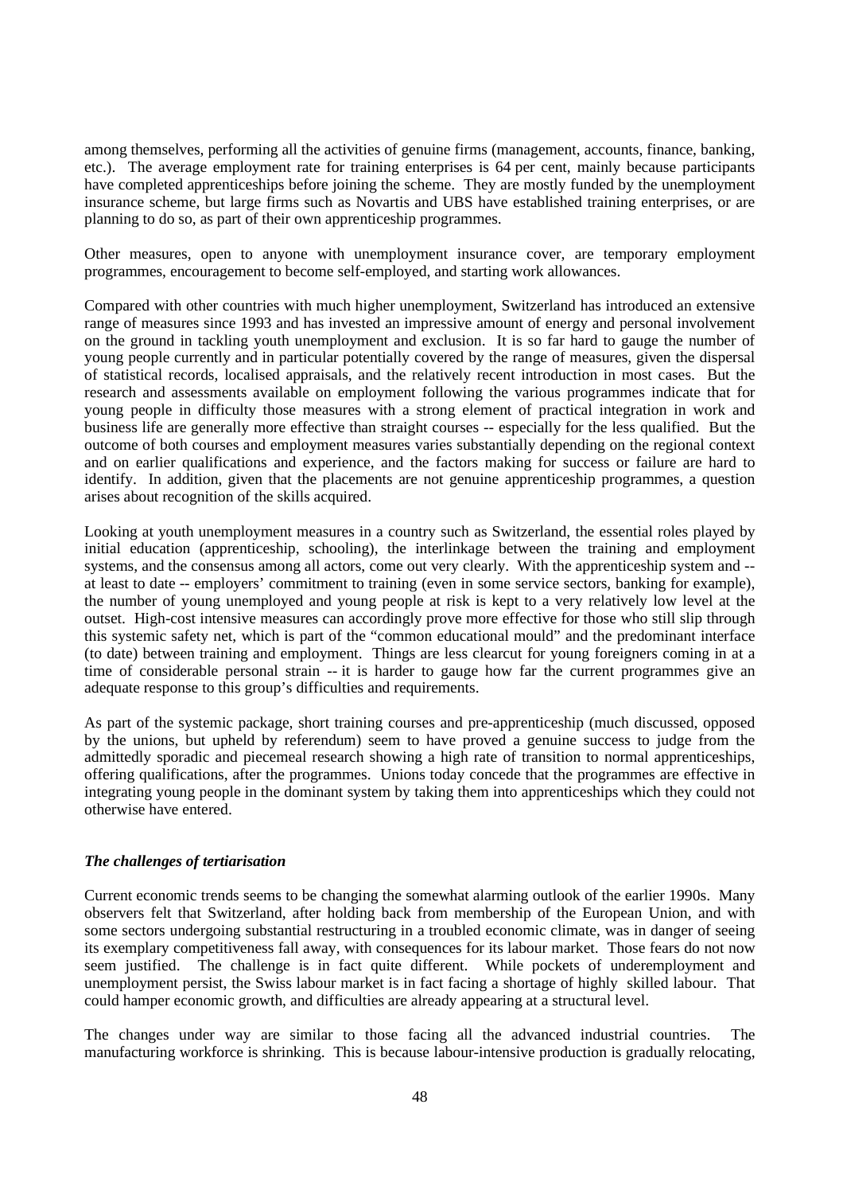among themselves, performing all the activities of genuine firms (management, accounts, finance, banking, etc.). The average employment rate for training enterprises is 64 per cent, mainly because participants have completed apprenticeships before joining the scheme. They are mostly funded by the unemployment insurance scheme, but large firms such as Novartis and UBS have established training enterprises, or are planning to do so, as part of their own apprenticeship programmes.

Other measures, open to anyone with unemployment insurance cover, are temporary employment programmes, encouragement to become self-employed, and starting work allowances.

Compared with other countries with much higher unemployment, Switzerland has introduced an extensive range of measures since 1993 and has invested an impressive amount of energy and personal involvement on the ground in tackling youth unemployment and exclusion. It is so far hard to gauge the number of young people currently and in particular potentially covered by the range of measures, given the dispersal of statistical records, localised appraisals, and the relatively recent introduction in most cases. But the research and assessments available on employment following the various programmes indicate that for young people in difficulty those measures with a strong element of practical integration in work and business life are generally more effective than straight courses -- especially for the less qualified. But the outcome of both courses and employment measures varies substantially depending on the regional context and on earlier qualifications and experience, and the factors making for success or failure are hard to identify. In addition, given that the placements are not genuine apprenticeship programmes, a question arises about recognition of the skills acquired.

Looking at youth unemployment measures in a country such as Switzerland, the essential roles played by initial education (apprenticeship, schooling), the interlinkage between the training and employment systems, and the consensus among all actors, come out very clearly. With the apprenticeship system and -- at least to date -- employers' commitment to training (even in some service sectors, banking for example), the number of young unemployed and young people at risk is kept to a very relatively low level at the outset. High-cost intensive measures can accordingly prove more effective for those who still slip through this systemic safety net, which is part of the "common educational mould" and the predominant interface (to date) between training and employment. Things are less clearcut for young foreigners coming in at a time of considerable personal strain -- it is harder to gauge how far the current programmes give an adequate response to this group's difficulties and requirements.

As part of the systemic package, short training courses and pre-apprenticeship (much discussed, opposed by the unions, but upheld by referendum) seem to have proved a genuine success to judge from the admittedly sporadic and piecemeal research showing a high rate of transition to normal apprenticeships, offering qualifications, after the programmes. Unions today concede that the programmes are effective in integrating young people in the dominant system by taking them into apprenticeships which they could not otherwise have entered.

### *The challenges of tertiarisation*

Current economic trends seems to be changing the somewhat alarming outlook of the earlier 1990s. Many observers felt that Switzerland, after holding back from membership of the European Union, and with some sectors undergoing substantial restructuring in a troubled economic climate, was in danger of seeing its exemplary competitiveness fall away, with consequences for its labour market. Those fears do not now seem justified. The challenge is in fact quite different. While pockets of underemployment and unemployment persist, the Swiss labour market is in fact facing a shortage of highly skilled labour. That could hamper economic growth, and difficulties are already appearing at a structural level.

The changes under way are similar to those facing all the advanced industrial countries. The manufacturing workforce is shrinking. This is because labour-intensive production is gradually relocating,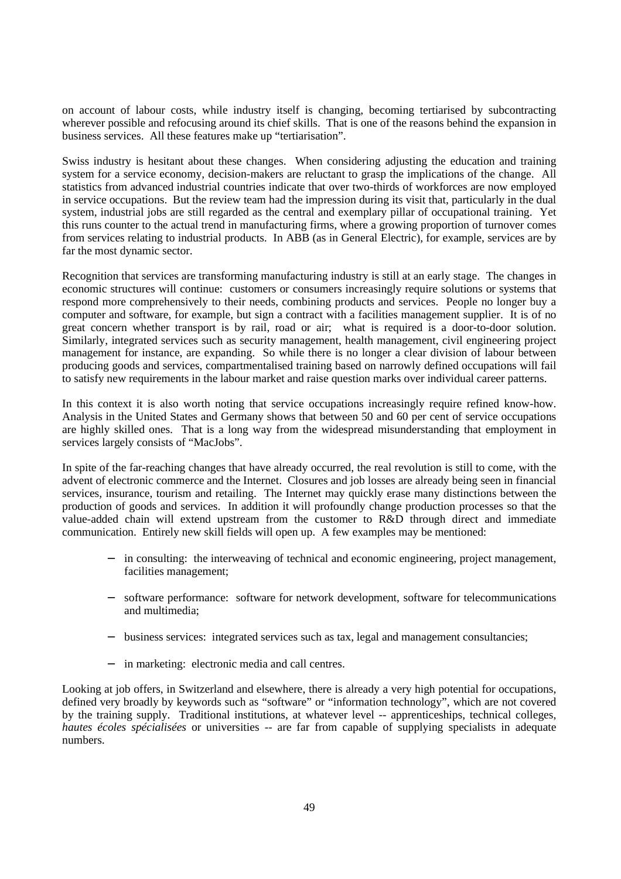on account of labour costs, while industry itself is changing, becoming tertiarised by subcontracting wherever possible and refocusing around its chief skills. That is one of the reasons behind the expansion in business services. All these features make up "tertiarisation".

Swiss industry is hesitant about these changes. When considering adjusting the education and training system for a service economy, decision-makers are reluctant to grasp the implications of the change. All statistics from advanced industrial countries indicate that over two-thirds of workforces are now employed in service occupations. But the review team had the impression during its visit that, particularly in the dual system, industrial jobs are still regarded as the central and exemplary pillar of occupational training. Yet this runs counter to the actual trend in manufacturing firms, where a growing proportion of turnover comes from services relating to industrial products. In ABB (as in General Electric), for example, services are by far the most dynamic sector.

Recognition that services are transforming manufacturing industry is still at an early stage. The changes in economic structures will continue: customers or consumers increasingly require solutions or systems that respond more comprehensively to their needs, combining products and services. People no longer buy a computer and software, for example, but sign a contract with a facilities management supplier. It is of no great concern whether transport is by rail, road or air; what is required is a door-to-door solution. Similarly, integrated services such as security management, health management, civil engineering project management for instance, are expanding. So while there is no longer a clear division of labour between producing goods and services, compartmentalised training based on narrowly defined occupations will fail to satisfy new requirements in the labour market and raise question marks over individual career patterns.

In this context it is also worth noting that service occupations increasingly require refined know-how. Analysis in the United States and Germany shows that between 50 and 60 per cent of service occupations are highly skilled ones. That is a long way from the widespread misunderstanding that employment in services largely consists of "MacJobs".

In spite of the far-reaching changes that have already occurred, the real revolution is still to come, with the advent of electronic commerce and the Internet. Closures and job losses are already being seen in financial services, insurance, tourism and retailing. The Internet may quickly erase many distinctions between the production of goods and services. In addition it will profoundly change production processes so that the value-added chain will extend upstream from the customer to R&D through direct and immediate communication. Entirely new skill fields will open up. A few examples may be mentioned:

- in consulting: the interweaving of technical and economic engineering, project management, facilities management;
- software performance: software for network development, software for telecommunications and multimedia;
- business services: integrated services such as tax, legal and management consultancies;
- in marketing: electronic media and call centres.

Looking at job offers, in Switzerland and elsewhere, there is already a very high potential for occupations, defined very broadly by keywords such as "software" or "information technology", which are not covered by the training supply. Traditional institutions, at whatever level -- apprenticeships, technical colleges, *hautes écoles spécialisées* or universities -- are far from capable of supplying specialists in adequate numbers.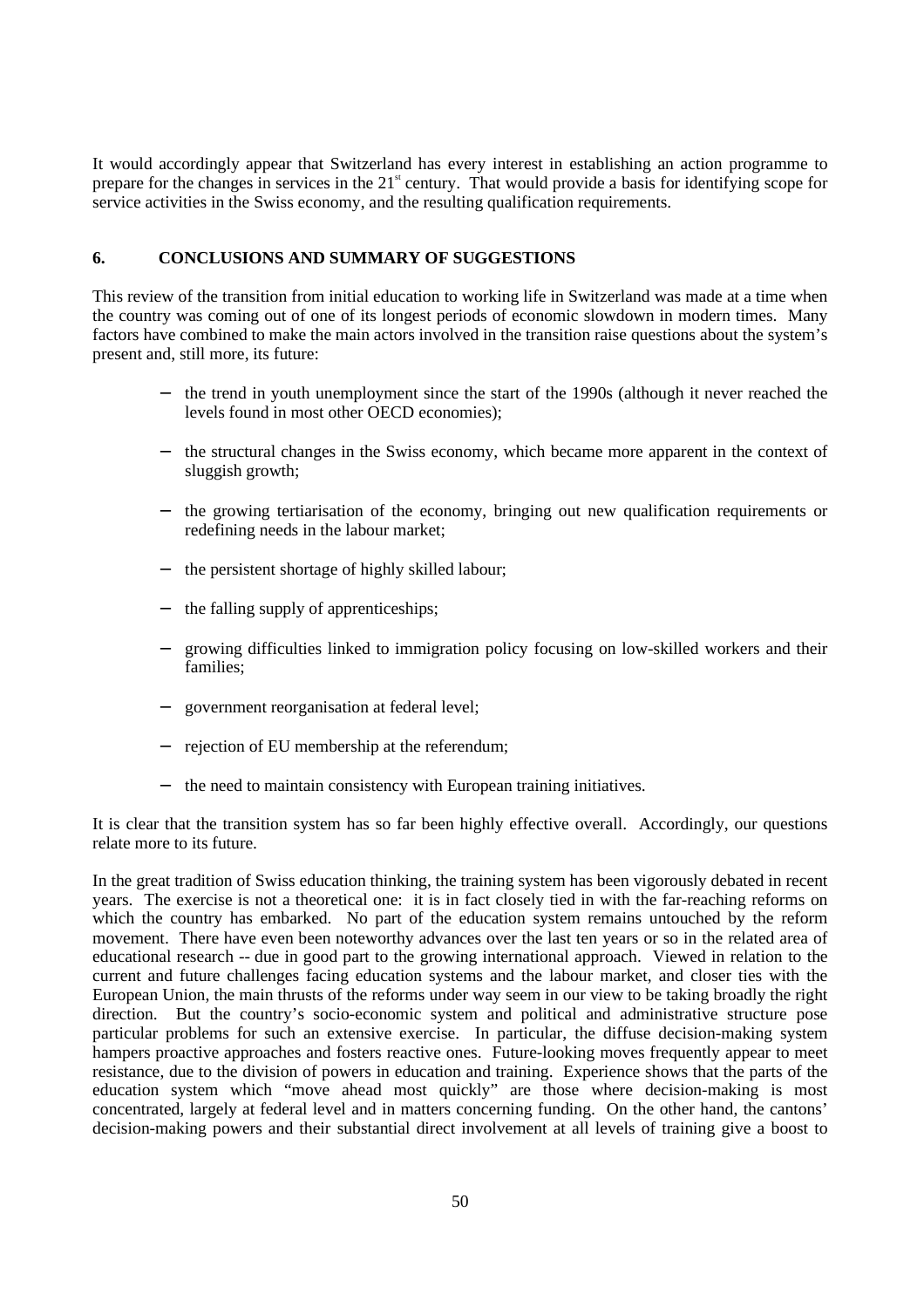It would accordingly appear that Switzerland has every interest in establishing an action programme to prepare for the changes in services in the 21st century. That would provide a basis for identifying scope for service activities in the Swiss economy, and the resulting qualification requirements.

## 6. CONCLUSIONS AND SUMMARY OF SUGGESTIONS

This review of the transition from initial education to working life in Switzerland was made at a time when the country was coming out of one of its longest periods of economic slowdown in modern times. Many factors have combined to make the main actors involved in the transition raise questions about the system's present and, still more, its future:

- the trend in youth unemployment since the start of the 1990s (although it never reached the levels found in most other OECD economies);
- the structural changes in the Swiss economy, which became more apparent in the context of sluggish growth;
- the growing tertiarisation of the economy, bringing out new qualification requirements or redefining needs in the labour market;
- the persistent shortage of highly skilled labour;
- the falling supply of apprenticeships;
- growing difficulties linked to immigration policy focusing on low-skilled workers and their families;
- government reorganisation at federal level;
- rejection of EU membership at the referendum;
- the need to maintain consistency with European training initiatives.

It is clear that the transition system has so far been highly effective overall. Accordingly, our questions relate more to its future.

In the great tradition of Swiss education thinking, the training system has been vigorously debated in recent years. The exercise is not a theoretical one: it is in fact closely tied in with the far-reaching reforms on which the country has embarked. No part of the education system remains untouched by the reform movement. There have even been noteworthy advances over the last ten years or so in the related area of educational research -- due in good part to the growing international approach. Viewed in relation to the current and future challenges facing education systems and the labour market, and closer ties with the European Union, the main thrusts of the reforms under way seem in our view to be taking broadly the right direction. But the country's socio-economic system and political and administrative structure pose particular problems for such an extensive exercise. In particular, the diffuse decision-making system hampers proactive approaches and fosters reactive ones. Future-looking moves frequently appear to meet resistance, due to the division of powers in education and training. Experience shows that the parts of the education system which "move ahead most quickly" are those where decision-making is most concentrated, largely at federal level and in matters concerning funding. On the other hand, the cantons' decision-making powers and their substantial direct involvement at all levels of training give a boost to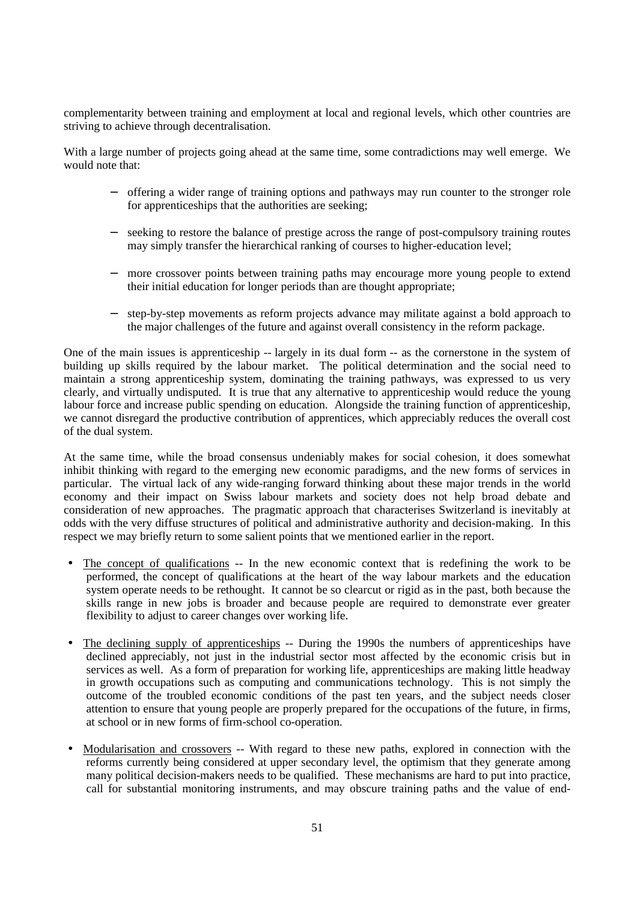complementarity between training and employment at local and regional levels, which other countries are striving to achieve through decentralisation.

With a large number of projects going ahead at the same time, some contradictions may well emerge. We would note that:

- offering a wider range of training options and pathways may run counter to the stronger role for apprenticeships that the authorities are seeking;
- seeking to restore the balance of prestige across the range of post-compulsory training routes may simply transfer the hierarchical ranking of courses to higher-education level;
- more crossover points between training paths may encourage more young people to extend their initial education for longer periods than are thought appropriate;
- step-by-step movements as reform projects advance may militate against a bold approach to the major challenges of the future and against overall consistency in the reform package.

One of the main issues is apprenticeship -- largely in its dual form -- as the cornerstone in the system of building up skills required by the labour market. The political determination and the social need to maintain a strong apprenticeship system, dominating the training pathways, was expressed to us very clearly, and virtually undisputed. It is true that any alternative to apprenticeship would reduce the young labour force and increase public spending on education. Alongside the training function of apprenticeship, we cannot disregard the productive contribution of apprentices, which appreciably reduces the overall cost of the dual system.

At the same time, while the broad consensus undeniably makes for social cohesion, it does somewhat inhibit thinking with regard to the emerging new economic paradigms, and the new forms of services in particular. The virtual lack of any wide-ranging forward thinking about these major trends in the world economy and their impact on Swiss labour markets and society does not help broad debate and consideration of new approaches. The pragmatic approach that characterises Switzerland is inevitably at odds with the very diffuse structures of political and administrative authority and decision-making. In this respect we may briefly return to some salient points that we mentioned earlier in the report.

- <u>The concept of qualifications</u> -- In the new economic context that is redefining the work to be performed, the concept of qualifications at the heart of the way labour markets and the education system operate needs to be rethought. It cannot be so clearcut or rigid as in the past, both because the skills range in new jobs is broader and because people are required to demonstrate ever greater flexibility to adjust to career changes over working life.
- <u>The declining supply of apprenticeships</u> -- During the 1990s the numbers of apprenticeships have declined appreciably, not just in the industrial sector most affected by the economic crisis but in services as well. As a form of preparation for working life, apprenticeships are making little headway in growth occupations such as computing and communications technology. This is not simply the outcome of the troubled economic conditions of the past ten years, and the subject needs closer attention to ensure that young people are properly prepared for the occupations of the future, in firms, at school or in new forms of firm-school co-operation.
- <u>Modularisation and crossovers</u> -- With regard to these new paths, explored in connection with the reforms currently being considered at upper secondary level, the optimism that they generate among many political decision-makers needs to be qualified. These mechanisms are hard to put into practice, call for substantial monitoring instruments, and may obscure training paths and the value of end-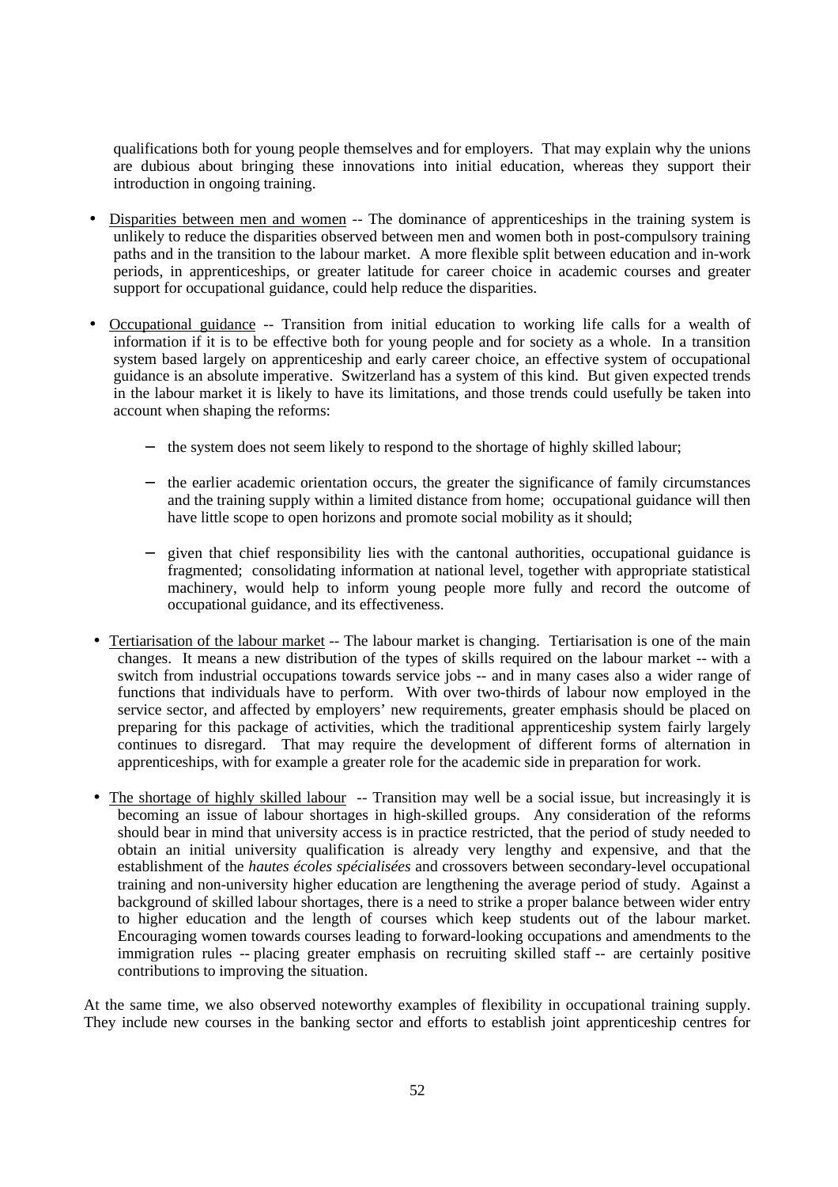qualifications both for young people themselves and for employers. That may explain why the unions are dubious about bringing these innovations into initial education, whereas they support their introduction in ongoing training.

- Disparities between men and women -- The dominance of apprenticeships in the training system is unlikely to reduce the disparities observed between men and women both in post-compulsory training paths and in the transition to the labour market. A more flexible split between education and in-work periods, in apprenticeships, or greater latitude for career choice in academic courses and greater support for occupational guidance, could help reduce the disparities.

- Occupational guidance -- Transition from initial education to working life calls for a wealth of information if it is to be effective both for young people and for society as a whole. In a transition system based largely on apprenticeship and early career choice, an effective system of occupational guidance is an absolute imperative. Switzerland has a system of this kind. But given expected trends in the labour market it is likely to have its limitations, and those trends could usefully be taken into account when shaping the reforms:

  - the system does not seem likely to respond to the shortage of highly skilled labour;

  - the earlier academic orientation occurs, the greater the significance of family circumstances and the training supply within a limited distance from home; occupational guidance will then have little scope to open horizons and promote social mobility as it should;

  - given that chief responsibility lies with the cantonal authorities, occupational guidance is fragmented; consolidating information at national level, together with appropriate statistical machinery, would help to inform young people more fully and record the outcome of occupational guidance, and its effectiveness.

- Tertiarisation of the labour market -- The labour market is changing. Tertiarisation is one of the main changes. It means a new distribution of the types of skills required on the labour market -- with a switch from industrial occupations towards service jobs -- and in many cases also a wider range of functions that individuals have to perform. With over two-thirds of labour now employed in the service sector, and affected by employers' new requirements, greater emphasis should be placed on preparing for this package of activities, which the traditional apprenticeship system fairly largely continues to disregard. That may require the development of different forms of alternation in apprenticeships, with for example a greater role for the academic side in preparation for work.

- The shortage of highly skilled labour -- Transition may well be a social issue, but increasingly it is becoming an issue of labour shortages in high-skilled groups. Any consideration of the reforms should bear in mind that university access is in practice restricted, that the period of study needed to obtain an initial university qualification is already very lengthy and expensive, and that the establishment of the *hautes écoles spécialisées* and crossovers between secondary-level occupational training and non-university higher education are lengthening the average period of study. Against a background of skilled labour shortages, there is a need to strike a proper balance between wider entry to higher education and the length of courses which keep students out of the labour market. Encouraging women towards courses leading to forward-looking occupations and amendments to the immigration rules -- placing greater emphasis on recruiting skilled staff -- are certainly positive contributions to improving the situation.

At the same time, we also observed noteworthy examples of flexibility in occupational training supply. They include new courses in the banking sector and efforts to establish joint apprenticeship centres for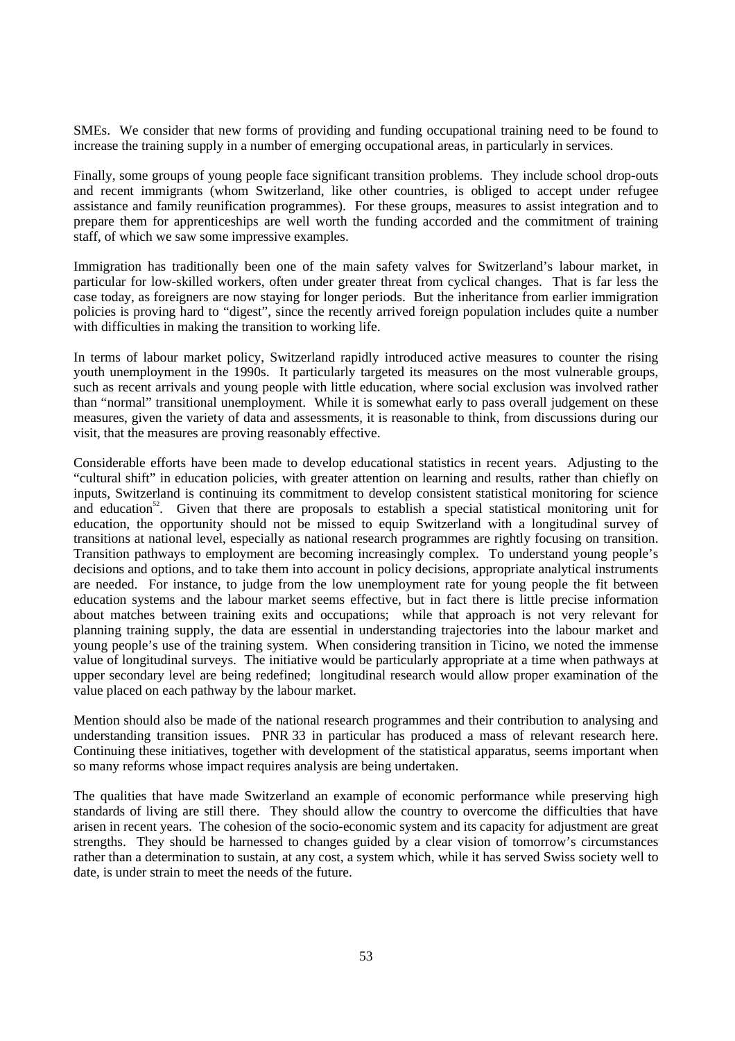SMEs. We consider that new forms of providing and funding occupational training need to be found to increase the training supply in a number of emerging occupational areas, in particularly in services.

Finally, some groups of young people face significant transition problems. They include school drop-outs and recent immigrants (whom Switzerland, like other countries, is obliged to accept under refugee assistance and family reunification programmes). For these groups, measures to assist integration and to prepare them for apprenticeships are well worth the funding accorded and the commitment of training staff, of which we saw some impressive examples.

Immigration has traditionally been one of the main safety valves for Switzerland's labour market, in particular for low-skilled workers, often under greater threat from cyclical changes. That is far less the case today, as foreigners are now staying for longer periods. But the inheritance from earlier immigration policies is proving hard to "digest", since the recently arrived foreign population includes quite a number with difficulties in making the transition to working life.

In terms of labour market policy, Switzerland rapidly introduced active measures to counter the rising youth unemployment in the 1990s. It particularly targeted its measures on the most vulnerable groups, such as recent arrivals and young people with little education, where social exclusion was involved rather than "normal" transitional unemployment. While it is somewhat early to pass overall judgement on these measures, given the variety of data and assessments, it is reasonable to think, from discussions during our visit, that the measures are proving reasonably effective.

Considerable efforts have been made to develop educational statistics in recent years. Adjusting to the "cultural shift" in education policies, with greater attention on learning and results, rather than chiefly on inputs, Switzerland is continuing its commitment to develop consistent statistical monitoring for science and education[52]. Given that there are proposals to establish a special statistical monitoring unit for education, the opportunity should not be missed to equip Switzerland with a longitudinal survey of transitions at national level, especially as national research programmes are rightly focusing on transition. Transition pathways to employment are becoming increasingly complex. To understand young people's decisions and options, and to take them into account in policy decisions, appropriate analytical instruments are needed. For instance, to judge from the low unemployment rate for young people the fit between education systems and the labour market seems effective, but in fact there is little precise information about matches between training exits and occupations; while that approach is not very relevant for planning training supply, the data are essential in understanding trajectories into the labour market and young people's use of the training system. When considering transition in Ticino, we noted the immense value of longitudinal surveys. The initiative would be particularly appropriate at a time when pathways at upper secondary level are being redefined; longitudinal research would allow proper examination of the value placed on each pathway by the labour market.

Mention should also be made of the national research programmes and their contribution to analysing and understanding transition issues. PNR 33 in particular has produced a mass of relevant research here. Continuing these initiatives, together with development of the statistical apparatus, seems important when so many reforms whose impact requires analysis are being undertaken.

The qualities that have made Switzerland an example of economic performance while preserving high standards of living are still there. They should allow the country to overcome the difficulties that have arisen in recent years. The cohesion of the socio-economic system and its capacity for adjustment are great strengths. They should be harnessed to changes guided by a clear vision of tomorrow's circumstances rather than a determination to sustain, at any cost, a system which, while it has served Swiss society well to date, is under strain to meet the needs of the future.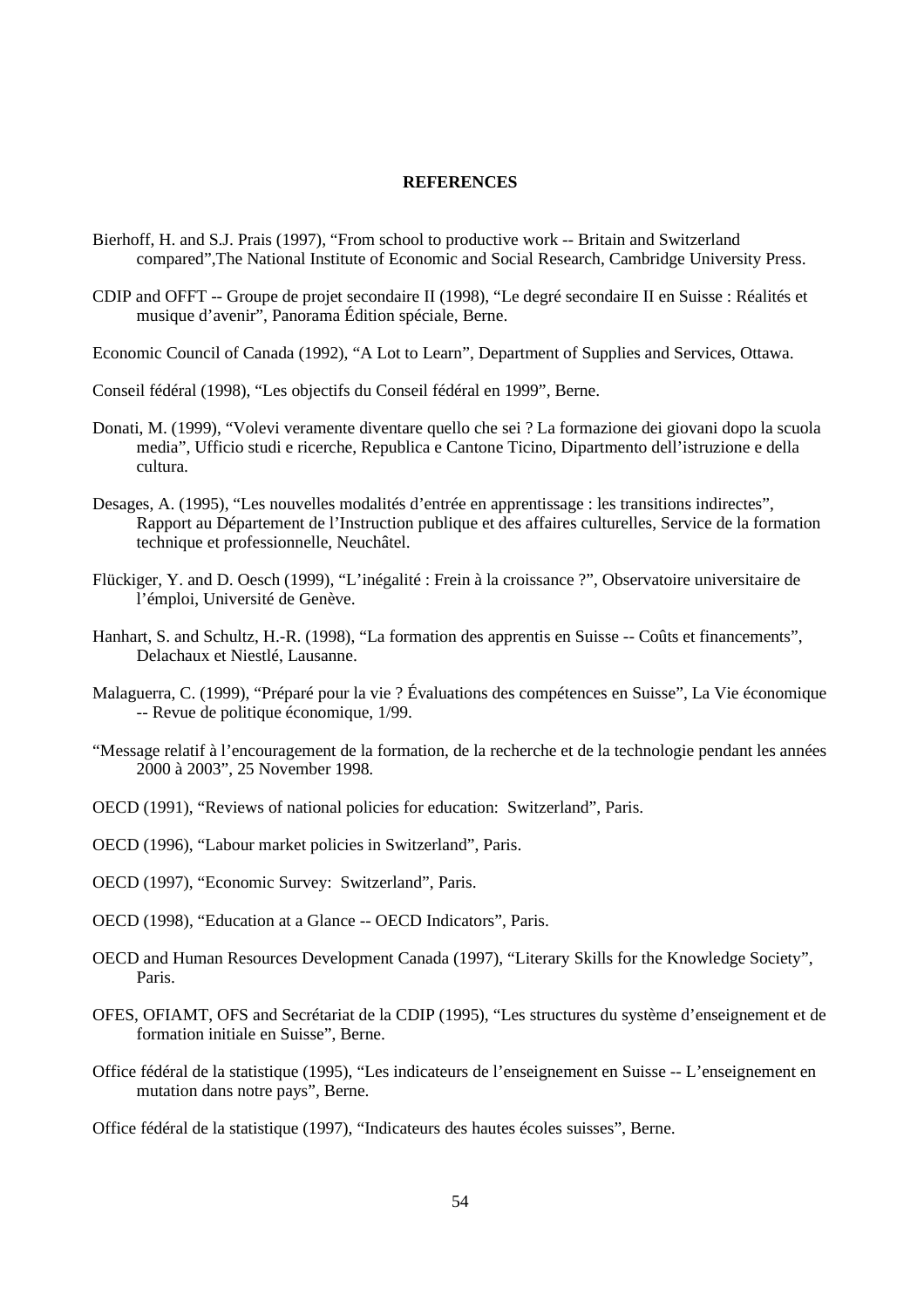## REFERENCES

Bierhoff, H. and S.J. Prais (1997), “From school to productive work -- Britain and Switzerland compared”,The National Institute of Economic and Social Research, Cambridge University Press.

CDIP and OFFT -- Groupe de projet secondaire II (1998), “Le degré secondaire II en Suisse : Réalités et musique d’avenir”, Panorama Édition spéciale, Berne.

Economic Council of Canada (1992), “A Lot to Learn”, Department of Supplies and Services, Ottawa.

Conseil fédéral (1998), “Les objectifs du Conseil fédéral en 1999”, Berne.

Donati, M. (1999), “Volevi veramente diventare quello che sei ? La formazione dei giovani dopo la scuola media”, Ufficio studi e ricerche, Republica e Cantone Ticino, Dipartmento dell’istruzione e della cultura.

Desages, A. (1995), “Les nouvelles modalités d’entrée en apprentissage : les transitions indirectes”, Rapport au Département de l’Instruction publique et des affaires culturelles, Service de la formation technique et professionnelle, Neuchâtel.

Flückiger, Y. and D. Oesch (1999), “L’inégalité : Frein à la croissance ?”, Observatoire universitaire de l’émploi, Université de Genève.

Hanhart, S. and Schultz, H.-R. (1998), “La formation des apprentis en Suisse -- Coûts et financements”, Delachaux et Niestlé, Lausanne.

Malaguerra, C. (1999), “Préparé pour la vie ? Évaluations des compétences en Suisse”, La Vie économique -- Revue de politique économique, 1/99.

“Message relatif à l’encouragement de la formation, de la recherche et de la technologie pendant les années 2000 à 2003”, 25 November 1998.

OECD (1991), “Reviews of national policies for education: Switzerland”, Paris.

OECD (1996), “Labour market policies in Switzerland”, Paris.

OECD (1997), “Economic Survey: Switzerland”, Paris.

OECD (1998), “Education at a Glance -- OECD Indicators”, Paris.

OECD and Human Resources Development Canada (1997), “Literary Skills for the Knowledge Society”, Paris.

OFES, OFIAMT, OFS and Secrétariat de la CDIP (1995), “Les structures du système d’enseignement et de formation initiale en Suisse”, Berne.

Office fédéral de la statistique (1995), “Les indicateurs de l’enseignement en Suisse -- L’enseignement en mutation dans notre pays”, Berne.

Office fédéral de la statistique (1997), “Indicateurs des hautes écoles suisses”, Berne.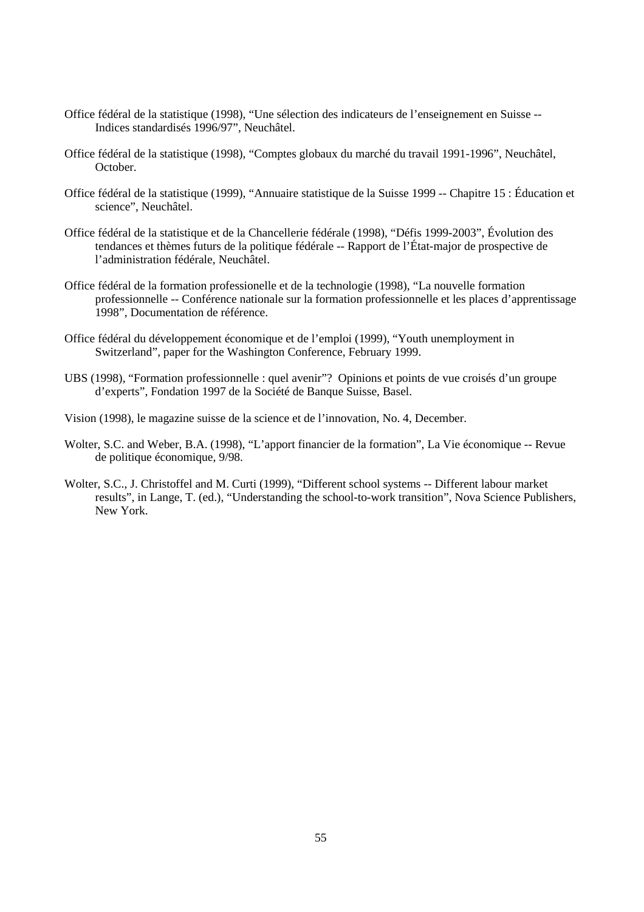Office fédéral de la statistique (1998), "Une sélection des indicateurs de l'enseignement en Suisse -- Indices standardisés 1996/97", Neuchâtel.

Office fédéral de la statistique (1998), "Comptes globaux du marché du travail 1991-1996", Neuchâtel, October.

Office fédéral de la statistique (1999), "Annuaire statistique de la Suisse 1999 -- Chapitre 15 : Éducation et science", Neuchâtel.

Office fédéral de la statistique et de la Chancellerie fédérale (1998), "Défis 1999-2003", Évolution des tendances et thèmes futurs de la politique fédérale -- Rapport de l'État-major de prospective de l'administration fédérale, Neuchâtel.

Office fédéral de la formation professionelle et de la technologie (1998), "La nouvelle formation professionnelle -- Conférence nationale sur la formation professionnelle et les places d'apprentissage 1998", Documentation de référence.

Office fédéral du développement économique et de l'emploi (1999), "Youth unemployment in Switzerland", paper for the Washington Conference, February 1999.

UBS (1998), "Formation professionnelle : quel avenir"? Opinions et points de vue croisés d'un groupe d'experts", Fondation 1997 de la Société de Banque Suisse, Basel.

Vision (1998), le magazine suisse de la science et de l'innovation, No. 4, December.

Wolter, S.C. and Weber, B.A. (1998), "L'apport financier de la formation", La Vie économique -- Revue de politique économique, 9/98.

Wolter, S.C., J. Christoffel and M. Curti (1999), "Different school systems -- Different labour market results", in Lange, T. (ed.), "Understanding the school-to-work transition", Nova Science Publishers, New York.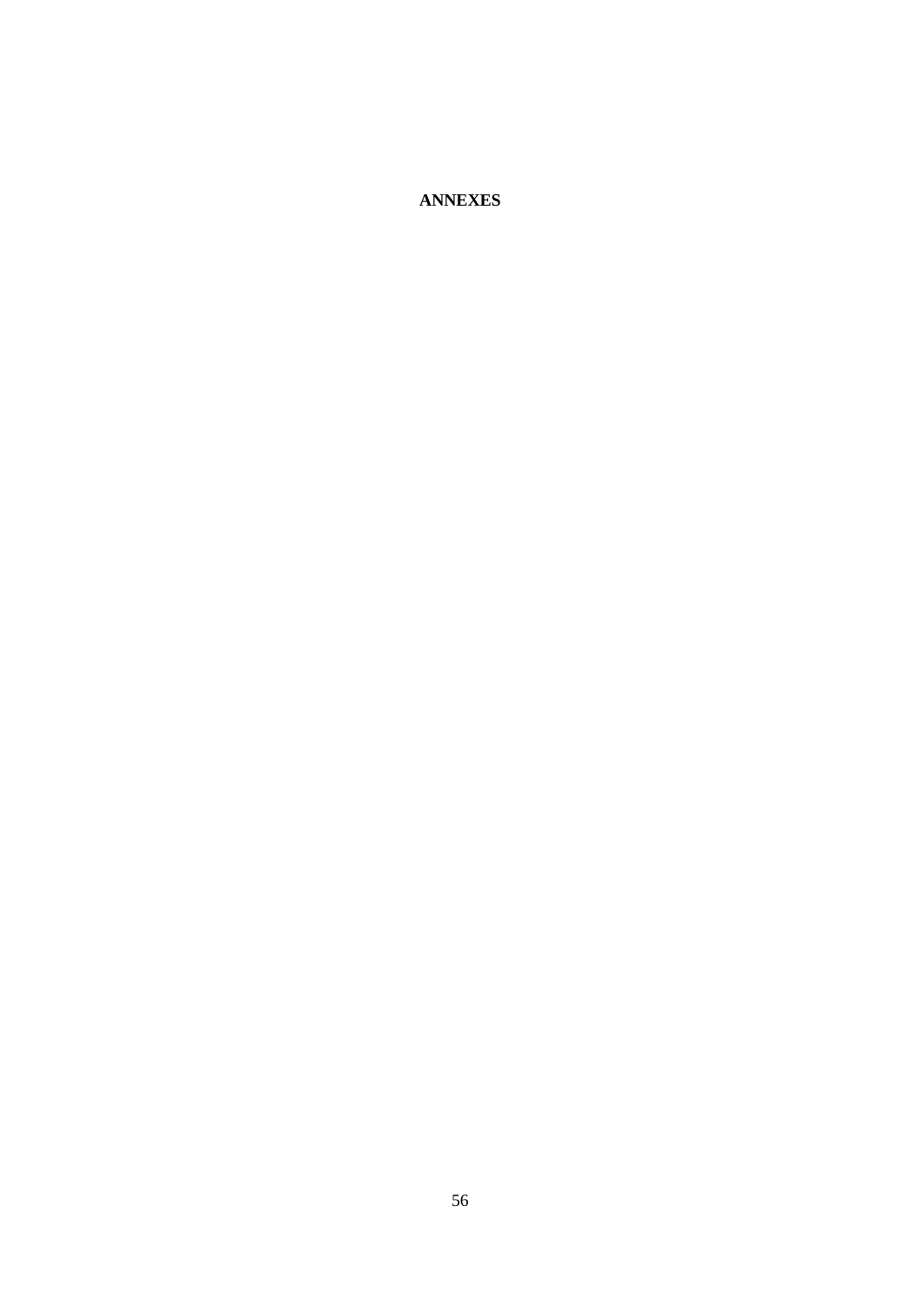**ANNEXES**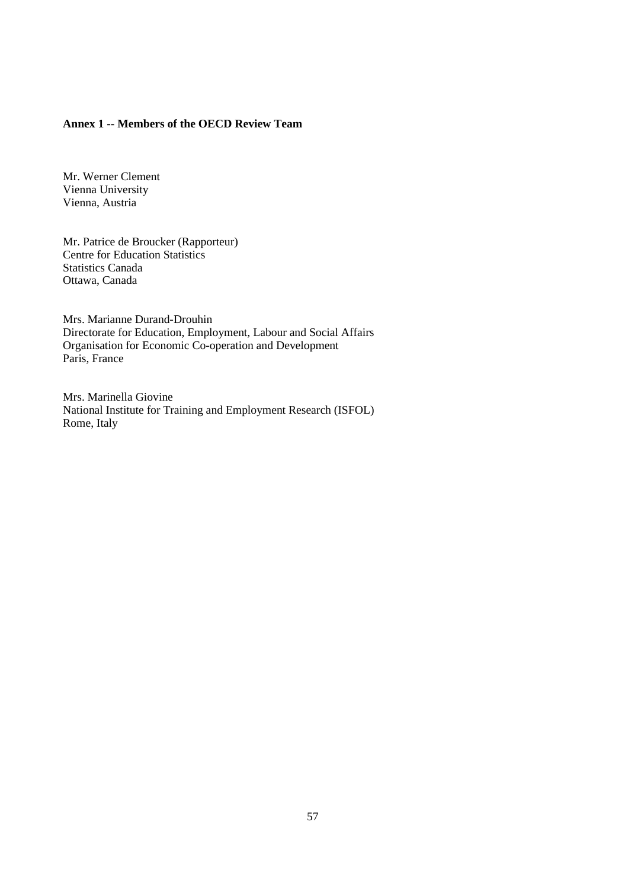**Annex 1 -- Members of the OECD Review Team**

Mr. Werner Clement  
Vienna University  
Vienna, Austria

Mr. Patrice de Broucker (Rapporteur)  
Centre for Education Statistics  
Statistics Canada  
Ottawa, Canada

Mrs. Marianne Durand-Drouhin  
Directorate for Education, Employment, Labour and Social Affairs  
Organisation for Economic Co-operation and Development  
Paris, France

Mrs. Marinella Giovine  
National Institute for Training and Employment Research (ISFOL)  
Rome, Italy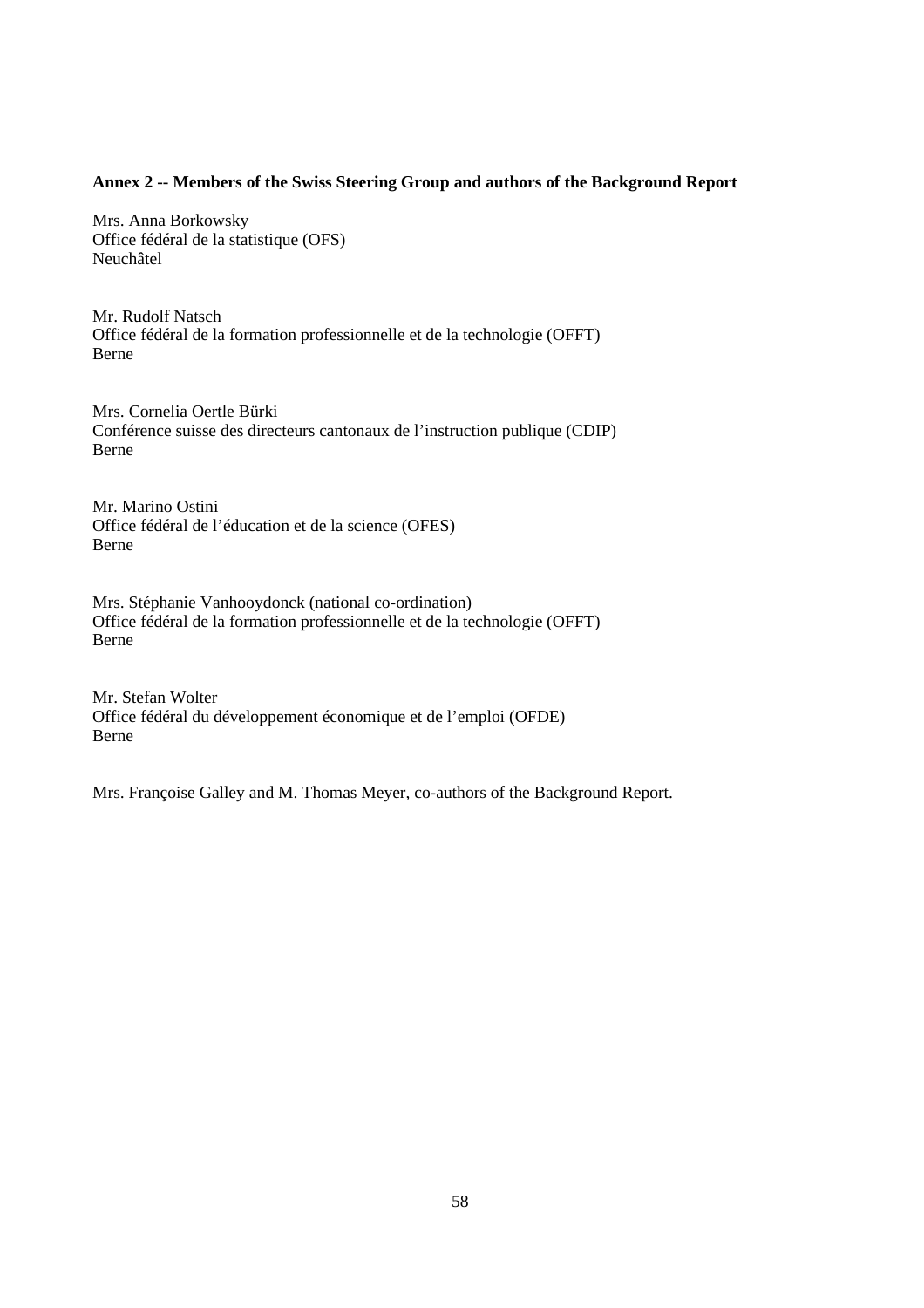**Annex 2 -- Members of the Swiss Steering Group and authors of the Background Report**

Mrs. Anna Borkowsky  
Office fédéral de la statistique (OFS)  
Neuchâtel

Mr. Rudolf Natsch  
Office fédéral de la formation professionnelle et de la technologie (OFFT)  
Berne

Mrs. Cornelia Oertle Bürki  
Conférence suisse des directeurs cantonaux de l'instruction publique (CDIP)  
Berne

Mr. Marino Ostini  
Office fédéral de l'éducation et de la science (OFES)  
Berne

Mrs. Stéphanie Vanhooydonck (national co-ordination)  
Office fédéral de la formation professionnelle et de la technologie (OFFT)  
Berne

Mr. Stefan Wolter  
Office fédéral du développement économique et de l'emploi (OFDE)  
Berne

Mrs. Françoise Galley and M. Thomas Meyer, co-authors of the Background Report.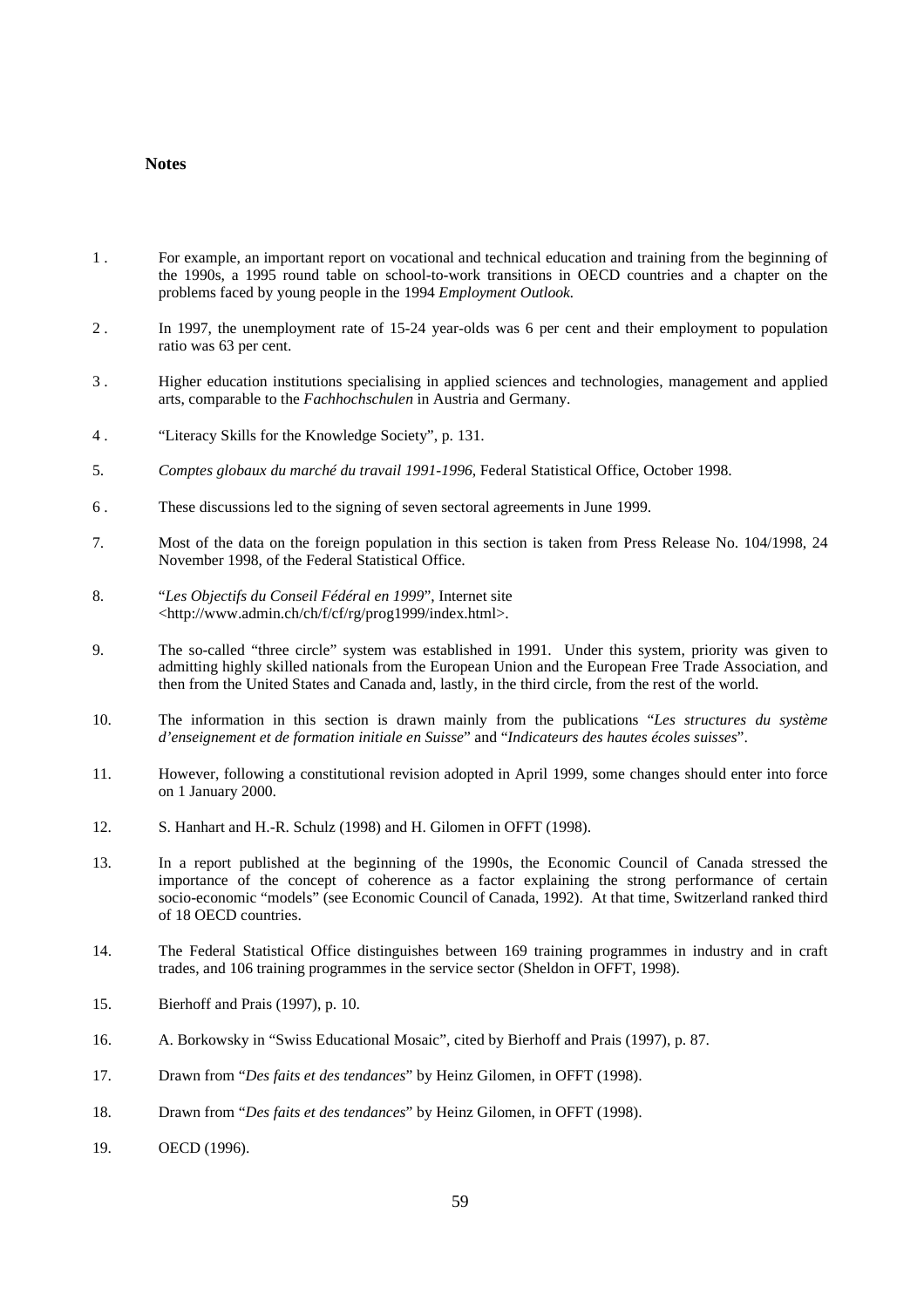## Notes

1. For example, an important report on vocational and technical education and training from the beginning of the 1990s, a 1995 round table on school-to-work transitions in OECD countries and a chapter on the problems faced by young people in the 1994 *Employment Outlook.*

2. In 1997, the unemployment rate of 15-24 year-olds was 6 per cent and their employment to population ratio was 63 per cent.

3. Higher education institutions specialising in applied sciences and technologies, management and applied arts, comparable to the *Fachhochschulen* in Austria and Germany.

4. "Literacy Skills for the Knowledge Society", p. 131.

5. *Comptes globaux du marché du travail 1991-1996*, Federal Statistical Office, October 1998.

6. These discussions led to the signing of seven sectoral agreements in June 1999.

7. Most of the data on the foreign population in this section is taken from Press Release No. 104/1998, 24 November 1998, of the Federal Statistical Office.

8. "*Les Objectifs du Conseil Fédéral en 1999*", Internet site <http://www.admin.ch/ch/f/cf/rg/prog1999/index.html>.

9. The so-called "three circle" system was established in 1991. Under this system, priority was given to admitting highly skilled nationals from the European Union and the European Free Trade Association, and then from the United States and Canada and, lastly, in the third circle, from the rest of the world.

10. The information in this section is drawn mainly from the publications "*Les structures du système d'enseignement et de formation initiale en Suisse*" and "*Indicateurs des hautes écoles suisses*".

11. However, following a constitutional revision adopted in April 1999, some changes should enter into force on 1 January 2000.

12. S. Hanhart and H.-R. Schulz (1998) and H. Gilomen in OFFT (1998).

13. In a report published at the beginning of the 1990s, the Economic Council of Canada stressed the importance of the concept of coherence as a factor explaining the strong performance of certain socio-economic "models" (see Economic Council of Canada, 1992). At that time, Switzerland ranked third of 18 OECD countries.

14. The Federal Statistical Office distinguishes between 169 training programmes in industry and in craft trades, and 106 training programmes in the service sector (Sheldon in OFFT, 1998).

15. Bierhoff and Prais (1997), p. 10.

16. A. Borkowsky in "Swiss Educational Mosaic", cited by Bierhoff and Prais (1997), p. 87.

17. Drawn from "*Des faits et des tendances*" by Heinz Gilomen, in OFFT (1998).

18. Drawn from "*Des faits et des tendances*" by Heinz Gilomen, in OFFT (1998).

19. OECD (1996).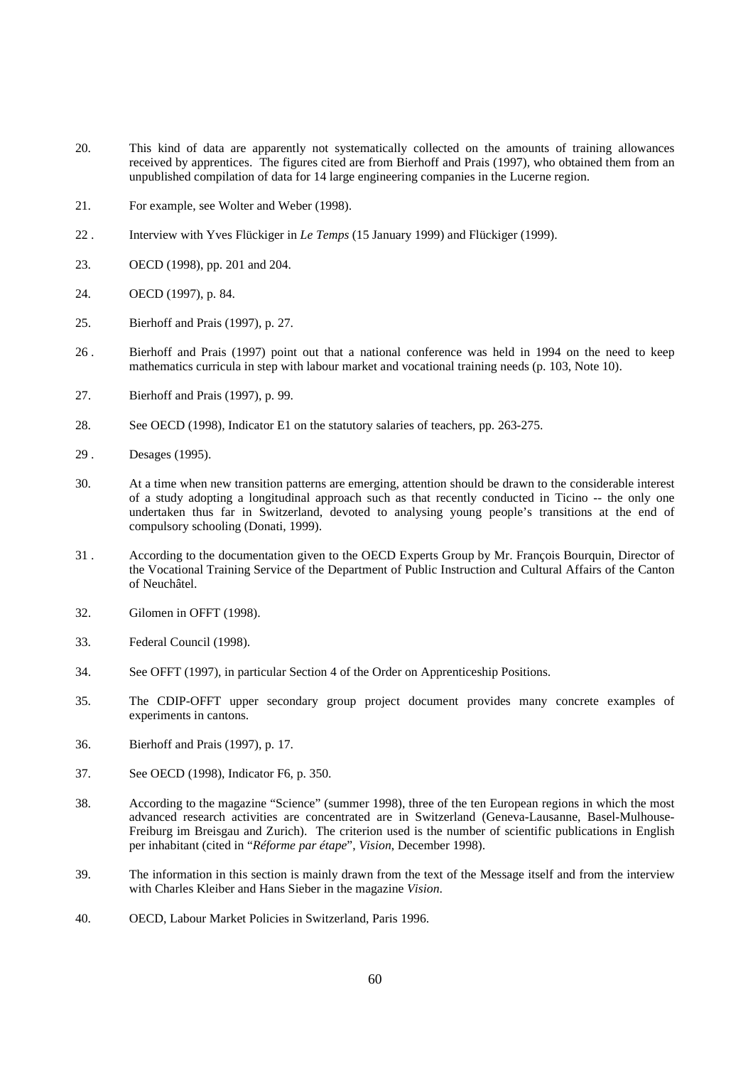20. This kind of data are apparently not systematically collected on the amounts of training allowances received by apprentices. The figures cited are from Bierhoff and Prais (1997), who obtained them from an unpublished compilation of data for 14 large engineering companies in the Lucerne region.

21. For example, see Wolter and Weber (1998).

22 . Interview with Yves Flückiger in *Le Temps* (15 January 1999) and Flückiger (1999).

23. OECD (1998), pp. 201 and 204.

24. OECD (1997), p. 84.

25. Bierhoff and Prais (1997), p. 27.

26 . Bierhoff and Prais (1997) point out that a national conference was held in 1994 on the need to keep mathematics curricula in step with labour market and vocational training needs (p. 103, Note 10).

27. Bierhoff and Prais (1997), p. 99.

28. See OECD (1998), Indicator E1 on the statutory salaries of teachers, pp. 263-275.

29 . Desages (1995).

30. At a time when new transition patterns are emerging, attention should be drawn to the considerable interest of a study adopting a longitudinal approach such as that recently conducted in Ticino -- the only one undertaken thus far in Switzerland, devoted to analysing young people's transitions at the end of compulsory schooling (Donati, 1999).

31 . According to the documentation given to the OECD Experts Group by Mr. François Bourquin, Director of the Vocational Training Service of the Department of Public Instruction and Cultural Affairs of the Canton of Neuchâtel.

32. Gilomen in OFFT (1998).

33. Federal Council (1998).

34. See OFFT (1997), in particular Section 4 of the Order on Apprenticeship Positions.

35. The CDIP-OFFT upper secondary group project document provides many concrete examples of experiments in cantons.

36. Bierhoff and Prais (1997), p. 17.

37. See OECD (1998), Indicator F6, p. 350.

38. According to the magazine "Science" (summer 1998), three of the ten European regions in which the most advanced research activities are concentrated are in Switzerland (Geneva-Lausanne, Basel-Mulhouse-Freiburg im Breisgau and Zurich). The criterion used is the number of scientific publications in English per inhabitant (cited in "*Réforme par étape*", *Vision*, December 1998).

39. The information in this section is mainly drawn from the text of the Message itself and from the interview with Charles Kleiber and Hans Sieber in the magazine *Vision*.

40. OECD, Labour Market Policies in Switzerland, Paris 1996.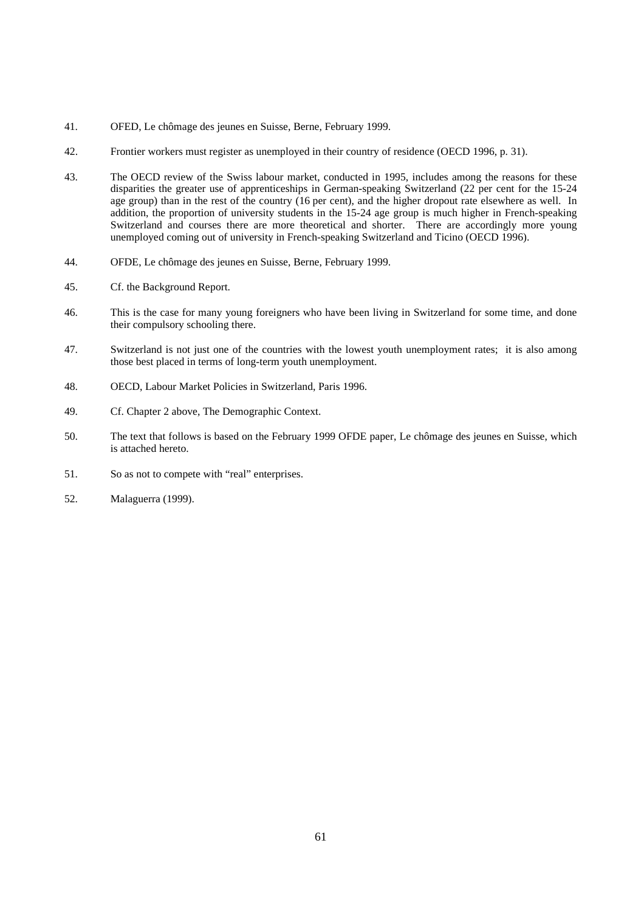41. OFED, Le chômage des jeunes en Suisse, Berne, February 1999.

42. Frontier workers must register as unemployed in their country of residence (OECD 1996, p. 31).

43. The OECD review of the Swiss labour market, conducted in 1995, includes among the reasons for these disparities the greater use of apprenticeships in German-speaking Switzerland (22 per cent for the 15-24 age group) than in the rest of the country (16 per cent), and the higher dropout rate elsewhere as well. In addition, the proportion of university students in the 15-24 age group is much higher in French-speaking Switzerland and courses there are more theoretical and shorter. There are accordingly more young unemployed coming out of university in French-speaking Switzerland and Ticino (OECD 1996).

44. OFDE, Le chômage des jeunes en Suisse, Berne, February 1999.

45. Cf. the Background Report.

46. This is the case for many young foreigners who have been living in Switzerland for some time, and done their compulsory schooling there.

47. Switzerland is not just one of the countries with the lowest youth unemployment rates; it is also among those best placed in terms of long-term youth unemployment.

48. OECD, Labour Market Policies in Switzerland, Paris 1996.

49. Cf. Chapter 2 above, The Demographic Context.

50. The text that follows is based on the February 1999 OFDE paper, Le chômage des jeunes en Suisse, which is attached hereto.

51. So as not to compete with "real" enterprises.

52. Malaguerra (1999).